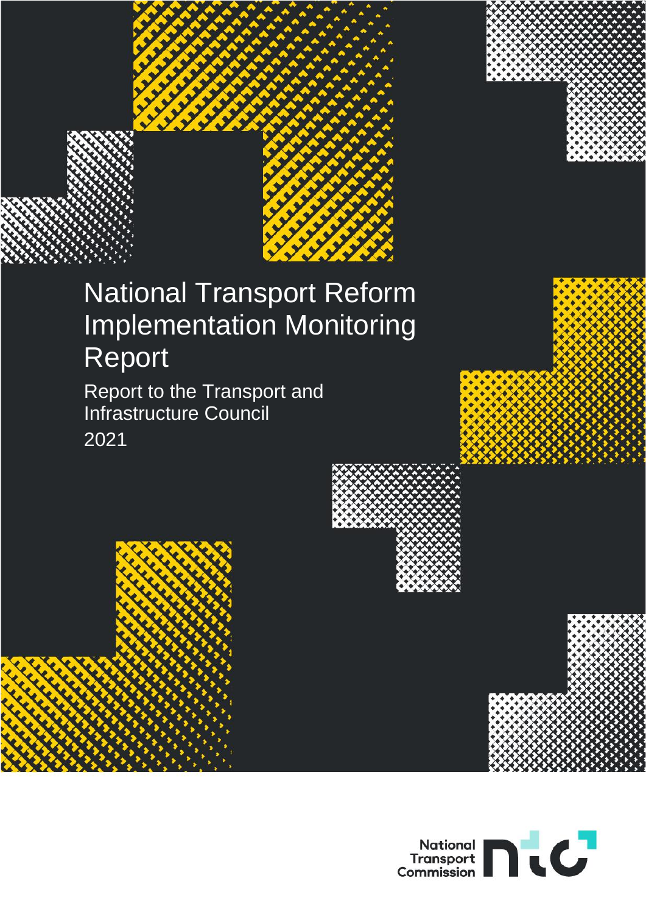# National Transport Reform Implementation Monitoring Report

## Report to the Transport and Infrastructure Council

2021

National Transport Commission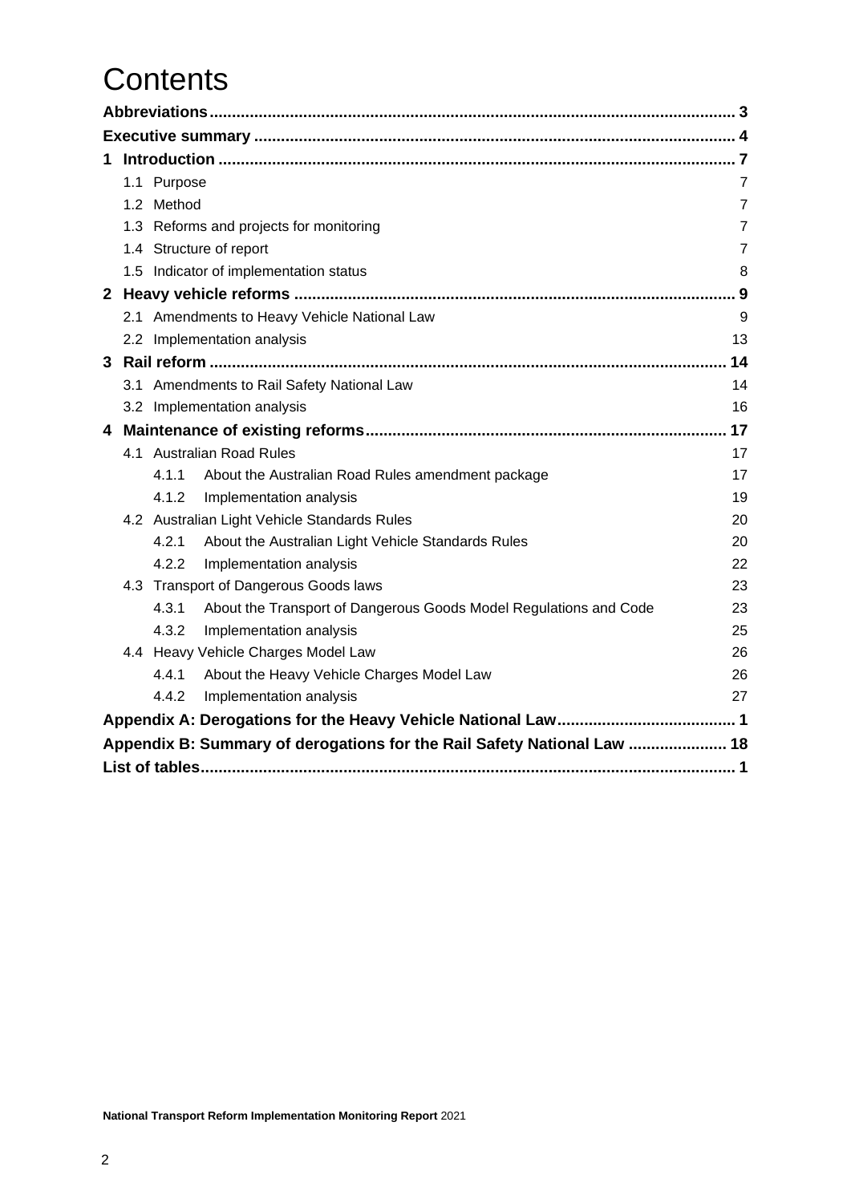# Contents

| | | |
|---|---|---|
| **Abbreviations** | | **3** |
| **Executive summary** | | **4** |
| **1** | **Introduction** | **7** |
| | 1.1 Purpose | 7 |
| | 1.2 Method | 7 |
| | 1.3 Reforms and projects for monitoring | 7 |
| | 1.4 Structure of report | 7 |
| | 1.5 Indicator of implementation status | 8 |
| **2** | **Heavy vehicle reforms** | **9** |
| | 2.1 Amendments to Heavy Vehicle National Law | 9 |
| | 2.2 Implementation analysis | 13 |
| **3** | **Rail reform** | **14** |
| | 3.1 Amendments to Rail Safety National Law | 14 |
| | 3.2 Implementation analysis | 16 |
| **4** | **Maintenance of existing reforms** | **17** |
| | 4.1 Australian Road Rules | 17 |
| | 4.1.1 About the Australian Road Rules amendment package | 17 |
| | 4.1.2 Implementation analysis | 19 |
| | 4.2 Australian Light Vehicle Standards Rules | 20 |
| | 4.2.1 About the Australian Light Vehicle Standards Rules | 20 |
| | 4.2.2 Implementation analysis | 22 |
| | 4.3 Transport of Dangerous Goods laws | 23 |
| | 4.3.1 About the Transport of Dangerous Goods Model Regulations and Code | 23 |
| | 4.3.2 Implementation analysis | 25 |
| | 4.4 Heavy Vehicle Charges Model Law | 26 |
| | 4.4.1 About the Heavy Vehicle Charges Model Law | 26 |
| | 4.4.2 Implementation analysis | 27 |
| **Appendix A: Derogations for the Heavy Vehicle National Law** | | **1** |
| **Appendix B: Summary of derogations for the Rail Safety National Law** | | **18** |
| **List of tables** | | **1** |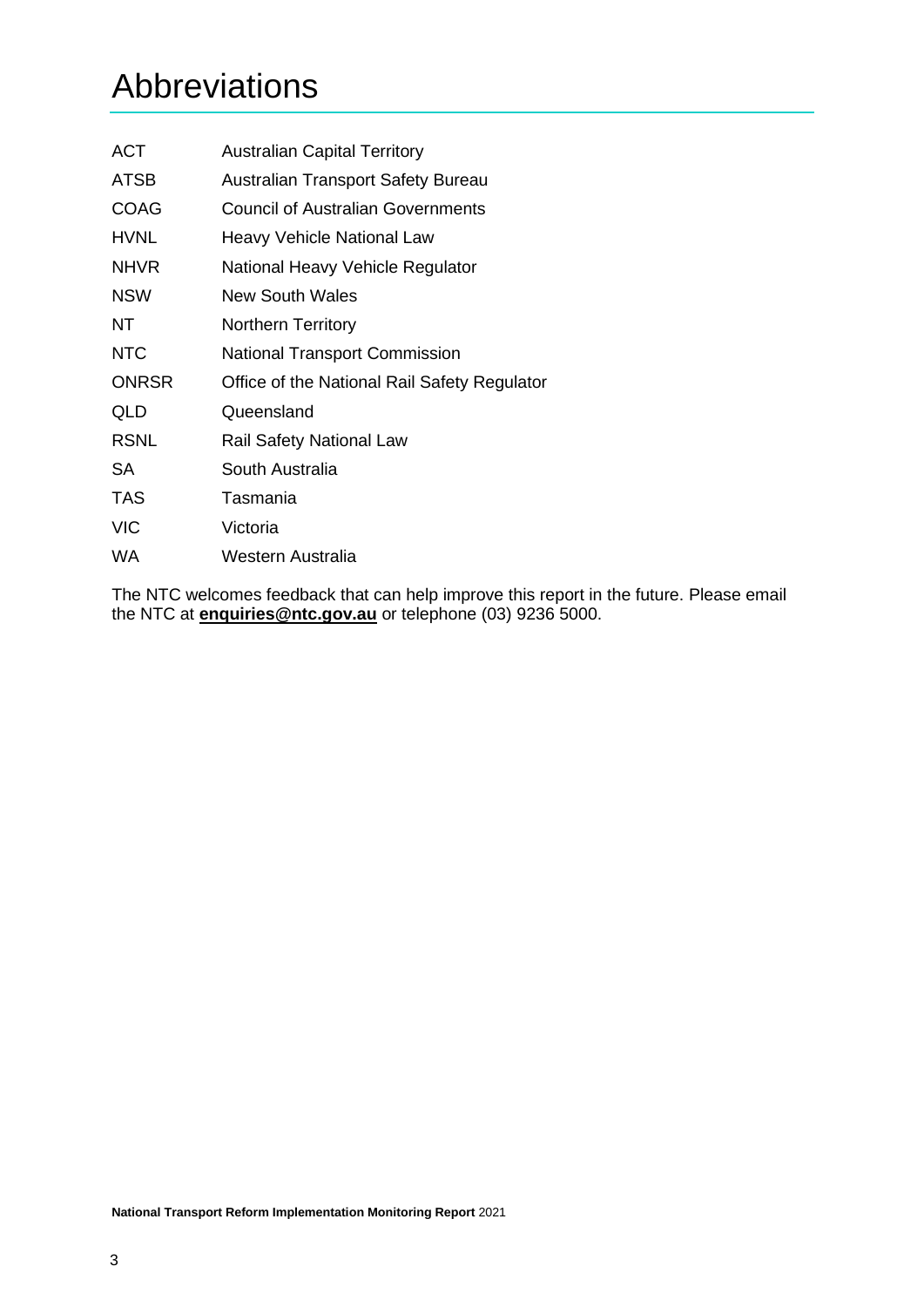# Abbreviations

| | |
|---|---|
| ACT | Australian Capital Territory |
| ATSB | Australian Transport Safety Bureau |
| COAG | Council of Australian Governments |
| HVNL | Heavy Vehicle National Law |
| NHVR | National Heavy Vehicle Regulator |
| NSW | New South Wales |
| NT | Northern Territory |
| NTC | National Transport Commission |
| ONRSR | Office of the National Rail Safety Regulator |
| QLD | Queensland |
| RSNL | Rail Safety National Law |
| SA | South Australia |
| TAS | Tasmania |
| VIC | Victoria |
| WA | Western Australia |

The NTC welcomes feedback that can help improve this report in the future. Please email the NTC at **enquiries@ntc.gov.au** or telephone (03) 9236 5000.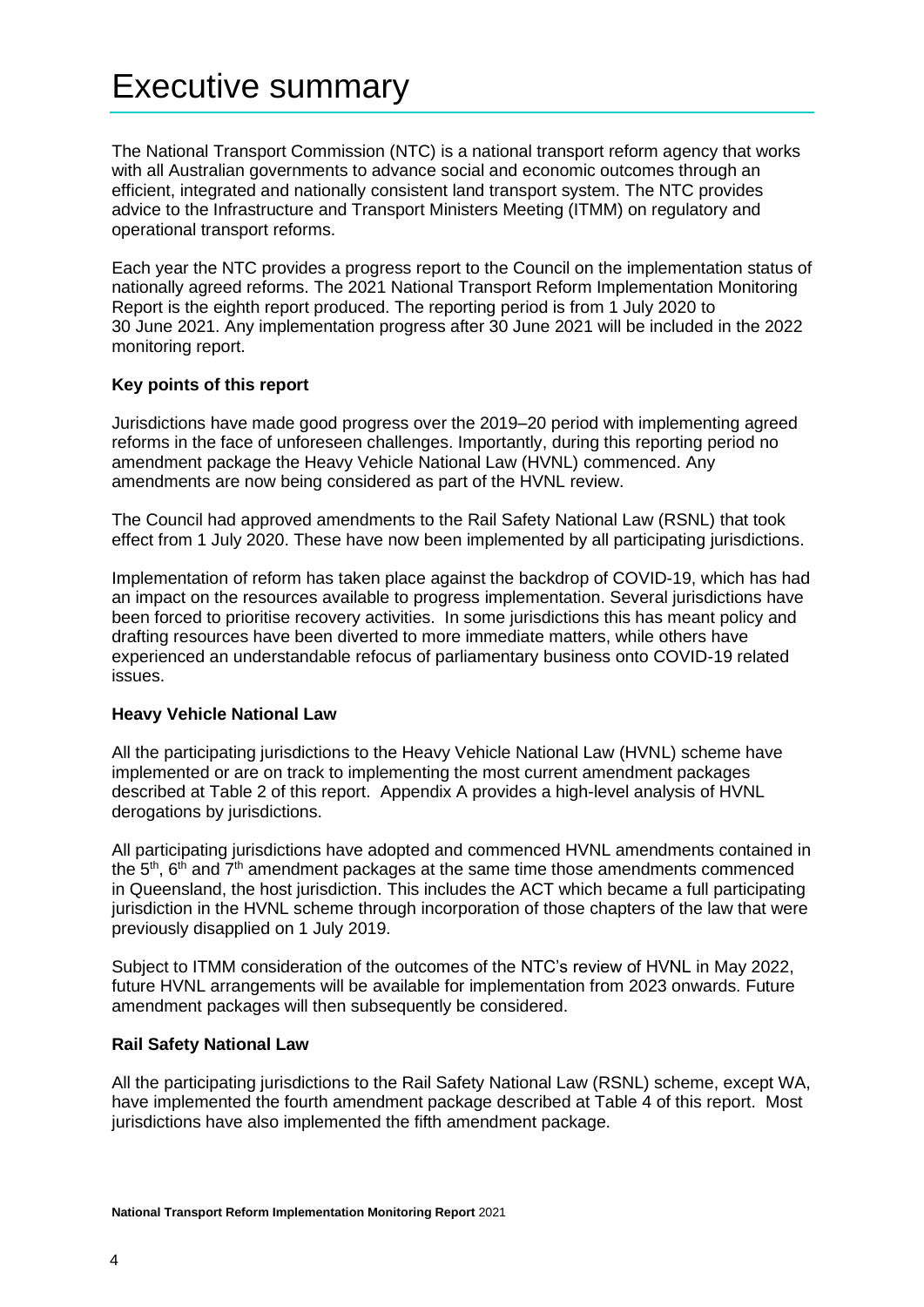# Executive summary

The National Transport Commission (NTC) is a national transport reform agency that works with all Australian governments to advance social and economic outcomes through an efficient, integrated and nationally consistent land transport system. The NTC provides advice to the Infrastructure and Transport Ministers Meeting (ITMM) on regulatory and operational transport reforms.

Each year the NTC provides a progress report to the Council on the implementation status of nationally agreed reforms. The 2021 National Transport Reform Implementation Monitoring Report is the eighth report produced. The reporting period is from 1 July 2020 to 30 June 2021. Any implementation progress after 30 June 2021 will be included in the 2022 monitoring report.

**Key points of this report**

Jurisdictions have made good progress over the 2019–20 period with implementing agreed reforms in the face of unforeseen challenges. Importantly, during this reporting period no amendment package the Heavy Vehicle National Law (HVNL) commenced. Any amendments are now being considered as part of the HVNL review.

The Council had approved amendments to the Rail Safety National Law (RSNL) that took effect from 1 July 2020. These have now been implemented by all participating jurisdictions.

Implementation of reform has taken place against the backdrop of COVID-19, which has had an impact on the resources available to progress implementation. Several jurisdictions have been forced to prioritise recovery activities. In some jurisdictions this has meant policy and drafting resources have been diverted to more immediate matters, while others have experienced an understandable refocus of parliamentary business onto COVID-19 related issues.

**Heavy Vehicle National Law**

All the participating jurisdictions to the Heavy Vehicle National Law (HVNL) scheme have implemented or are on track to implementing the most current amendment packages described at Table 2 of this report. Appendix A provides a high-level analysis of HVNL derogations by jurisdictions.

All participating jurisdictions have adopted and commenced HVNL amendments contained in the 5th, 6th and 7th amendment packages at the same time those amendments commenced in Queensland, the host jurisdiction. This includes the ACT which became a full participating jurisdiction in the HVNL scheme through incorporation of those chapters of the law that were previously disapplied on 1 July 2019.

Subject to ITMM consideration of the outcomes of the NTC's review of HVNL in May 2022, future HVNL arrangements will be available for implementation from 2023 onwards. Future amendment packages will then subsequently be considered.

**Rail Safety National Law**

All the participating jurisdictions to the Rail Safety National Law (RSNL) scheme, except WA, have implemented the fourth amendment package described at Table 4 of this report. Most jurisdictions have also implemented the fifth amendment package.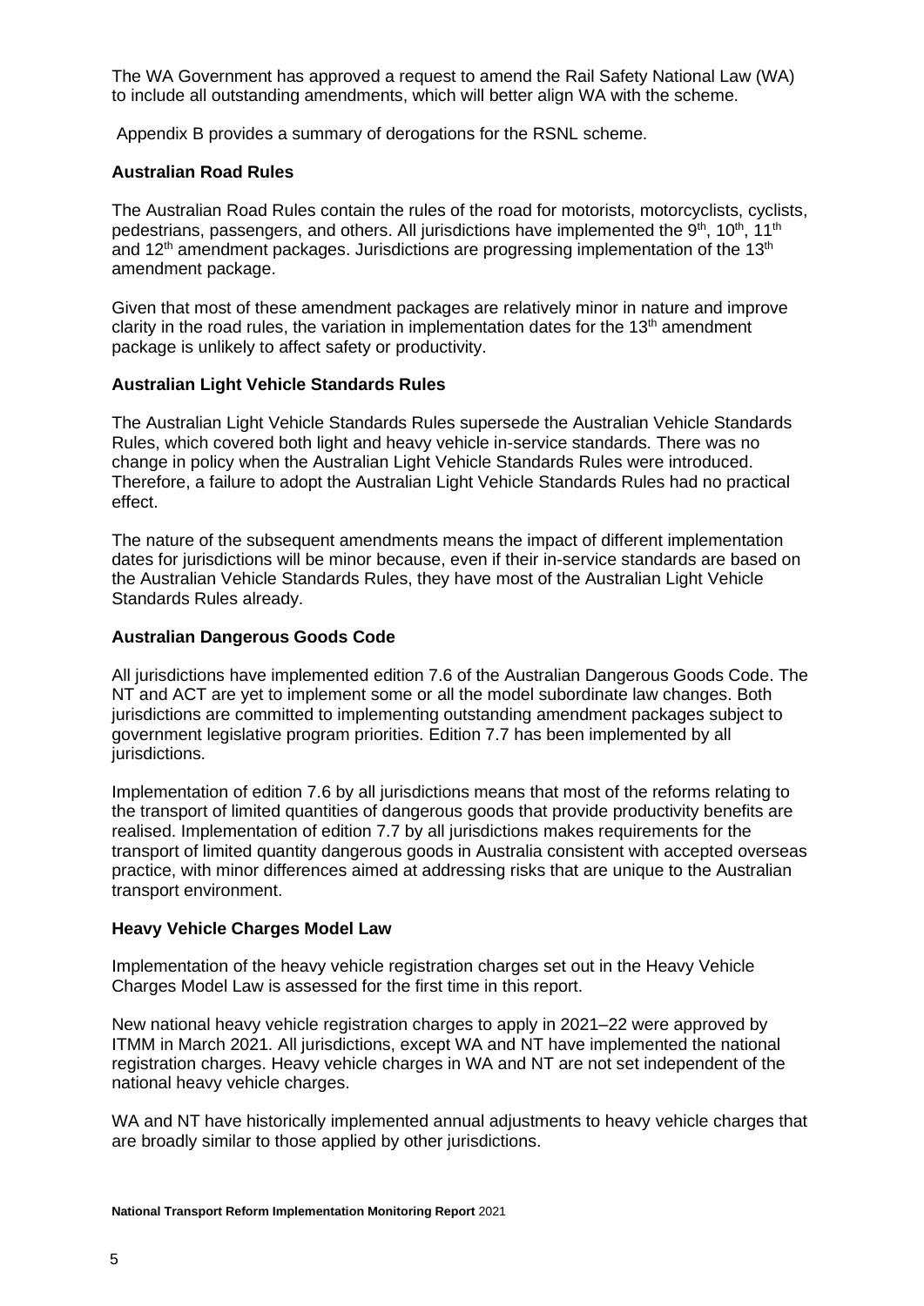The WA Government has approved a request to amend the Rail Safety National Law (WA) to include all outstanding amendments, which will better align WA with the scheme.

Appendix B provides a summary of derogations for the RSNL scheme.

### Australian Road Rules

The Australian Road Rules contain the rules of the road for motorists, motorcyclists, cyclists, pedestrians, passengers, and others. All jurisdictions have implemented the 9th, 10th, 11th and 12th amendment packages. Jurisdictions are progressing implementation of the 13th amendment package.

Given that most of these amendment packages are relatively minor in nature and improve clarity in the road rules, the variation in implementation dates for the 13th amendment package is unlikely to affect safety or productivity.

### Australian Light Vehicle Standards Rules

The Australian Light Vehicle Standards Rules supersede the Australian Vehicle Standards Rules, which covered both light and heavy vehicle in-service standards. There was no change in policy when the Australian Light Vehicle Standards Rules were introduced. Therefore, a failure to adopt the Australian Light Vehicle Standards Rules had no practical effect.

The nature of the subsequent amendments means the impact of different implementation dates for jurisdictions will be minor because, even if their in-service standards are based on the Australian Vehicle Standards Rules, they have most of the Australian Light Vehicle Standards Rules already.

### Australian Dangerous Goods Code

All jurisdictions have implemented edition 7.6 of the Australian Dangerous Goods Code. The NT and ACT are yet to implement some or all the model subordinate law changes. Both jurisdictions are committed to implementing outstanding amendment packages subject to government legislative program priorities. Edition 7.7 has been implemented by all jurisdictions.

Implementation of edition 7.6 by all jurisdictions means that most of the reforms relating to the transport of limited quantities of dangerous goods that provide productivity benefits are realised. Implementation of edition 7.7 by all jurisdictions makes requirements for the transport of limited quantity dangerous goods in Australia consistent with accepted overseas practice, with minor differences aimed at addressing risks that are unique to the Australian transport environment.

### Heavy Vehicle Charges Model Law

Implementation of the heavy vehicle registration charges set out in the Heavy Vehicle Charges Model Law is assessed for the first time in this report.

New national heavy vehicle registration charges to apply in 2021–22 were approved by ITMM in March 2021. All jurisdictions, except WA and NT have implemented the national registration charges. Heavy vehicle charges in WA and NT are not set independent of the national heavy vehicle charges.

WA and NT have historically implemented annual adjustments to heavy vehicle charges that are broadly similar to those applied by other jurisdictions.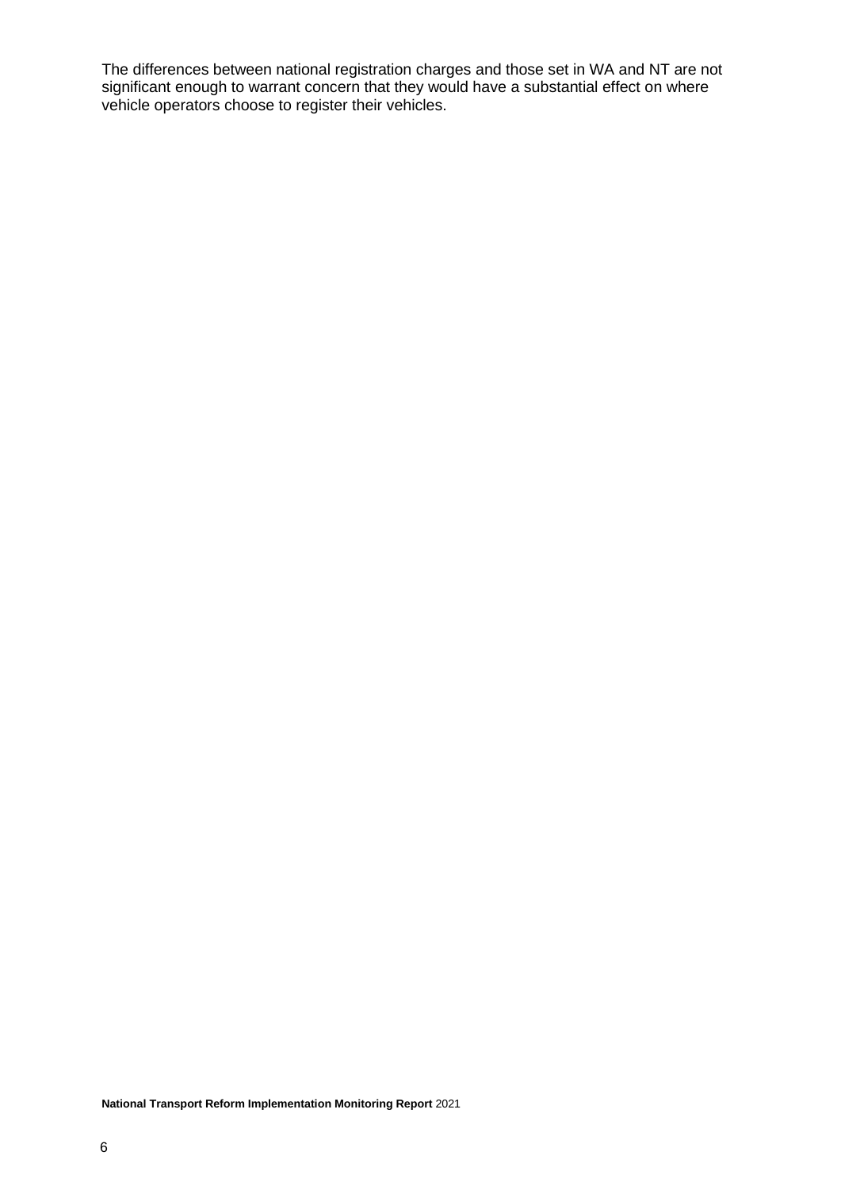The differences between national registration charges and those set in WA and NT are not significant enough to warrant concern that they would have a substantial effect on where vehicle operators choose to register their vehicles.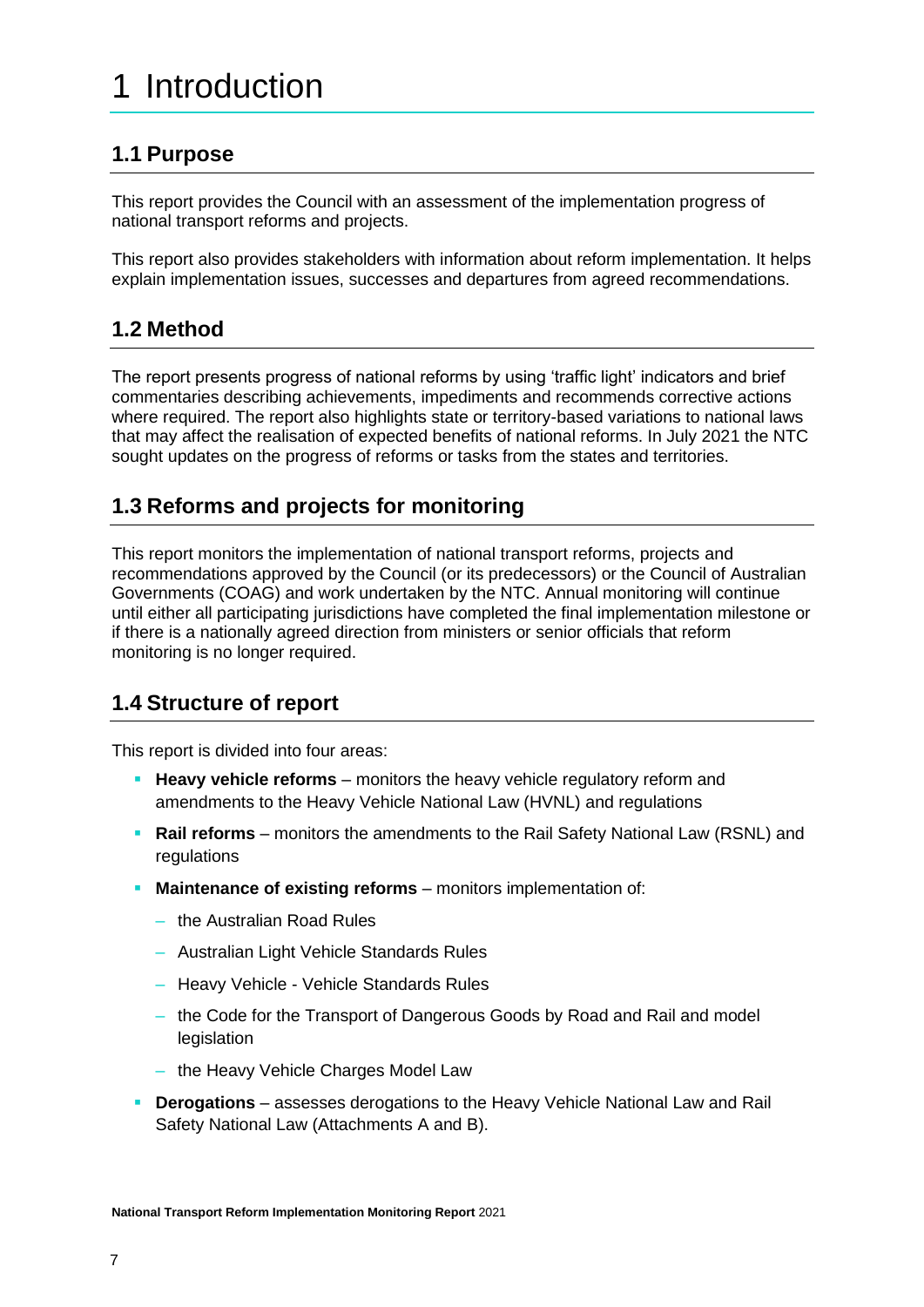# 1 Introduction

## 1.1 Purpose

This report provides the Council with an assessment of the implementation progress of national transport reforms and projects.

This report also provides stakeholders with information about reform implementation. It helps explain implementation issues, successes and departures from agreed recommendations.

## 1.2 Method

The report presents progress of national reforms by using 'traffic light' indicators and brief commentaries describing achievements, impediments and recommends corrective actions where required. The report also highlights state or territory-based variations to national laws that may affect the realisation of expected benefits of national reforms. In July 2021 the NTC sought updates on the progress of reforms or tasks from the states and territories.

## 1.3 Reforms and projects for monitoring

This report monitors the implementation of national transport reforms, projects and recommendations approved by the Council (or its predecessors) or the Council of Australian Governments (COAG) and work undertaken by the NTC. Annual monitoring will continue until either all participating jurisdictions have completed the final implementation milestone or if there is a nationally agreed direction from ministers or senior officials that reform monitoring is no longer required.

## 1.4 Structure of report

This report is divided into four areas:

- **Heavy vehicle reforms** – monitors the heavy vehicle regulatory reform and amendments to the Heavy Vehicle National Law (HVNL) and regulations
- **Rail reforms** – monitors the amendments to the Rail Safety National Law (RSNL) and regulations
- **Maintenance of existing reforms** – monitors implementation of:
  - the Australian Road Rules
  - Australian Light Vehicle Standards Rules
  - Heavy Vehicle - Vehicle Standards Rules
  - the Code for the Transport of Dangerous Goods by Road and Rail and model legislation
  - the Heavy Vehicle Charges Model Law
- **Derogations** – assesses derogations to the Heavy Vehicle National Law and Rail Safety National Law (Attachments A and B).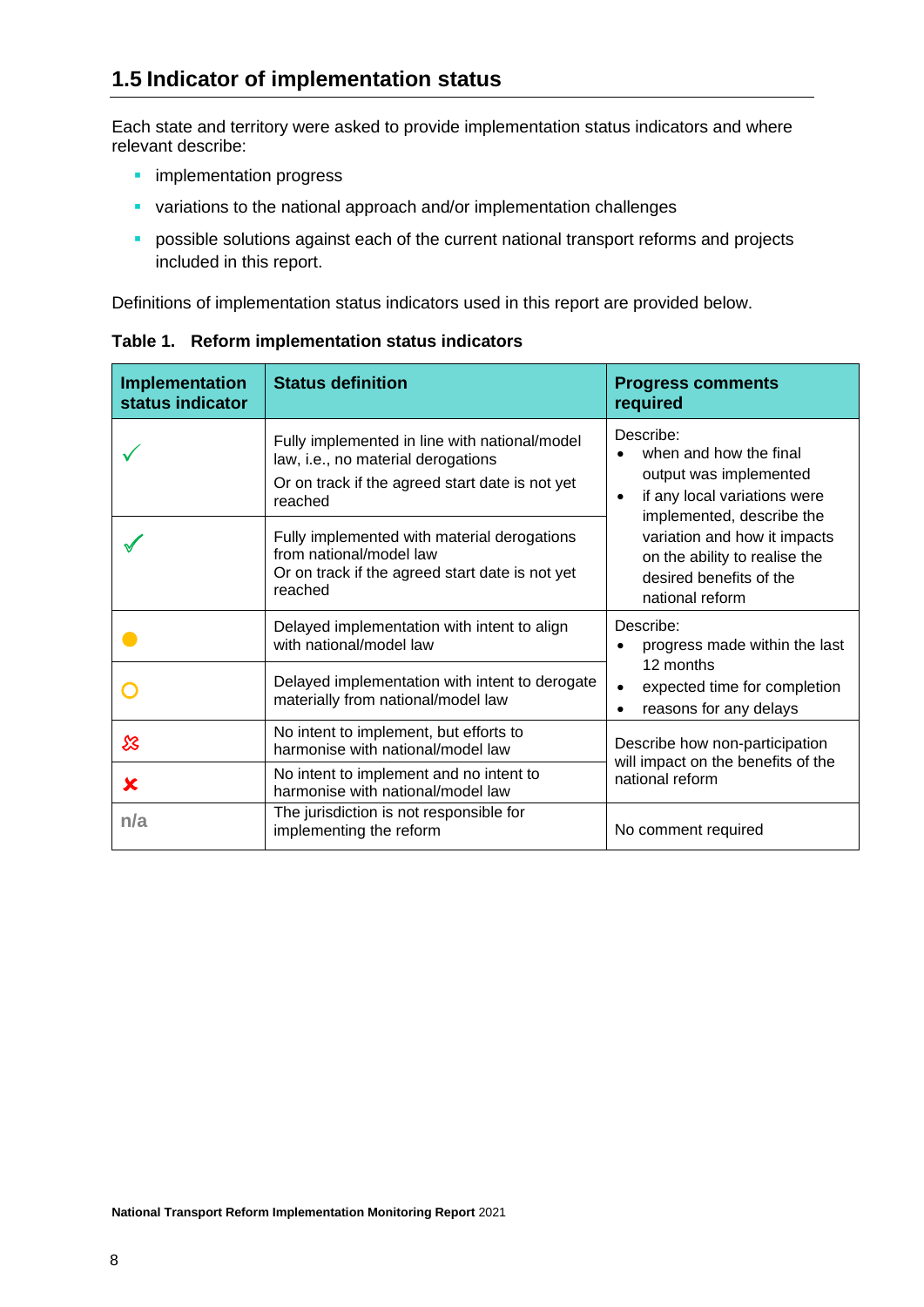## 1.5 Indicator of implementation status

Each state and territory were asked to provide implementation status indicators and where relevant describe:

- implementation progress
- variations to the national approach and/or implementation challenges
- possible solutions against each of the current national transport reforms and projects included in this report.

Definitions of implementation status indicators used in this report are provided below.

**Table 1. Reform implementation status indicators**

| Implementation status indicator | Status definition | Progress comments required |
|---|---|---|
| ✓ | Fully implemented in line with national/model law, i.e., no material derogations<br>Or on track if the agreed start date is not yet reached | Describe:<br>• when and how the final output was implemented<br>• if any local variations were implemented, describe the variation and how it impacts on the ability to realise the desired benefits of the national reform |
| ✓ | Fully implemented with material derogations from national/model law<br>Or on track if the agreed start date is not yet reached | |
| ● | Delayed implementation with intent to align with national/model law | Describe:<br>• progress made within the last 12 months<br>• expected time for completion<br>• reasons for any delays |
| ○ | Delayed implementation with intent to derogate materially from national/model law | |
| ✗ | No intent to implement, but efforts to harmonise with national/model law | Describe how non-participation will impact on the benefits of the national reform |
| ✘ | No intent to implement and no intent to harmonise with national/model law | |
| n/a | The jurisdiction is not responsible for implementing the reform | No comment required |

**National Transport Reform Implementation Monitoring Report** 2021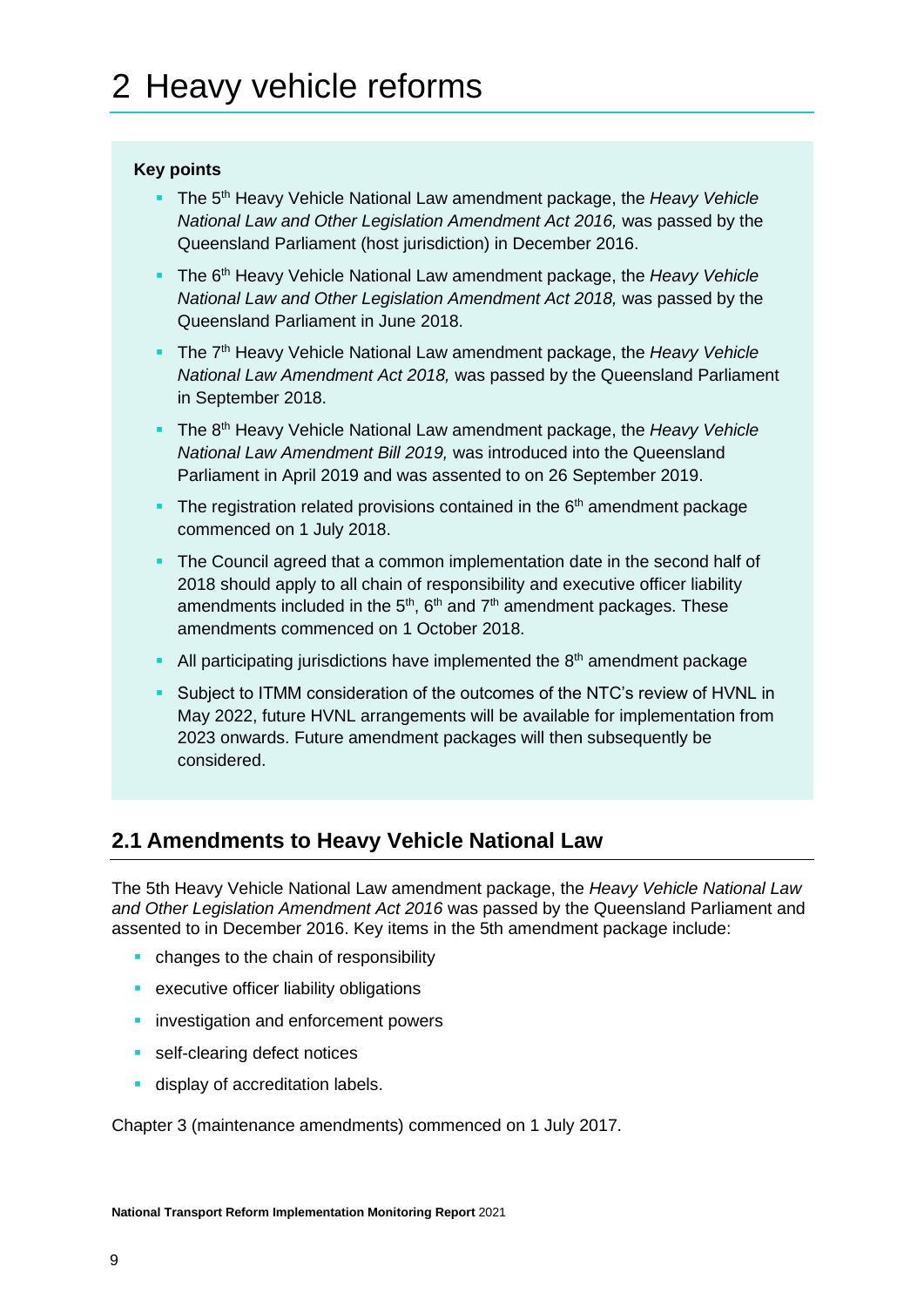# 2 Heavy vehicle reforms

**Key points**

- The 5th Heavy Vehicle National Law amendment package, the *Heavy Vehicle National Law and Other Legislation Amendment Act 2016,* was passed by the Queensland Parliament (host jurisdiction) in December 2016.
- The 6th Heavy Vehicle National Law amendment package, the *Heavy Vehicle National Law and Other Legislation Amendment Act 2018,* was passed by the Queensland Parliament in June 2018.
- The 7th Heavy Vehicle National Law amendment package, the *Heavy Vehicle National Law Amendment Act 2018,* was passed by the Queensland Parliament in September 2018.
- The 8th Heavy Vehicle National Law amendment package, the *Heavy Vehicle National Law Amendment Bill 2019,* was introduced into the Queensland Parliament in April 2019 and was assented to on 26 September 2019.
- The registration related provisions contained in the 6th amendment package commenced on 1 July 2018.
- The Council agreed that a common implementation date in the second half of 2018 should apply to all chain of responsibility and executive officer liability amendments included in the 5th, 6th and 7th amendment packages. These amendments commenced on 1 October 2018.
- All participating jurisdictions have implemented the 8th amendment package
- Subject to ITMM consideration of the outcomes of the NTC's review of HVNL in May 2022, future HVNL arrangements will be available for implementation from 2023 onwards. Future amendment packages will then subsequently be considered.

## 2.1 Amendments to Heavy Vehicle National Law

The 5th Heavy Vehicle National Law amendment package, the *Heavy Vehicle National Law and Other Legislation Amendment Act 2016* was passed by the Queensland Parliament and assented to in December 2016. Key items in the 5th amendment package include:

- changes to the chain of responsibility
- executive officer liability obligations
- investigation and enforcement powers
- self-clearing defect notices
- display of accreditation labels.

Chapter 3 (maintenance amendments) commenced on 1 July 2017.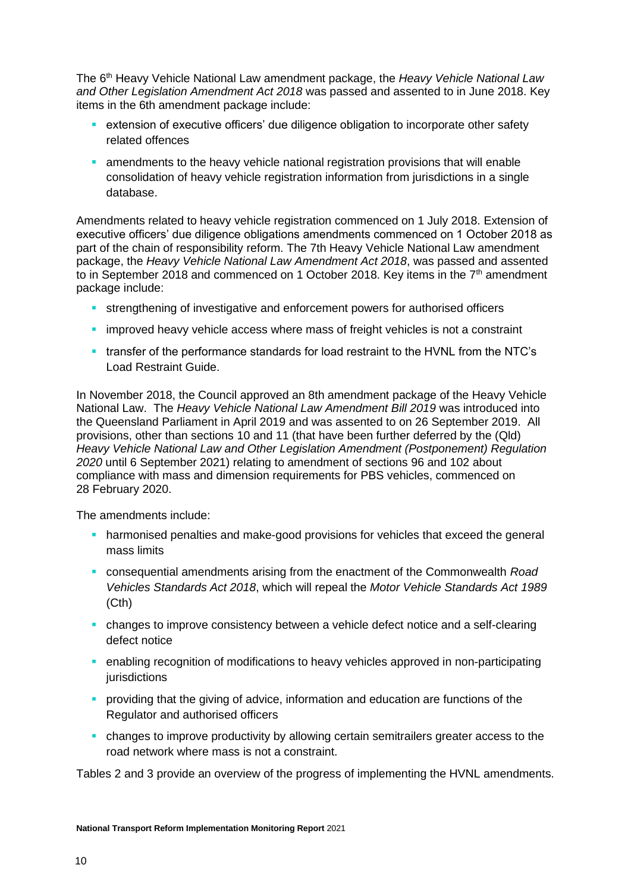The 6th Heavy Vehicle National Law amendment package, the *Heavy Vehicle National Law and Other Legislation Amendment Act 2018* was passed and assented to in June 2018. Key items in the 6th amendment package include:

- extension of executive officers' due diligence obligation to incorporate other safety related offences
- amendments to the heavy vehicle national registration provisions that will enable consolidation of heavy vehicle registration information from jurisdictions in a single database.

Amendments related to heavy vehicle registration commenced on 1 July 2018. Extension of executive officers' due diligence obligations amendments commenced on 1 October 2018 as part of the chain of responsibility reform. The 7th Heavy Vehicle National Law amendment package, the *Heavy Vehicle National Law Amendment Act 2018*, was passed and assented to in September 2018 and commenced on 1 October 2018. Key items in the 7th amendment package include:

- strengthening of investigative and enforcement powers for authorised officers
- improved heavy vehicle access where mass of freight vehicles is not a constraint
- transfer of the performance standards for load restraint to the HVNL from the NTC's Load Restraint Guide.

In November 2018, the Council approved an 8th amendment package of the Heavy Vehicle National Law. The *Heavy Vehicle National Law Amendment Bill 2019* was introduced into the Queensland Parliament in April 2019 and was assented to on 26 September 2019. All provisions, other than sections 10 and 11 (that have been further deferred by the (Qld) *Heavy Vehicle National Law and Other Legislation Amendment (Postponement) Regulation 2020* until 6 September 2021) relating to amendment of sections 96 and 102 about compliance with mass and dimension requirements for PBS vehicles, commenced on 28 February 2020.

The amendments include:

- harmonised penalties and make-good provisions for vehicles that exceed the general mass limits
- consequential amendments arising from the enactment of the Commonwealth *Road Vehicles Standards Act 2018*, which will repeal the *Motor Vehicle Standards Act 1989* (Cth)
- changes to improve consistency between a vehicle defect notice and a self-clearing defect notice
- enabling recognition of modifications to heavy vehicles approved in non-participating jurisdictions
- providing that the giving of advice, information and education are functions of the Regulator and authorised officers
- changes to improve productivity by allowing certain semitrailers greater access to the road network where mass is not a constraint.

Tables 2 and 3 provide an overview of the progress of implementing the HVNL amendments.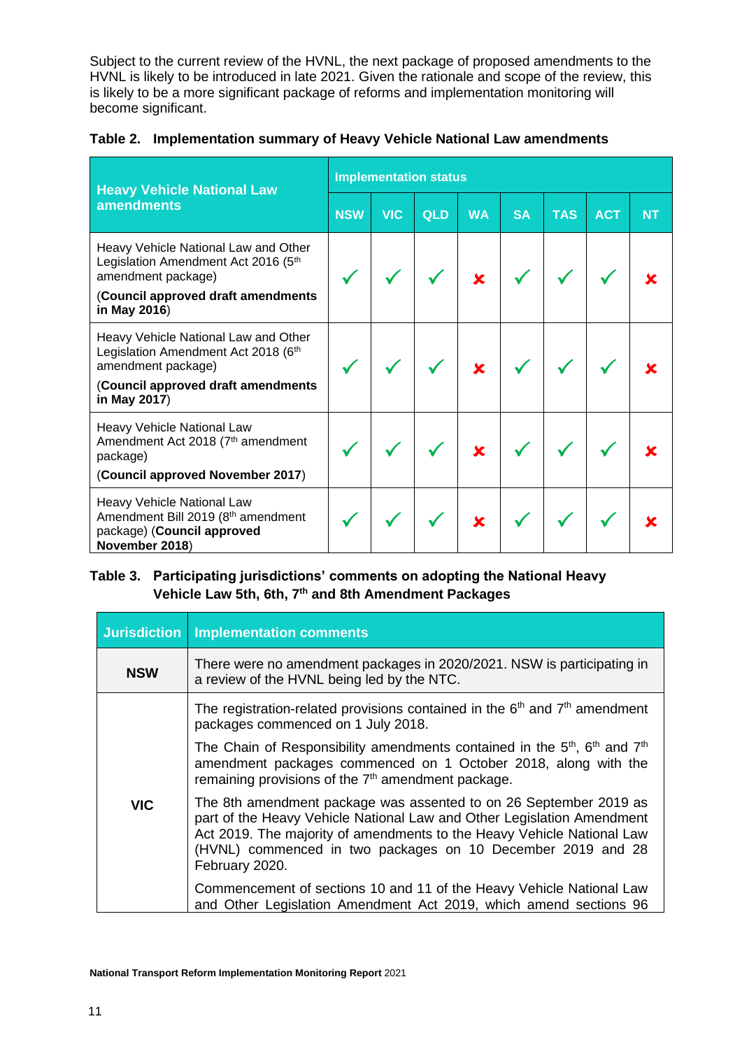Subject to the current review of the HVNL, the next package of proposed amendments to the HVNL is likely to be introduced in late 2021. Given the rationale and scope of the review, this is likely to be a more significant package of reforms and implementation monitoring will become significant.

**Table 2. Implementation summary of Heavy Vehicle National Law amendments**

| Heavy Vehicle National Law amendments | Implementation status | | | | | | | |
|---|---|---|---|---|---|---|---|---|
| | NSW | VIC | QLD | WA | SA | TAS | ACT | NT |
| Heavy Vehicle National Law and Other Legislation Amendment Act 2016 (5th amendment package) (**Council approved draft amendments in May 2016**) | ✓ | ✓ | ✓ | ✗ | ✓ | ✓ | ✓ | ✗ |
| Heavy Vehicle National Law and Other Legislation Amendment Act 2018 (6th amendment package) (**Council approved draft amendments in May 2017**) | ✓ | ✓ | ✓ | ✗ | ✓ | ✓ | ✓ | ✗ |
| Heavy Vehicle National Law Amendment Act 2018 (7th amendment package) (**Council approved November 2017**) | ✓ | ✓ | ✓ | ✗ | ✓ | ✓ | ✓ | ✗ |
| Heavy Vehicle National Law Amendment Bill 2019 (8th amendment package) (**Council approved November 2018**) | ✓ | ✓ | ✓ | ✗ | ✓ | ✓ | ✓ | ✗ |

**Table 3. Participating jurisdictions' comments on adopting the National Heavy Vehicle Law 5th, 6th, 7th and 8th Amendment Packages**

| Jurisdiction | Implementation comments |
|---|---|
| **NSW** | There were no amendment packages in 2020/2021. NSW is participating in a review of the HVNL being led by the NTC. |
| **VIC** | The registration-related provisions contained in the 6th and 7th amendment packages commenced on 1 July 2018.<br><br>The Chain of Responsibility amendments contained in the 5th, 6th and 7th amendment packages commenced on 1 October 2018, along with the remaining provisions of the 7th amendment package.<br><br>The 8th amendment package was assented to on 26 September 2019 as part of the Heavy Vehicle National Law and Other Legislation Amendment Act 2019. The majority of amendments to the Heavy Vehicle National Law (HVNL) commenced in two packages on 10 December 2019 and 28 February 2020.<br><br>Commencement of sections 10 and 11 of the Heavy Vehicle National Law and Other Legislation Amendment Act 2019, which amend sections 96 |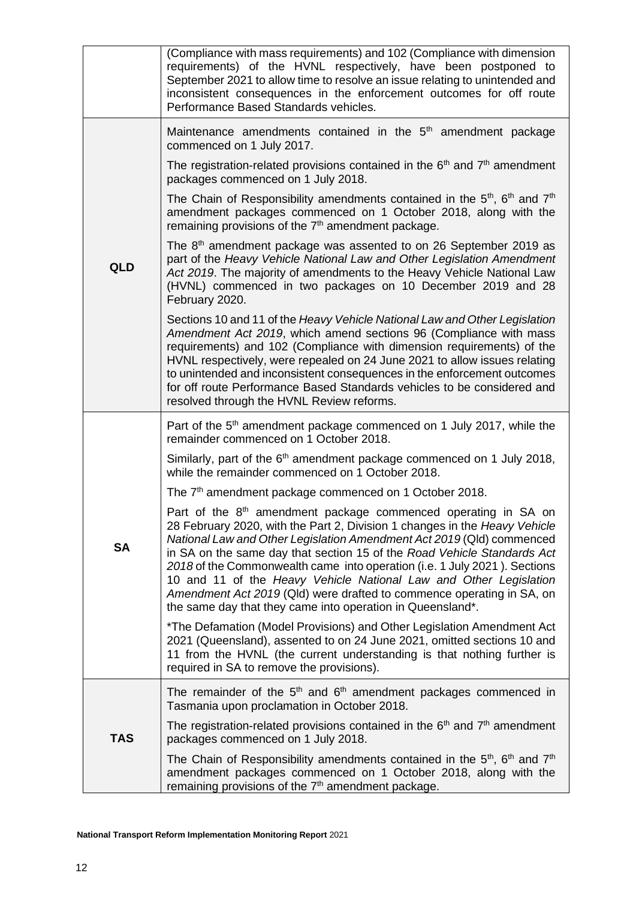| | |
|---|---|
| | (Compliance with mass requirements) and 102 (Compliance with dimension requirements) of the HVNL respectively, have been postponed to September 2021 to allow time to resolve an issue relating to unintended and inconsistent consequences in the enforcement outcomes for off route Performance Based Standards vehicles. |
| **QLD** | Maintenance amendments contained in the 5th amendment package commenced on 1 July 2017.<br><br>The registration-related provisions contained in the 6th and 7th amendment packages commenced on 1 July 2018.<br><br>The Chain of Responsibility amendments contained in the 5th, 6th and 7th amendment packages commenced on 1 October 2018, along with the remaining provisions of the 7th amendment package.<br><br>The 8th amendment package was assented to on 26 September 2019 as part of the *Heavy Vehicle National Law and Other Legislation Amendment Act 2019*. The majority of amendments to the Heavy Vehicle National Law (HVNL) commenced in two packages on 10 December 2019 and 28 February 2020.<br><br>Sections 10 and 11 of the *Heavy Vehicle National Law and Other Legislation Amendment Act 2019*, which amend sections 96 (Compliance with mass requirements) and 102 (Compliance with dimension requirements) of the HVNL respectively, were repealed on 24 June 2021 to allow issues relating to unintended and inconsistent consequences in the enforcement outcomes for off route Performance Based Standards vehicles to be considered and resolved through the HVNL Review reforms. |
| **SA** | Part of the 5th amendment package commenced on 1 July 2017, while the remainder commenced on 1 October 2018.<br><br>Similarly, part of the 6th amendment package commenced on 1 July 2018, while the remainder commenced on 1 October 2018.<br><br>The 7th amendment package commenced on 1 October 2018.<br><br>Part of the 8th amendment package commenced operating in SA on 28 February 2020, with the Part 2, Division 1 changes in the *Heavy Vehicle National Law and Other Legislation Amendment Act 2019* (Qld) commenced in SA on the same day that section 15 of the *Road Vehicle Standards Act 2018* of the Commonwealth came into operation (i.e. 1 July 2021 ). Sections 10 and 11 of the *Heavy Vehicle National Law and Other Legislation Amendment Act 2019* (Qld) were drafted to commence operating in SA, on the same day that they came into operation in Queensland*.<br><br>*The Defamation (Model Provisions) and Other Legislation Amendment Act 2021 (Queensland), assented to on 24 June 2021, omitted sections 10 and 11 from the HVNL (the current understanding is that nothing further is required in SA to remove the provisions). |
| **TAS** | The remainder of the 5th and 6th amendment packages commenced in Tasmania upon proclamation in October 2018.<br><br>The registration-related provisions contained in the 6th and 7th amendment packages commenced on 1 July 2018.<br><br>The Chain of Responsibility amendments contained in the 5th, 6th and 7th amendment packages commenced on 1 October 2018, along with the remaining provisions of the 7th amendment package. |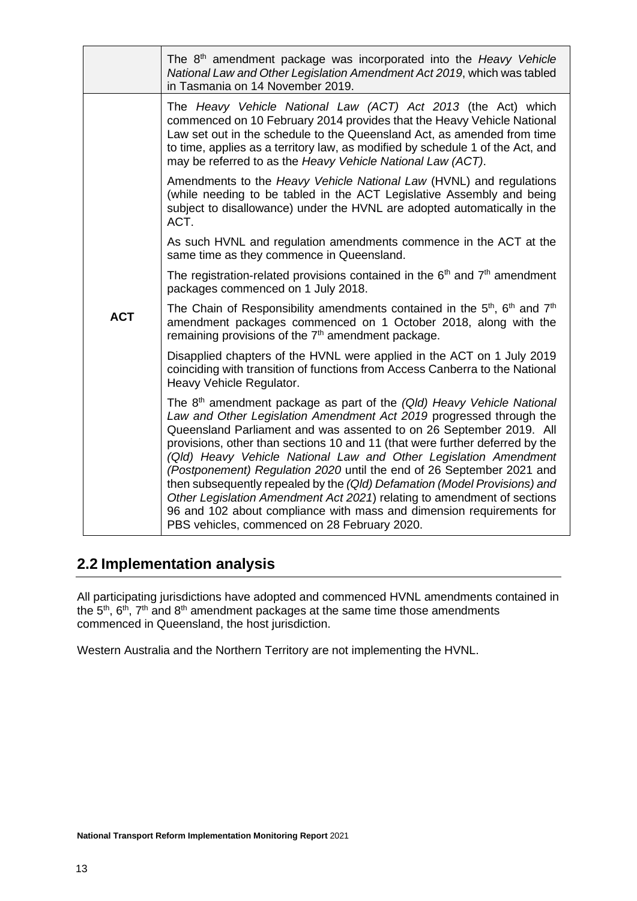| | |
|---|---|
| | The 8th amendment package was incorporated into the *Heavy Vehicle National Law and Other Legislation Amendment Act 2019*, which was tabled in Tasmania on 14 November 2019. |
| **ACT** | The *Heavy Vehicle National Law (ACT) Act 2013* (the Act) which commenced on 10 February 2014 provides that the Heavy Vehicle National Law set out in the schedule to the Queensland Act, as amended from time to time, applies as a territory law, as modified by schedule 1 of the Act, and may be referred to as the *Heavy Vehicle National Law (ACT)*.<br><br>Amendments to the *Heavy Vehicle National Law* (HVNL) and regulations (while needing to be tabled in the ACT Legislative Assembly and being subject to disallowance) under the HVNL are adopted automatically in the ACT.<br><br>As such HVNL and regulation amendments commence in the ACT at the same time as they commence in Queensland.<br><br>The registration-related provisions contained in the 6th and 7th amendment packages commenced on 1 July 2018.<br><br>The Chain of Responsibility amendments contained in the 5th, 6th and 7th amendment packages commenced on 1 October 2018, along with the remaining provisions of the 7th amendment package.<br><br>Disapplied chapters of the HVNL were applied in the ACT on 1 July 2019 coinciding with transition of functions from Access Canberra to the National Heavy Vehicle Regulator.<br><br>The 8th amendment package as part of the *(Qld) Heavy Vehicle National Law and Other Legislation Amendment Act 2019* progressed through the Queensland Parliament and was assented to on 26 September 2019. All provisions, other than sections 10 and 11 (that were further deferred by the *(Qld) Heavy Vehicle National Law and Other Legislation Amendment (Postponement) Regulation 2020* until the end of 26 September 2021 and then subsequently repealed by the *(Qld) Defamation (Model Provisions) and Other Legislation Amendment Act 2021*) relating to amendment of sections 96 and 102 about compliance with mass and dimension requirements for PBS vehicles, commenced on 28 February 2020. |

## 2.2 Implementation analysis

All participating jurisdictions have adopted and commenced HVNL amendments contained in the 5th, 6th, 7th and 8th amendment packages at the same time those amendments commenced in Queensland, the host jurisdiction.

Western Australia and the Northern Territory are not implementing the HVNL.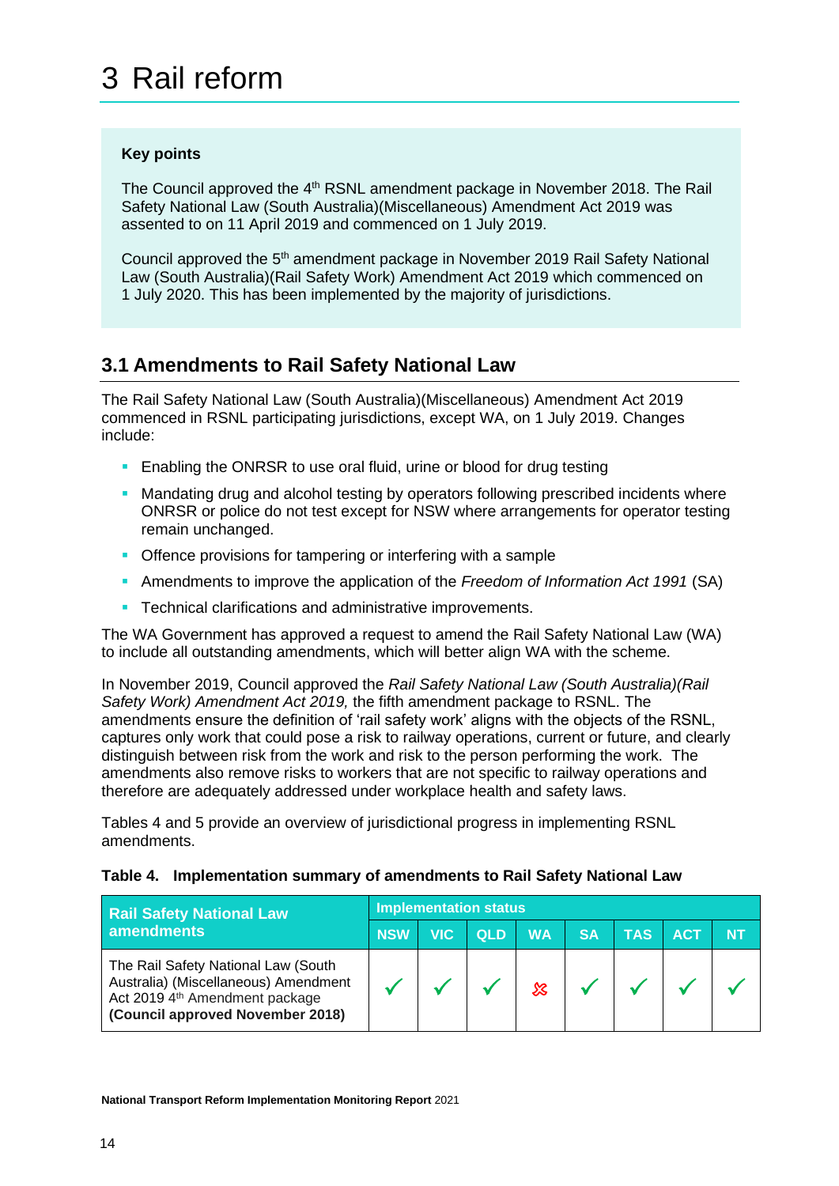# 3 Rail reform

**Key points**

The Council approved the 4th RSNL amendment package in November 2018. The Rail Safety National Law (South Australia)(Miscellaneous) Amendment Act 2019 was assented to on 11 April 2019 and commenced on 1 July 2019.

Council approved the 5th amendment package in November 2019 Rail Safety National Law (South Australia)(Rail Safety Work) Amendment Act 2019 which commenced on 1 July 2020. This has been implemented by the majority of jurisdictions.

## 3.1 Amendments to Rail Safety National Law

The Rail Safety National Law (South Australia)(Miscellaneous) Amendment Act 2019 commenced in RSNL participating jurisdictions, except WA, on 1 July 2019. Changes include:

- Enabling the ONRSR to use oral fluid, urine or blood for drug testing
- Mandating drug and alcohol testing by operators following prescribed incidents where ONRSR or police do not test except for NSW where arrangements for operator testing remain unchanged.
- Offence provisions for tampering or interfering with a sample
- Amendments to improve the application of the *Freedom of Information Act 1991* (SA)
- Technical clarifications and administrative improvements.

The WA Government has approved a request to amend the Rail Safety National Law (WA) to include all outstanding amendments, which will better align WA with the scheme.

In November 2019, Council approved the *Rail Safety National Law (South Australia)(Rail Safety Work) Amendment Act 2019,* the fifth amendment package to RSNL. The amendments ensure the definition of 'rail safety work' aligns with the objects of the RSNL, captures only work that could pose a risk to railway operations, current or future, and clearly distinguish between risk from the work and risk to the person performing the work. The amendments also remove risks to workers that are not specific to railway operations and therefore are adequately addressed under workplace health and safety laws.

Tables 4 and 5 provide an overview of jurisdictional progress in implementing RSNL amendments.

**Table 4. Implementation summary of amendments to Rail Safety National Law**

| Rail Safety National Law amendments | Implementation status | | | | | | | |
|---|---|---|---|---|---|---|---|---|
| | NSW | VIC | QLD | WA | SA | TAS | ACT | NT |
| The Rail Safety National Law (South Australia) (Miscellaneous) Amendment Act 2019 4th Amendment package **(Council approved November 2018)** | ✓ | ✓ | ✓ | ✗ | ✓ | ✓ | ✓ | ✓ |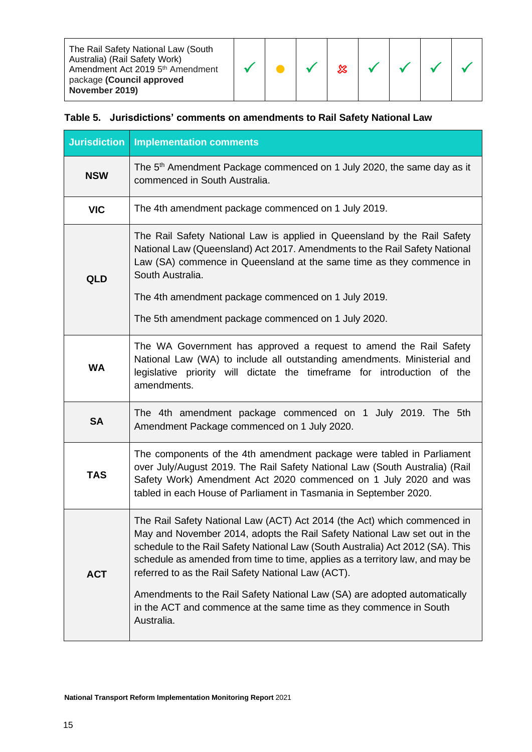| The Rail Safety National Law (South Australia) (Rail Safety Work) Amendment Act 2019 5th Amendment package **(Council approved November 2019)** | ✓ | ● | ✓ | ✗ | ✓ | ✓ | ✓ | ✓ |
|---|---|---|---|---|---|---|---|---|

**Table 5. Jurisdictions' comments on amendments to Rail Safety National Law**

| Jurisdiction | Implementation comments |
|---|---|
| **NSW** | The 5th Amendment Package commenced on 1 July 2020, the same day as it commenced in South Australia. |
| **VIC** | The 4th amendment package commenced on 1 July 2019. |
| **QLD** | The Rail Safety National Law is applied in Queensland by the Rail Safety National Law (Queensland) Act 2017. Amendments to the Rail Safety National Law (SA) commence in Queensland at the same time as they commence in South Australia.<br><br>The 4th amendment package commenced on 1 July 2019.<br><br>The 5th amendment package commenced on 1 July 2020. |
| **WA** | The WA Government has approved a request to amend the Rail Safety National Law (WA) to include all outstanding amendments. Ministerial and legislative priority will dictate the timeframe for introduction of the amendments. |
| **SA** | The 4th amendment package commenced on 1 July 2019. The 5th Amendment Package commenced on 1 July 2020. |
| **TAS** | The components of the 4th amendment package were tabled in Parliament over July/August 2019. The Rail Safety National Law (South Australia) (Rail Safety Work) Amendment Act 2020 commenced on 1 July 2020 and was tabled in each House of Parliament in Tasmania in September 2020. |
| **ACT** | The Rail Safety National Law (ACT) Act 2014 (the Act) which commenced in May and November 2014, adopts the Rail Safety National Law set out in the schedule to the Rail Safety National Law (South Australia) Act 2012 (SA). This schedule as amended from time to time, applies as a territory law, and may be referred to as the Rail Safety National Law (ACT).<br><br>Amendments to the Rail Safety National Law (SA) are adopted automatically in the ACT and commence at the same time as they commence in South Australia. |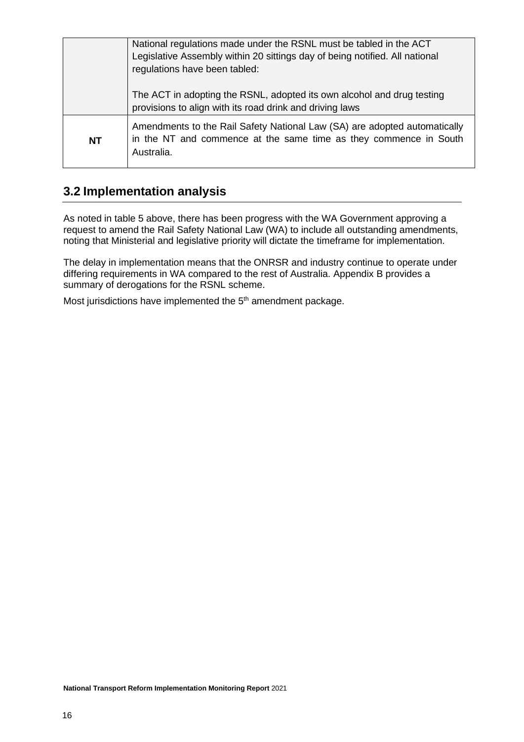|  |  |
| --- | --- |
|  | National regulations made under the RSNL must be tabled in the ACT Legislative Assembly within 20 sittings day of being notified. All national regulations have been tabled:<br><br>The ACT in adopting the RSNL, adopted its own alcohol and drug testing provisions to align with its road drink and driving laws |
| **NT** | Amendments to the Rail Safety National Law (SA) are adopted automatically in the NT and commence at the same time as they commence in South Australia. |

## 3.2 Implementation analysis

As noted in table 5 above, there has been progress with the WA Government approving a request to amend the Rail Safety National Law (WA) to include all outstanding amendments, noting that Ministerial and legislative priority will dictate the timeframe for implementation.

The delay in implementation means that the ONRSR and industry continue to operate under differing requirements in WA compared to the rest of Australia. Appendix B provides a summary of derogations for the RSNL scheme.

Most jurisdictions have implemented the 5th amendment package.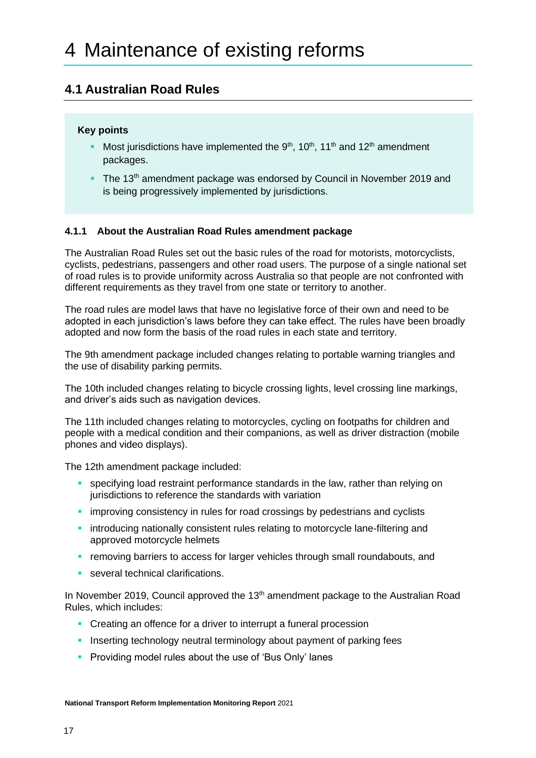# 4 Maintenance of existing reforms

## 4.1 Australian Road Rules

**Key points**

- Most jurisdictions have implemented the 9th, 10th, 11th and 12th amendment packages.
- The 13th amendment package was endorsed by Council in November 2019 and is being progressively implemented by jurisdictions.

### 4.1.1 About the Australian Road Rules amendment package

The Australian Road Rules set out the basic rules of the road for motorists, motorcyclists, cyclists, pedestrians, passengers and other road users. The purpose of a single national set of road rules is to provide uniformity across Australia so that people are not confronted with different requirements as they travel from one state or territory to another.

The road rules are model laws that have no legislative force of their own and need to be adopted in each jurisdiction's laws before they can take effect. The rules have been broadly adopted and now form the basis of the road rules in each state and territory.

The 9th amendment package included changes relating to portable warning triangles and the use of disability parking permits.

The 10th included changes relating to bicycle crossing lights, level crossing line markings, and driver's aids such as navigation devices.

The 11th included changes relating to motorcycles, cycling on footpaths for children and people with a medical condition and their companions, as well as driver distraction (mobile phones and video displays).

The 12th amendment package included:

- specifying load restraint performance standards in the law, rather than relying on jurisdictions to reference the standards with variation
- improving consistency in rules for road crossings by pedestrians and cyclists
- introducing nationally consistent rules relating to motorcycle lane-filtering and approved motorcycle helmets
- removing barriers to access for larger vehicles through small roundabouts, and
- several technical clarifications.

In November 2019, Council approved the 13th amendment package to the Australian Road Rules, which includes:

- Creating an offence for a driver to interrupt a funeral procession
- Inserting technology neutral terminology about payment of parking fees
- Providing model rules about the use of 'Bus Only' lanes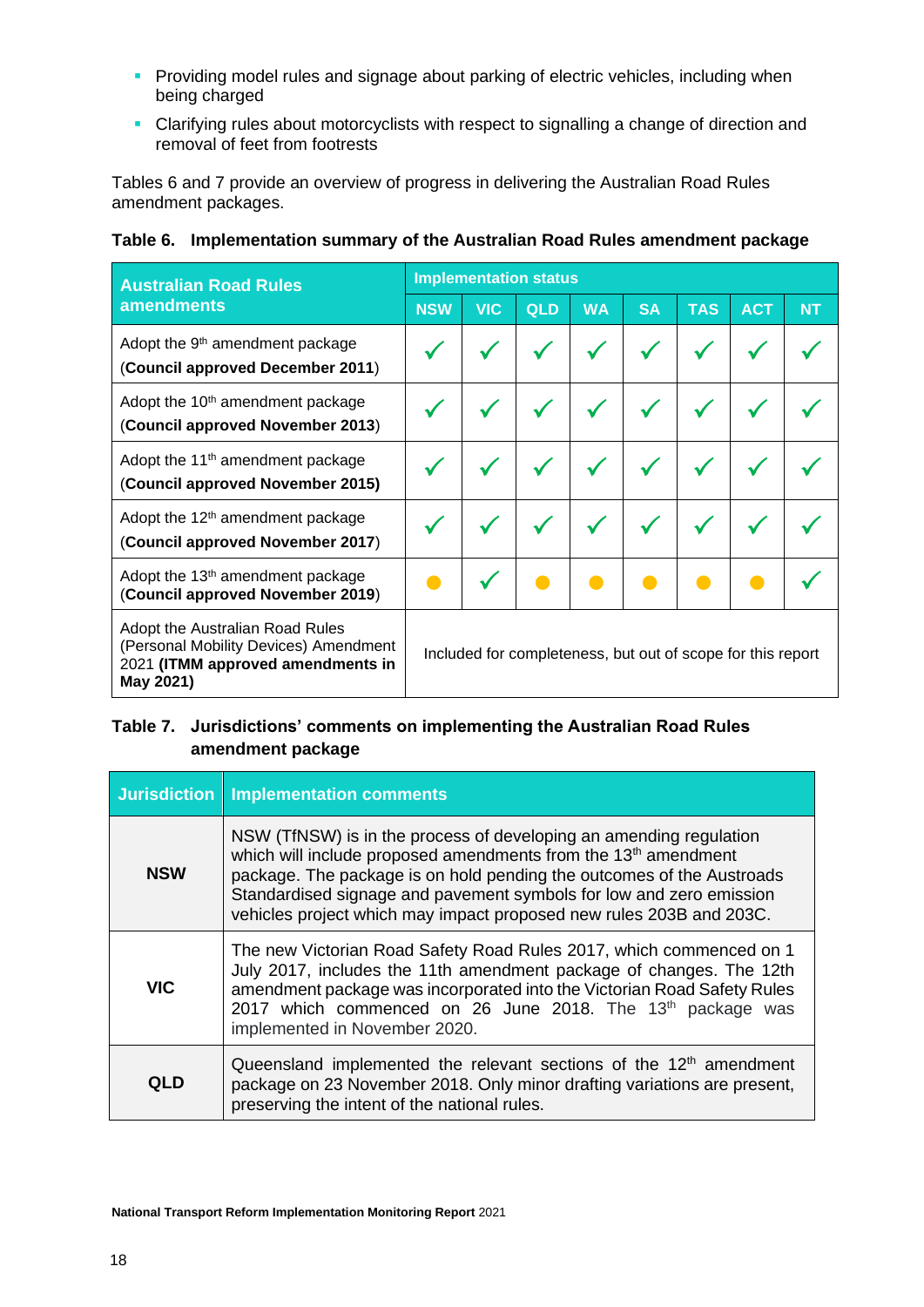- Providing model rules and signage about parking of electric vehicles, including when being charged
- Clarifying rules about motorcyclists with respect to signalling a change of direction and removal of feet from footrests

Tables 6 and 7 provide an overview of progress in delivering the Australian Road Rules amendment packages.

**Table 6. Implementation summary of the Australian Road Rules amendment package**

| Australian Road Rules amendments | Implementation status | | | | | | | |
|---|---|---|---|---|---|---|---|---|
| | NSW | VIC | QLD | WA | SA | TAS | ACT | NT |
| Adopt the 9th amendment package (**Council approved December 2011**) | ✓ | ✓ | ✓ | ✓ | ✓ | ✓ | ✓ | ✓ |
| Adopt the 10th amendment package (**Council approved November 2013**) | ✓ | ✓ | ✓ | ✓ | ✓ | ✓ | ✓ | ✓ |
| Adopt the 11th amendment package (**Council approved November 2015**) | ✓ | ✓ | ✓ | ✓ | ✓ | ✓ | ✓ | ✓ |
| Adopt the 12th amendment package (**Council approved November 2017**) | ✓ | ✓ | ✓ | ✓ | ✓ | ✓ | ✓ | ✓ |
| Adopt the 13th amendment package (**Council approved November 2019**) | ● | ✓ | ● | ● | ● | ● | ● | ✓ |
| Adopt the Australian Road Rules (Personal Mobility Devices) Amendment 2021 **(ITMM approved amendments in May 2021)** | Included for completeness, but out of scope for this report | | | | | | | |

**Table 7. Jurisdictions' comments on implementing the Australian Road Rules amendment package**

| Jurisdiction | Implementation comments |
|---|---|
| **NSW** | NSW (TfNSW) is in the process of developing an amending regulation which will include proposed amendments from the 13th amendment package. The package is on hold pending the outcomes of the Austroads Standardised signage and pavement symbols for low and zero emission vehicles project which may impact proposed new rules 203B and 203C. |
| **VIC** | The new Victorian Road Safety Road Rules 2017, which commenced on 1 July 2017, includes the 11th amendment package of changes. The 12th amendment package was incorporated into the Victorian Road Safety Rules 2017 which commenced on 26 June 2018. The 13th package was implemented in November 2020. |
| **QLD** | Queensland implemented the relevant sections of the 12th amendment package on 23 November 2018. Only minor drafting variations are present, preserving the intent of the national rules. |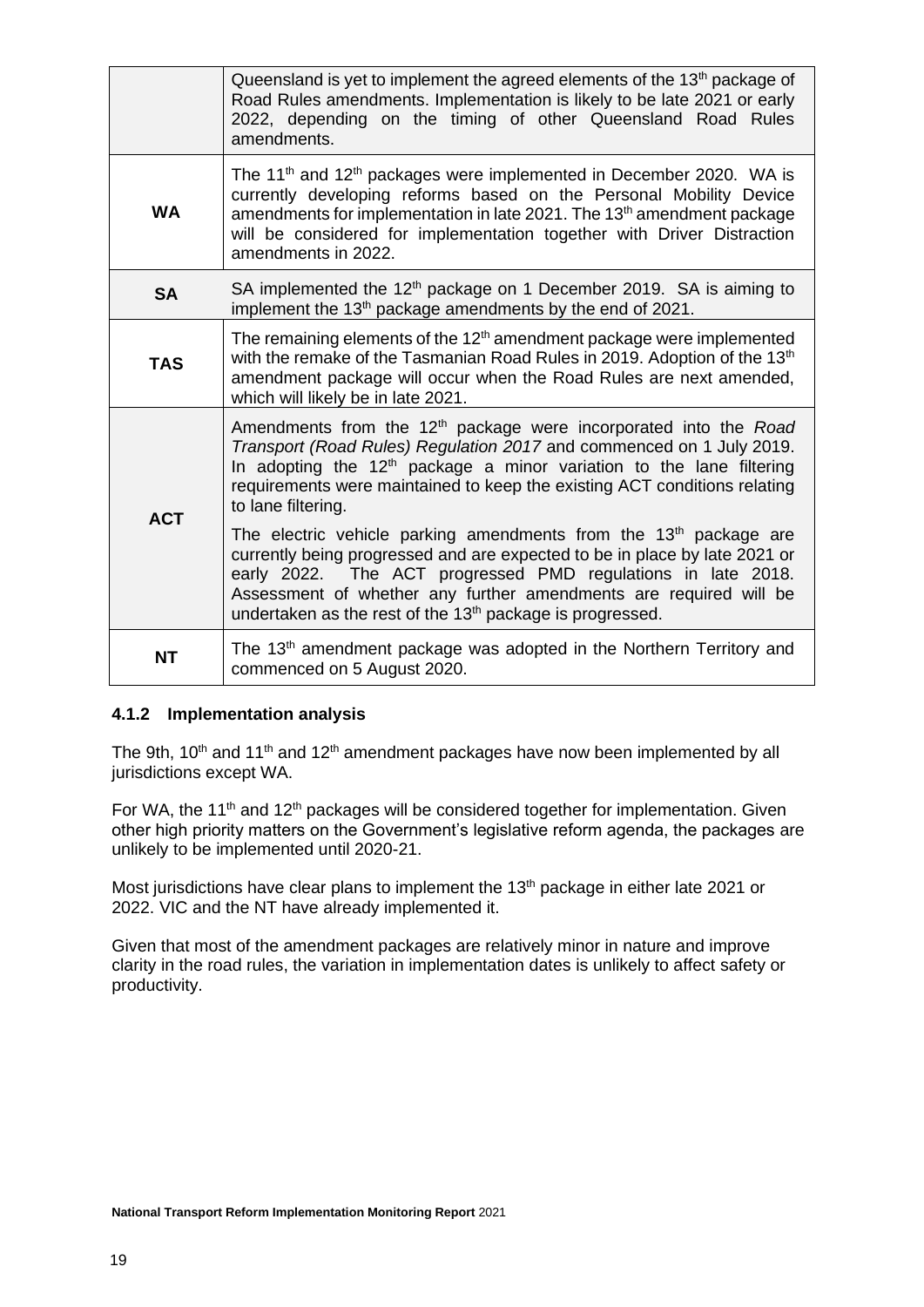| | |
|---|---|
| | Queensland is yet to implement the agreed elements of the 13th package of Road Rules amendments. Implementation is likely to be late 2021 or early 2022, depending on the timing of other Queensland Road Rules amendments. |
| **WA** | The 11th and 12th packages were implemented in December 2020. WA is currently developing reforms based on the Personal Mobility Device amendments for implementation in late 2021. The 13th amendment package will be considered for implementation together with Driver Distraction amendments in 2022. |
| **SA** | SA implemented the 12th package on 1 December 2019. SA is aiming to implement the 13th package amendments by the end of 2021. |
| **TAS** | The remaining elements of the 12th amendment package were implemented with the remake of the Tasmanian Road Rules in 2019. Adoption of the 13th amendment package will occur when the Road Rules are next amended, which will likely be in late 2021. |
| **ACT** | Amendments from the 12th package were incorporated into the *Road Transport (Road Rules) Regulation 2017* and commenced on 1 July 2019. In adopting the 12th package a minor variation to the lane filtering requirements were maintained to keep the existing ACT conditions relating to lane filtering.<br><br>The electric vehicle parking amendments from the 13th package are currently being progressed and are expected to be in place by late 2021 or early 2022. The ACT progressed PMD regulations in late 2018. Assessment of whether any further amendments are required will be undertaken as the rest of the 13th package is progressed. |
| **NT** | The 13th amendment package was adopted in the Northern Territory and commenced on 5 August 2020. |

### 4.1.2 Implementation analysis

The 9th, 10th and 11th and 12th amendment packages have now been implemented by all jurisdictions except WA.

For WA, the 11th and 12th packages will be considered together for implementation. Given other high priority matters on the Government's legislative reform agenda, the packages are unlikely to be implemented until 2020-21.

Most jurisdictions have clear plans to implement the 13th package in either late 2021 or 2022. VIC and the NT have already implemented it.

Given that most of the amendment packages are relatively minor in nature and improve clarity in the road rules, the variation in implementation dates is unlikely to affect safety or productivity.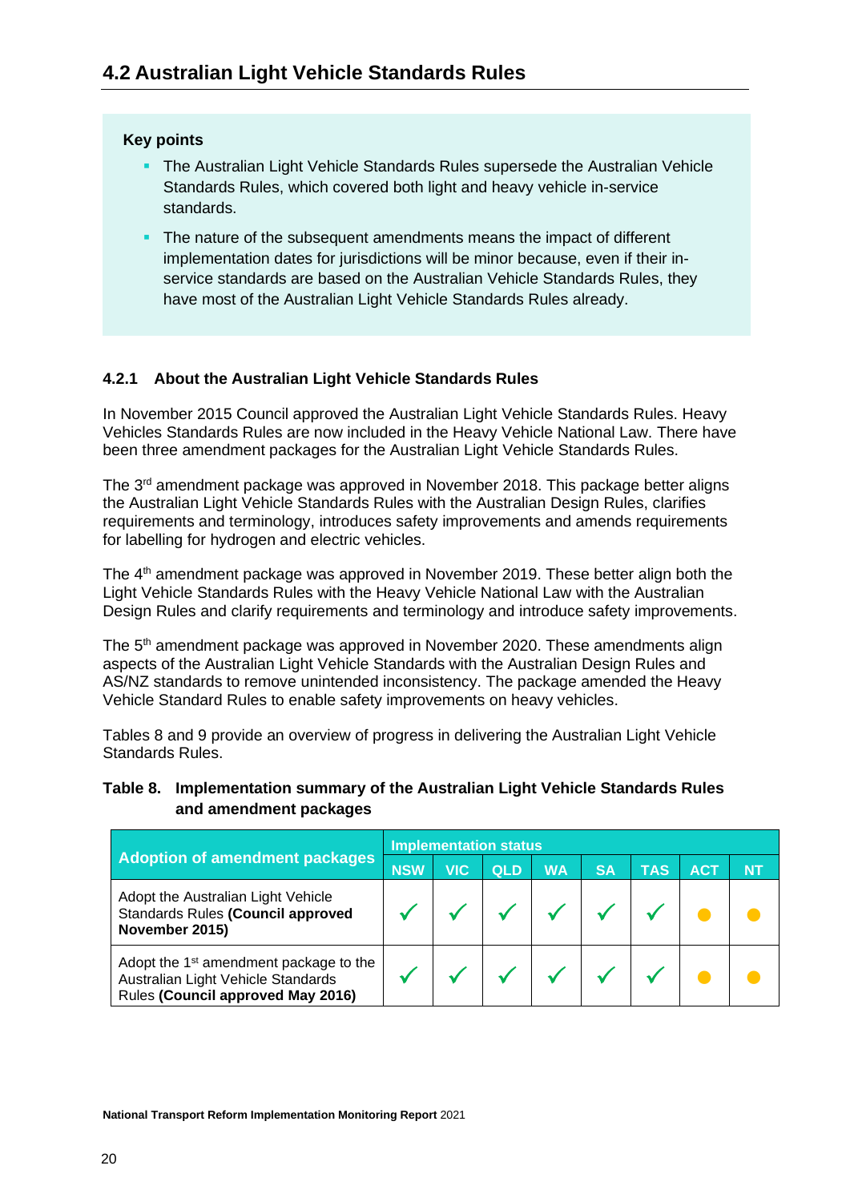## 4.2 Australian Light Vehicle Standards Rules

**Key points**

- The Australian Light Vehicle Standards Rules supersede the Australian Vehicle Standards Rules, which covered both light and heavy vehicle in-service standards.
- The nature of the subsequent amendments means the impact of different implementation dates for jurisdictions will be minor because, even if their in-service standards are based on the Australian Vehicle Standards Rules, they have most of the Australian Light Vehicle Standards Rules already.

### 4.2.1 About the Australian Light Vehicle Standards Rules

In November 2015 Council approved the Australian Light Vehicle Standards Rules. Heavy Vehicles Standards Rules are now included in the Heavy Vehicle National Law. There have been three amendment packages for the Australian Light Vehicle Standards Rules.

The 3rd amendment package was approved in November 2018. This package better aligns the Australian Light Vehicle Standards Rules with the Australian Design Rules, clarifies requirements and terminology, introduces safety improvements and amends requirements for labelling for hydrogen and electric vehicles.

The 4th amendment package was approved in November 2019. These better align both the Light Vehicle Standards Rules with the Heavy Vehicle National Law with the Australian Design Rules and clarify requirements and terminology and introduce safety improvements.

The 5th amendment package was approved in November 2020. These amendments align aspects of the Australian Light Vehicle Standards with the Australian Design Rules and AS/NZ standards to remove unintended inconsistency. The package amended the Heavy Vehicle Standard Rules to enable safety improvements on heavy vehicles.

Tables 8 and 9 provide an overview of progress in delivering the Australian Light Vehicle Standards Rules.

**Table 8. Implementation summary of the Australian Light Vehicle Standards Rules and amendment packages**

| Adoption of amendment packages | Implementation status | | | | | | | |
|---|---|---|---|---|---|---|---|---|
| | NSW | VIC | QLD | WA | SA | TAS | ACT | NT |
| Adopt the Australian Light Vehicle Standards Rules **(Council approved November 2015)** | ✓ | ✓ | ✓ | ✓ | ✓ | ✓ | ● | ● |
| Adopt the 1st amendment package to the Australian Light Vehicle Standards Rules **(Council approved May 2016)** | ✓ | ✓ | ✓ | ✓ | ✓ | ✓ | ● | ● |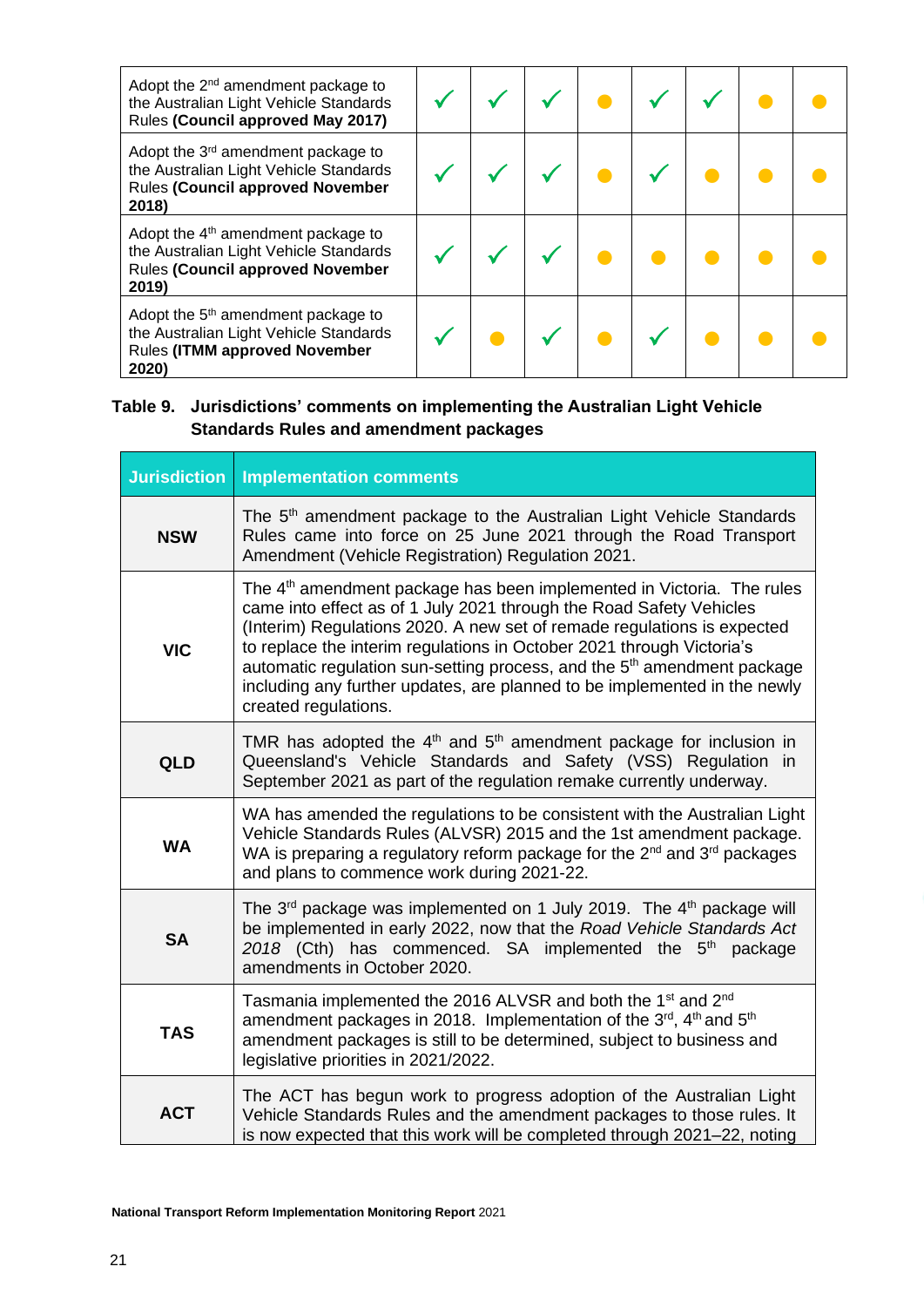| | | | | | | | | |
|---|---|---|---|---|---|---|---|---|
| Adopt the 2nd amendment package to the Australian Light Vehicle Standards Rules **(Council approved May 2017)** | ✓ | ✓ | ✓ | ● | ✓ | ✓ | ● | ● |
| Adopt the 3rd amendment package to the Australian Light Vehicle Standards Rules **(Council approved November 2018)** | ✓ | ✓ | ✓ | ● | ✓ | ● | ● | ● |
| Adopt the 4th amendment package to the Australian Light Vehicle Standards Rules **(Council approved November 2019)** | ✓ | ✓ | ✓ | ● | ● | ● | ● | ● |
| Adopt the 5th amendment package to the Australian Light Vehicle Standards Rules **(ITMM approved November 2020)** | ✓ | ● | ✓ | ● | ✓ | ● | ● | ● |

**Table 9. Jurisdictions' comments on implementing the Australian Light Vehicle Standards Rules and amendment packages**

| Jurisdiction | Implementation comments |
|---|---|
| **NSW** | The 5th amendment package to the Australian Light Vehicle Standards Rules came into force on 25 June 2021 through the Road Transport Amendment (Vehicle Registration) Regulation 2021. |
| **VIC** | The 4th amendment package has been implemented in Victoria. The rules came into effect as of 1 July 2021 through the Road Safety Vehicles (Interim) Regulations 2020. A new set of remade regulations is expected to replace the interim regulations in October 2021 through Victoria's automatic regulation sun-setting process, and the 5th amendment package including any further updates, are planned to be implemented in the newly created regulations. |
| **QLD** | TMR has adopted the 4th and 5th amendment package for inclusion in Queensland's Vehicle Standards and Safety (VSS) Regulation in September 2021 as part of the regulation remake currently underway. |
| **WA** | WA has amended the regulations to be consistent with the Australian Light Vehicle Standards Rules (ALVSR) 2015 and the 1st amendment package. WA is preparing a regulatory reform package for the 2nd and 3rd packages and plans to commence work during 2021-22. |
| **SA** | The 3rd package was implemented on 1 July 2019. The 4th package will be implemented in early 2022, now that the *Road Vehicle Standards Act 2018* (Cth) has commenced. SA implemented the 5th package amendments in October 2020. |
| **TAS** | Tasmania implemented the 2016 ALVSR and both the 1st and 2nd amendment packages in 2018. Implementation of the 3rd, 4th and 5th amendment packages is still to be determined, subject to business and legislative priorities in 2021/2022. |
| **ACT** | The ACT has begun work to progress adoption of the Australian Light Vehicle Standards Rules and the amendment packages to those rules. It is now expected that this work will be completed through 2021–22, noting |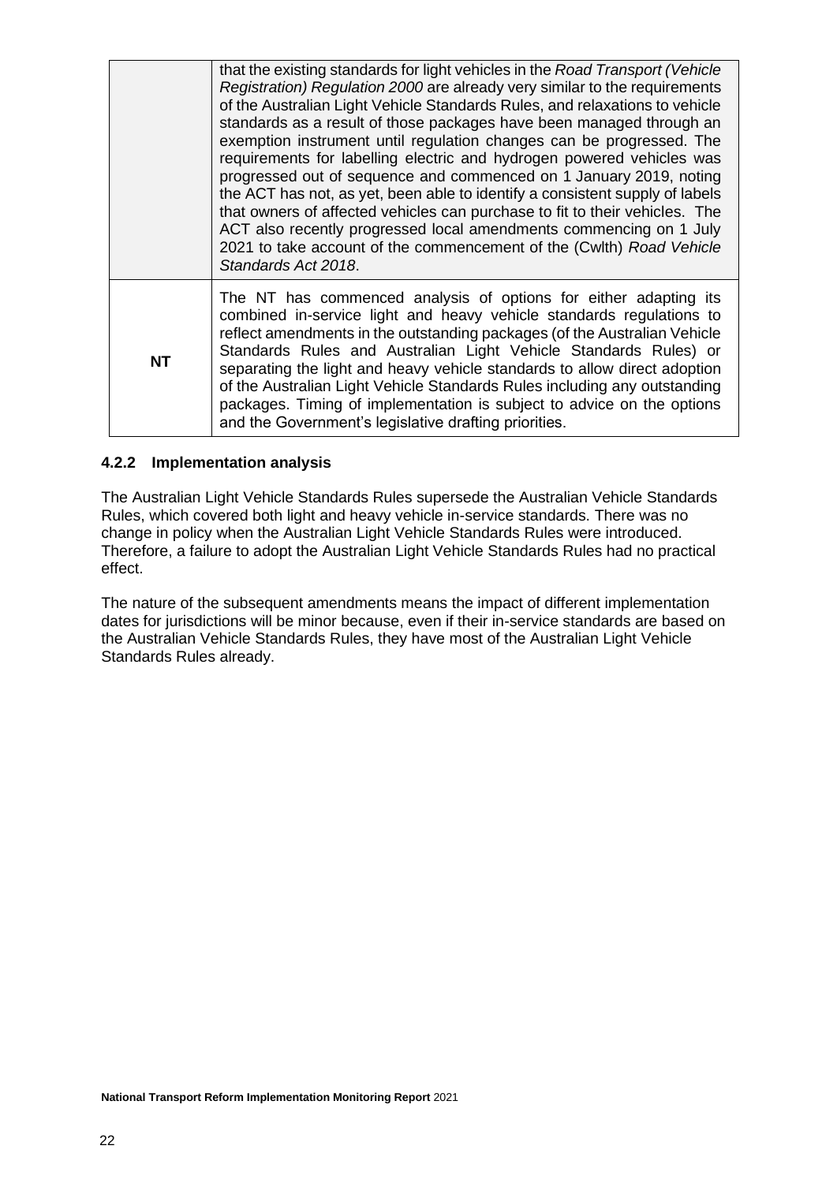| | |
|---|---|
| | that the existing standards for light vehicles in the *Road Transport (Vehicle Registration) Regulation 2000* are already very similar to the requirements of the Australian Light Vehicle Standards Rules, and relaxations to vehicle standards as a result of those packages have been managed through an exemption instrument until regulation changes can be progressed. The requirements for labelling electric and hydrogen powered vehicles was progressed out of sequence and commenced on 1 January 2019, noting the ACT has not, as yet, been able to identify a consistent supply of labels that owners of affected vehicles can purchase to fit to their vehicles. The ACT also recently progressed local amendments commencing on 1 July 2021 to take account of the commencement of the (Cwlth) *Road Vehicle Standards Act 2018*. |
| **NT** | The NT has commenced analysis of options for either adapting its combined in-service light and heavy vehicle standards regulations to reflect amendments in the outstanding packages (of the Australian Vehicle Standards Rules and Australian Light Vehicle Standards Rules) or separating the light and heavy vehicle standards to allow direct adoption of the Australian Light Vehicle Standards Rules including any outstanding packages. Timing of implementation is subject to advice on the options and the Government's legislative drafting priorities. |

### 4.2.2 Implementation analysis

The Australian Light Vehicle Standards Rules supersede the Australian Vehicle Standards Rules, which covered both light and heavy vehicle in-service standards. There was no change in policy when the Australian Light Vehicle Standards Rules were introduced. Therefore, a failure to adopt the Australian Light Vehicle Standards Rules had no practical effect.

The nature of the subsequent amendments means the impact of different implementation dates for jurisdictions will be minor because, even if their in-service standards are based on the Australian Vehicle Standards Rules, they have most of the Australian Light Vehicle Standards Rules already.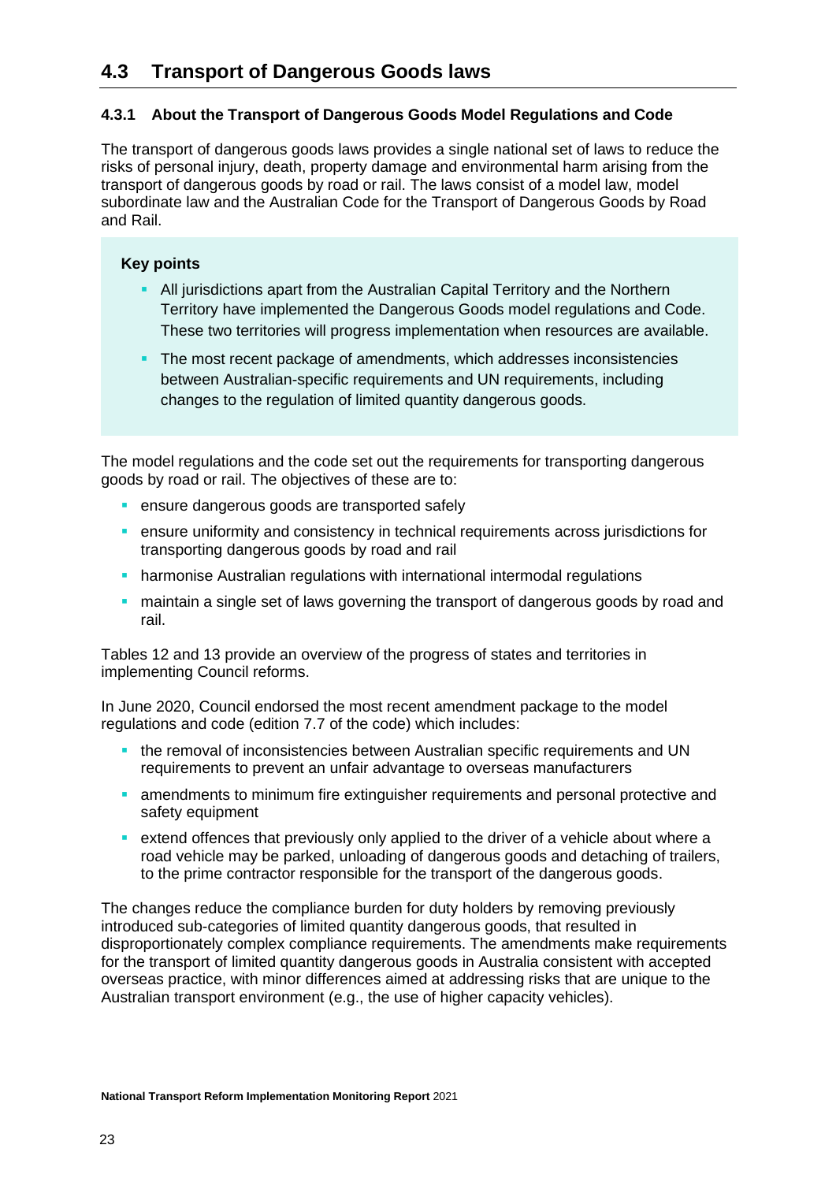## 4.3 Transport of Dangerous Goods laws

### 4.3.1 About the Transport of Dangerous Goods Model Regulations and Code

The transport of dangerous goods laws provides a single national set of laws to reduce the risks of personal injury, death, property damage and environmental harm arising from the transport of dangerous goods by road or rail. The laws consist of a model law, model subordinate law and the Australian Code for the Transport of Dangerous Goods by Road and Rail.

**Key points**

- All jurisdictions apart from the Australian Capital Territory and the Northern Territory have implemented the Dangerous Goods model regulations and Code. These two territories will progress implementation when resources are available.
- The most recent package of amendments, which addresses inconsistencies between Australian-specific requirements and UN requirements, including changes to the regulation of limited quantity dangerous goods.

The model regulations and the code set out the requirements for transporting dangerous goods by road or rail. The objectives of these are to:

- ensure dangerous goods are transported safely
- ensure uniformity and consistency in technical requirements across jurisdictions for transporting dangerous goods by road and rail
- harmonise Australian regulations with international intermodal regulations
- maintain a single set of laws governing the transport of dangerous goods by road and rail.

Tables 12 and 13 provide an overview of the progress of states and territories in implementing Council reforms.

In June 2020, Council endorsed the most recent amendment package to the model regulations and code (edition 7.7 of the code) which includes:

- the removal of inconsistencies between Australian specific requirements and UN requirements to prevent an unfair advantage to overseas manufacturers
- amendments to minimum fire extinguisher requirements and personal protective and safety equipment
- extend offences that previously only applied to the driver of a vehicle about where a road vehicle may be parked, unloading of dangerous goods and detaching of trailers, to the prime contractor responsible for the transport of the dangerous goods.

The changes reduce the compliance burden for duty holders by removing previously introduced sub-categories of limited quantity dangerous goods, that resulted in disproportionately complex compliance requirements. The amendments make requirements for the transport of limited quantity dangerous goods in Australia consistent with accepted overseas practice, with minor differences aimed at addressing risks that are unique to the Australian transport environment (e.g., the use of higher capacity vehicles).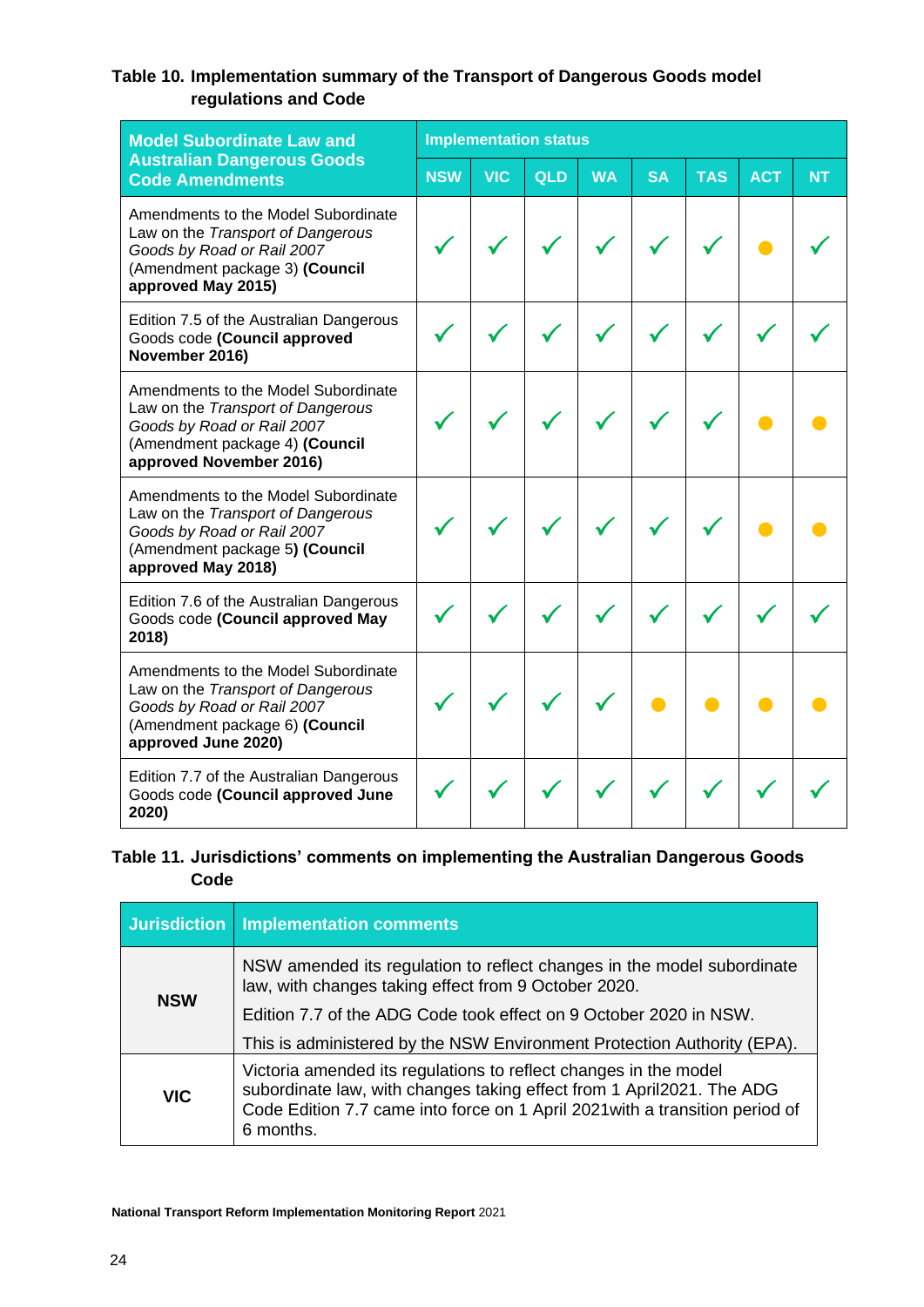**Table 10. Implementation summary of the Transport of Dangerous Goods model regulations and Code**

| Model Subordinate Law and Australian Dangerous Goods Code Amendments | Implementation status | | | | | | | |
|---|---|---|---|---|---|---|---|---|
| | NSW | VIC | QLD | WA | SA | TAS | ACT | NT |
| Amendments to the Model Subordinate Law on the *Transport of Dangerous Goods by Road or Rail 2007* (Amendment package 3) **(Council approved May 2015)** | ✓ | ✓ | ✓ | ✓ | ✓ | ✓ | ● | ✓ |
| Edition 7.5 of the Australian Dangerous Goods code **(Council approved November 2016)** | ✓ | ✓ | ✓ | ✓ | ✓ | ✓ | ✓ | ✓ |
| Amendments to the Model Subordinate Law on the *Transport of Dangerous Goods by Road or Rail 2007* (Amendment package 4) **(Council approved November 2016)** | ✓ | ✓ | ✓ | ✓ | ✓ | ✓ | ● | ● |
| Amendments to the Model Subordinate Law on the *Transport of Dangerous Goods by Road or Rail 2007* (Amendment package 5**) (Council approved May 2018)** | ✓ | ✓ | ✓ | ✓ | ✓ | ✓ | ● | ● |
| Edition 7.6 of the Australian Dangerous Goods code **(Council approved May 2018)** | ✓ | ✓ | ✓ | ✓ | ✓ | ✓ | ✓ | ✓ |
| Amendments to the Model Subordinate Law on the *Transport of Dangerous Goods by Road or Rail 2007* (Amendment package 6) **(Council approved June 2020)** | ✓ | ✓ | ✓ | ✓ | ● | ● | ● | ● |
| Edition 7.7 of the Australian Dangerous Goods code **(Council approved June 2020)** | ✓ | ✓ | ✓ | ✓ | ✓ | ✓ | ✓ | ✓ |

**Table 11. Jurisdictions' comments on implementing the Australian Dangerous Goods Code**

| Jurisdiction | Implementation comments |
|---|---|
| **NSW** | NSW amended its regulation to reflect changes in the model subordinate law, with changes taking effect from 9 October 2020. Edition 7.7 of the ADG Code took effect on 9 October 2020 in NSW. This is administered by the NSW Environment Protection Authority (EPA). |
| **VIC** | Victoria amended its regulations to reflect changes in the model subordinate law, with changes taking effect from 1 April2021. The ADG Code Edition 7.7 came into force on 1 April 2021with a transition period of 6 months. |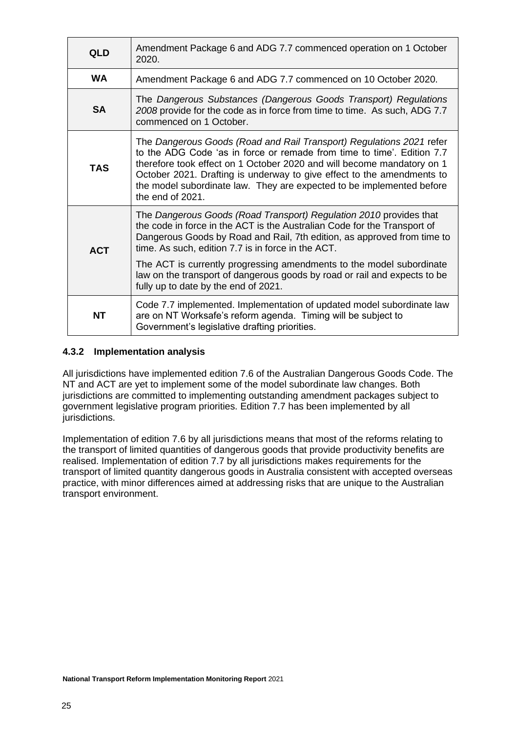| | |
|---|---|
| **QLD** | Amendment Package 6 and ADG 7.7 commenced operation on 1 October 2020. |
| **WA** | Amendment Package 6 and ADG 7.7 commenced on 10 October 2020. |
| **SA** | The *Dangerous Substances (Dangerous Goods Transport) Regulations 2008* provide for the code as in force from time to time. As such, ADG 7.7 commenced on 1 October. |
| **TAS** | The *Dangerous Goods (Road and Rail Transport) Regulations 2021* refer to the ADG Code 'as in force or remade from time to time'. Edition 7.7 therefore took effect on 1 October 2020 and will become mandatory on 1 October 2021. Drafting is underway to give effect to the amendments to the model subordinate law. They are expected to be implemented before the end of 2021. |
| **ACT** | The *Dangerous Goods (Road Transport) Regulation 2010* provides that the code in force in the ACT is the Australian Code for the Transport of Dangerous Goods by Road and Rail, 7th edition, as approved from time to time. As such, edition 7.7 is in force in the ACT.<br><br>The ACT is currently progressing amendments to the model subordinate law on the transport of dangerous goods by road or rail and expects to be fully up to date by the end of 2021. |
| **NT** | Code 7.7 implemented. Implementation of updated model subordinate law are on NT Worksafe's reform agenda. Timing will be subject to Government's legislative drafting priorities. |

### 4.3.2 Implementation analysis

All jurisdictions have implemented edition 7.6 of the Australian Dangerous Goods Code. The NT and ACT are yet to implement some of the model subordinate law changes. Both jurisdictions are committed to implementing outstanding amendment packages subject to government legislative program priorities. Edition 7.7 has been implemented by all jurisdictions.

Implementation of edition 7.6 by all jurisdictions means that most of the reforms relating to the transport of limited quantities of dangerous goods that provide productivity benefits are realised. Implementation of edition 7.7 by all jurisdictions makes requirements for the transport of limited quantity dangerous goods in Australia consistent with accepted overseas practice, with minor differences aimed at addressing risks that are unique to the Australian transport environment.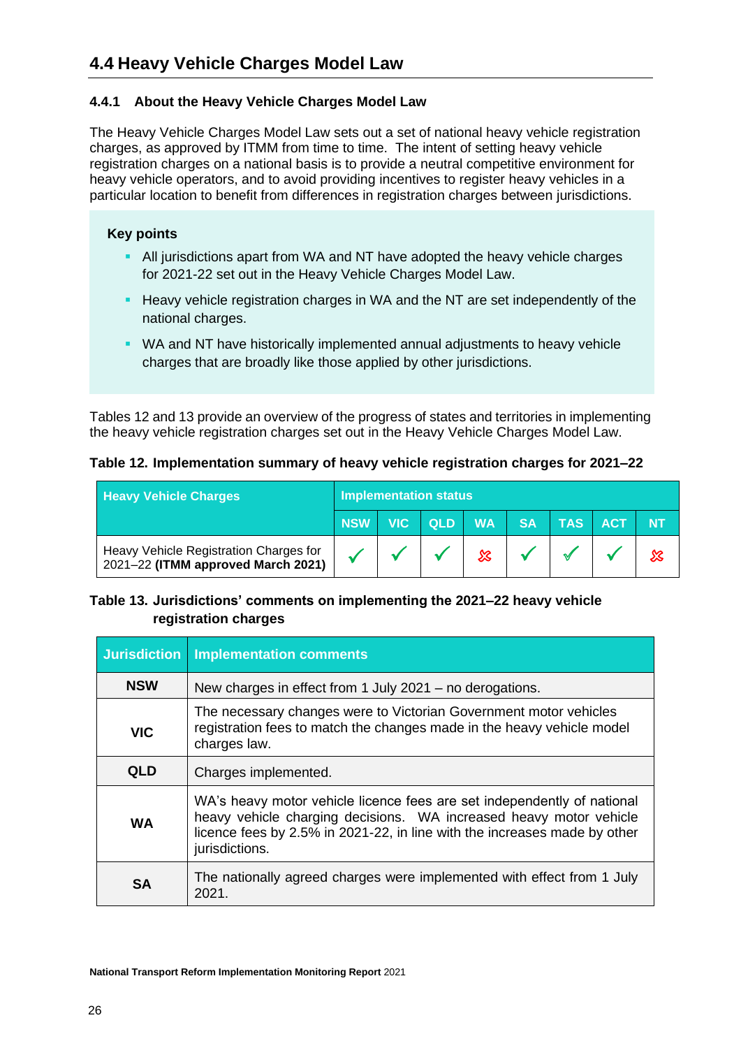## 4.4 Heavy Vehicle Charges Model Law

### 4.4.1 About the Heavy Vehicle Charges Model Law

The Heavy Vehicle Charges Model Law sets out a set of national heavy vehicle registration charges, as approved by ITMM from time to time. The intent of setting heavy vehicle registration charges on a national basis is to provide a neutral competitive environment for heavy vehicle operators, and to avoid providing incentives to register heavy vehicles in a particular location to benefit from differences in registration charges between jurisdictions.

**Key points**

- All jurisdictions apart from WA and NT have adopted the heavy vehicle charges for 2021-22 set out in the Heavy Vehicle Charges Model Law.
- Heavy vehicle registration charges in WA and the NT are set independently of the national charges.
- WA and NT have historically implemented annual adjustments to heavy vehicle charges that are broadly like those applied by other jurisdictions.

Tables 12 and 13 provide an overview of the progress of states and territories in implementing the heavy vehicle registration charges set out in the Heavy Vehicle Charges Model Law.

**Table 12. Implementation summary of heavy vehicle registration charges for 2021–22**

| Heavy Vehicle Charges | Implementation status | | | | | | | |
|---|---|---|---|---|---|---|---|---|
| | NSW | VIC | QLD | WA | SA | TAS | ACT | NT |
| Heavy Vehicle Registration Charges for 2021–22 **(ITMM approved March 2021)** | ✓ | ✓ | ✓ | ✗ | ✓ | ✓ | ✓ | ✗ |

**Table 13. Jurisdictions' comments on implementing the 2021–22 heavy vehicle registration charges**

| Jurisdiction | Implementation comments |
|---|---|
| **NSW** | New charges in effect from 1 July 2021 – no derogations. |
| **VIC** | The necessary changes were to Victorian Government motor vehicles registration fees to match the changes made in the heavy vehicle model charges law. |
| **QLD** | Charges implemented. |
| **WA** | WA's heavy motor vehicle licence fees are set independently of national heavy vehicle charging decisions. WA increased heavy motor vehicle licence fees by 2.5% in 2021-22, in line with the increases made by other jurisdictions. |
| **SA** | The nationally agreed charges were implemented with effect from 1 July 2021. |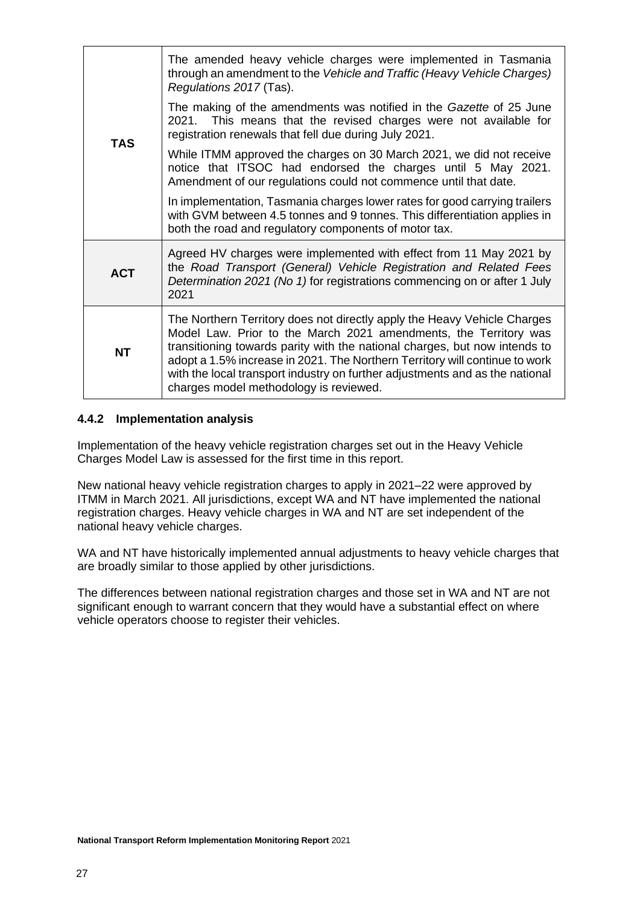| | |
|---|---|
| **TAS** | The amended heavy vehicle charges were implemented in Tasmania through an amendment to the *Vehicle and Traffic (Heavy Vehicle Charges) Regulations 2017* (Tas).<br><br>The making of the amendments was notified in the *Gazette* of 25 June 2021. This means that the revised charges were not available for registration renewals that fell due during July 2021.<br><br>While ITMM approved the charges on 30 March 2021, we did not receive notice that ITSOC had endorsed the charges until 5 May 2021. Amendment of our regulations could not commence until that date.<br><br>In implementation, Tasmania charges lower rates for good carrying trailers with GVM between 4.5 tonnes and 9 tonnes. This differentiation applies in both the road and regulatory components of motor tax. |
| **ACT** | Agreed HV charges were implemented with effect from 11 May 2021 by the *Road Transport (General) Vehicle Registration and Related Fees Determination 2021 (No 1)* for registrations commencing on or after 1 July 2021 |
| **NT** | The Northern Territory does not directly apply the Heavy Vehicle Charges Model Law. Prior to the March 2021 amendments, the Territory was transitioning towards parity with the national charges, but now intends to adopt a 1.5% increase in 2021. The Northern Territory will continue to work with the local transport industry on further adjustments and as the national charges model methodology is reviewed. |

### 4.4.2 Implementation analysis

Implementation of the heavy vehicle registration charges set out in the Heavy Vehicle Charges Model Law is assessed for the first time in this report.

New national heavy vehicle registration charges to apply in 2021–22 were approved by ITMM in March 2021. All jurisdictions, except WA and NT have implemented the national registration charges. Heavy vehicle charges in WA and NT are set independent of the national heavy vehicle charges.

WA and NT have historically implemented annual adjustments to heavy vehicle charges that are broadly similar to those applied by other jurisdictions.

The differences between national registration charges and those set in WA and NT are not significant enough to warrant concern that they would have a substantial effect on where vehicle operators choose to register their vehicles.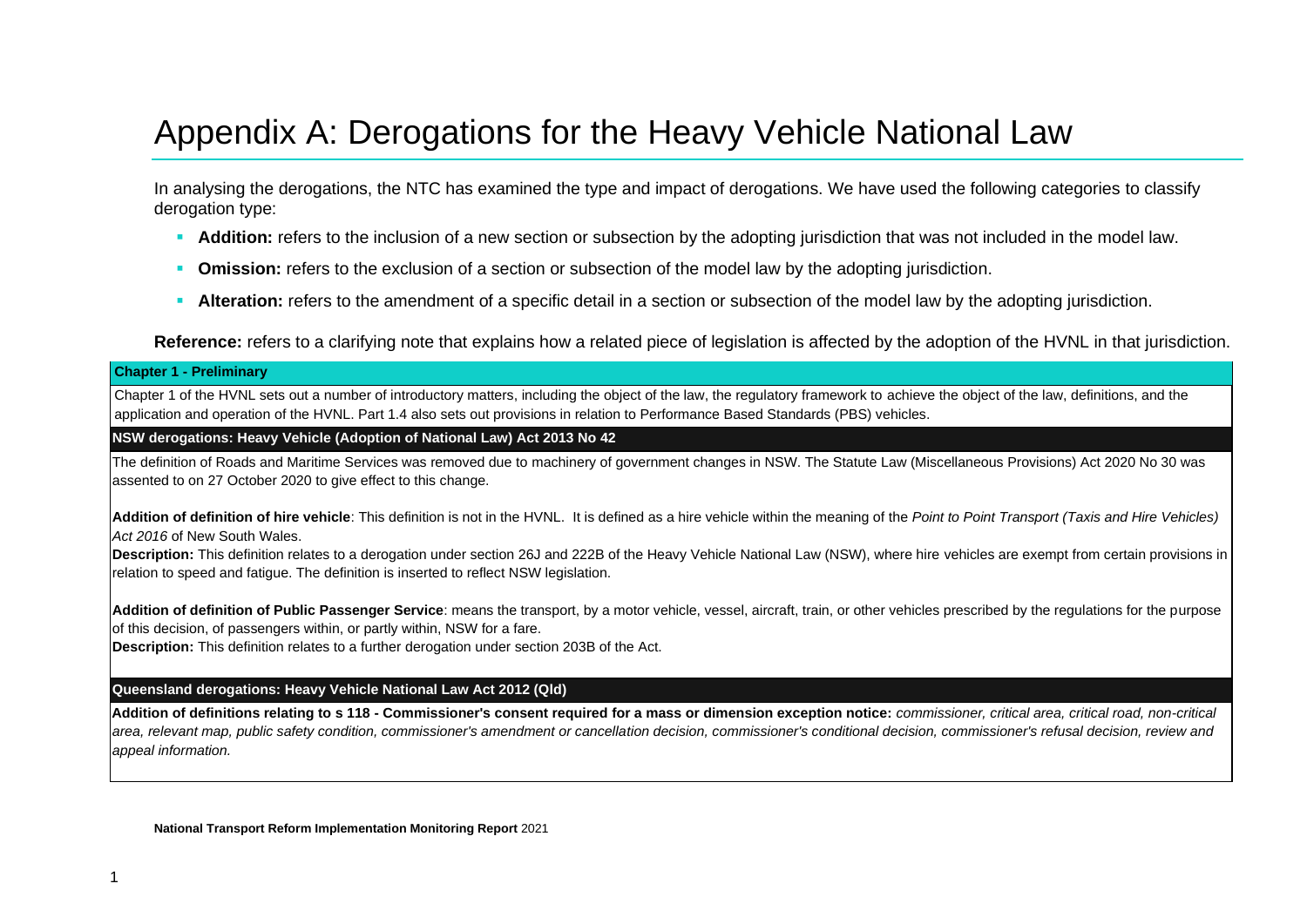# Appendix A: Derogations for the Heavy Vehicle National Law

In analysing the derogations, the NTC has examined the type and impact of derogations. We have used the following categories to classify derogation type:

- **Addition:** refers to the inclusion of a new section or subsection by the adopting jurisdiction that was not included in the model law.
- **Omission:** refers to the exclusion of a section or subsection of the model law by the adopting jurisdiction.
- **Alteration:** refers to the amendment of a specific detail in a section or subsection of the model law by the adopting jurisdiction.

**Reference:** refers to a clarifying note that explains how a related piece of legislation is affected by the adoption of the HVNL in that jurisdiction.

| **Chapter 1 - Preliminary** |
|---|
| Chapter 1 of the HVNL sets out a number of introductory matters, including the object of the law, the regulatory framework to achieve the object of the law, definitions, and the application and operation of the HVNL. Part 1.4 also sets out provisions in relation to Performance Based Standards (PBS) vehicles. |
| **NSW derogations: Heavy Vehicle (Adoption of National Law) Act 2013 No 42** |
| The definition of Roads and Maritime Services was removed due to machinery of government changes in NSW. The Statute Law (Miscellaneous Provisions) Act 2020 No 30 was assented to on 27 October 2020 to give effect to this change.<br><br>**Addition of definition of hire vehicle**: This definition is not in the HVNL. It is defined as a hire vehicle within the meaning of the *Point to Point Transport (Taxis and Hire Vehicles) Act 2016* of New South Wales.<br>**Description:** This definition relates to a derogation under section 26J and 222B of the Heavy Vehicle National Law (NSW), where hire vehicles are exempt from certain provisions in relation to speed and fatigue. The definition is inserted to reflect NSW legislation.<br><br>**Addition of definition of Public Passenger Service**: means the transport, by a motor vehicle, vessel, aircraft, train, or other vehicles prescribed by the regulations for the purpose of this decision, of passengers within, or partly within, NSW for a fare.<br>**Description:** This definition relates to a further derogation under section 203B of the Act. |
| **Queensland derogations: Heavy Vehicle National Law Act 2012 (Qld)** |
| **Addition of definitions relating to s 118 - Commissioner's consent required for a mass or dimension exception notice:** *commissioner, critical area, critical road, non-critical area, relevant map, public safety condition, commissioner's amendment or cancellation decision, commissioner's conditional decision, commissioner's refusal decision, review and appeal information.* |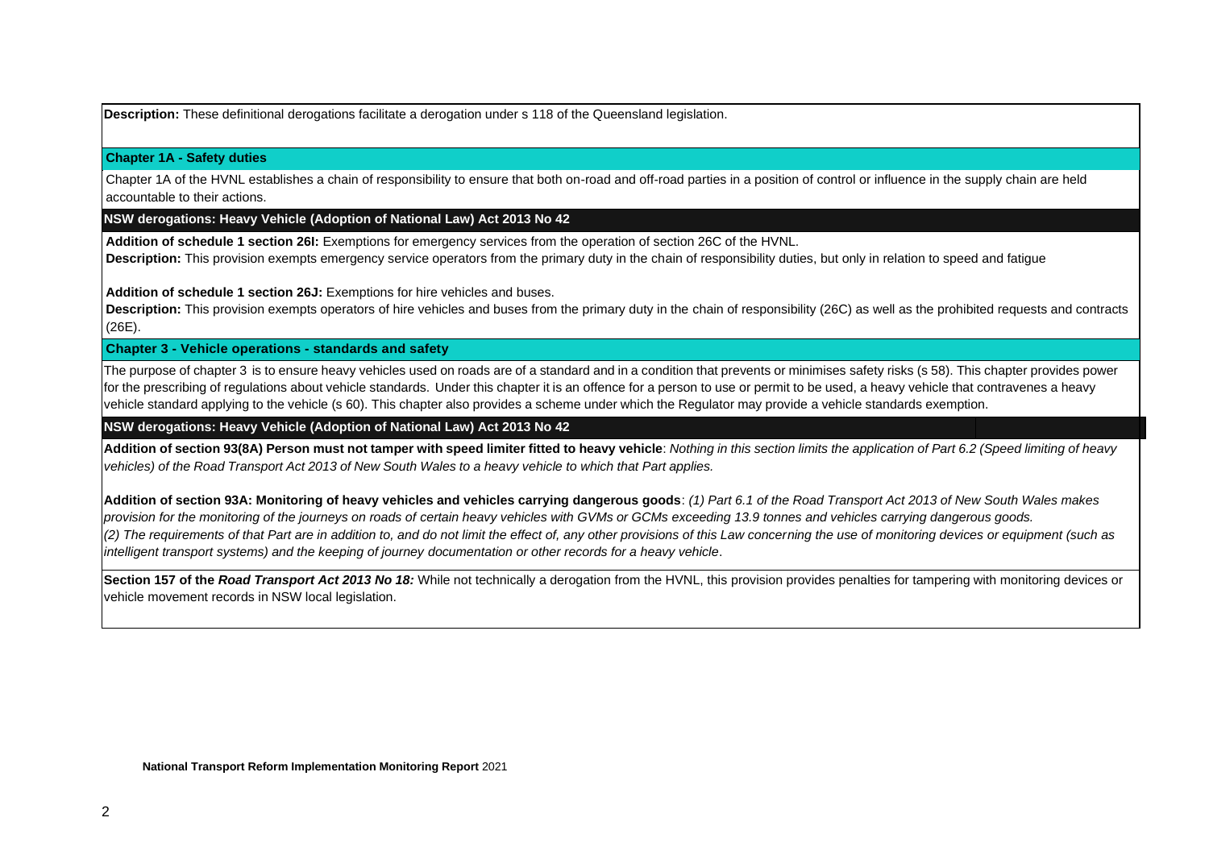**Description:** These definitional derogations facilitate a derogation under s 118 of the Queensland legislation.

### Chapter 1A - Safety duties

Chapter 1A of the HVNL establishes a chain of responsibility to ensure that both on-road and off-road parties in a position of control or influence in the supply chain are held accountable to their actions.

#### NSW derogations: Heavy Vehicle (Adoption of National Law) Act 2013 No 42

**Addition of schedule 1 section 26I:** Exemptions for emergency services from the operation of section 26C of the HVNL.
**Description:** This provision exempts emergency service operators from the primary duty in the chain of responsibility duties, but only in relation to speed and fatigue

**Addition of schedule 1 section 26J:** Exemptions for hire vehicles and buses.
**Description:** This provision exempts operators of hire vehicles and buses from the primary duty in the chain of responsibility (26C) as well as the prohibited requests and contracts (26E).

### Chapter 3 - Vehicle operations - standards and safety

The purpose of chapter 3 is to ensure heavy vehicles used on roads are of a standard and in a condition that prevents or minimises safety risks (s 58). This chapter provides power for the prescribing of regulations about vehicle standards. Under this chapter it is an offence for a person to use or permit to be used, a heavy vehicle that contravenes a heavy vehicle standard applying to the vehicle (s 60). This chapter also provides a scheme under which the Regulator may provide a vehicle standards exemption.

#### NSW derogations: Heavy Vehicle (Adoption of National Law) Act 2013 No 42

**Addition of section 93(8A) Person must not tamper with speed limiter fitted to heavy vehicle**: *Nothing in this section limits the application of Part 6.2 (Speed limiting of heavy vehicles) of the Road Transport Act 2013 of New South Wales to a heavy vehicle to which that Part applies.*

**Addition of section 93A: Monitoring of heavy vehicles and vehicles carrying dangerous goods**: *(1) Part 6.1 of the Road Transport Act 2013 of New South Wales makes provision for the monitoring of the journeys on roads of certain heavy vehicles with GVMs or GCMs exceeding 13.9 tonnes and vehicles carrying dangerous goods.*
*(2) The requirements of that Part are in addition to, and do not limit the effect of, any other provisions of this Law concerning the use of monitoring devices or equipment (such as intelligent transport systems) and the keeping of journey documentation or other records for a heavy vehicle*.

**Section 157 of the *Road Transport Act 2013 No 18:*** While not technically a derogation from the HVNL, this provision provides penalties for tampering with monitoring devices or vehicle movement records in NSW local legislation.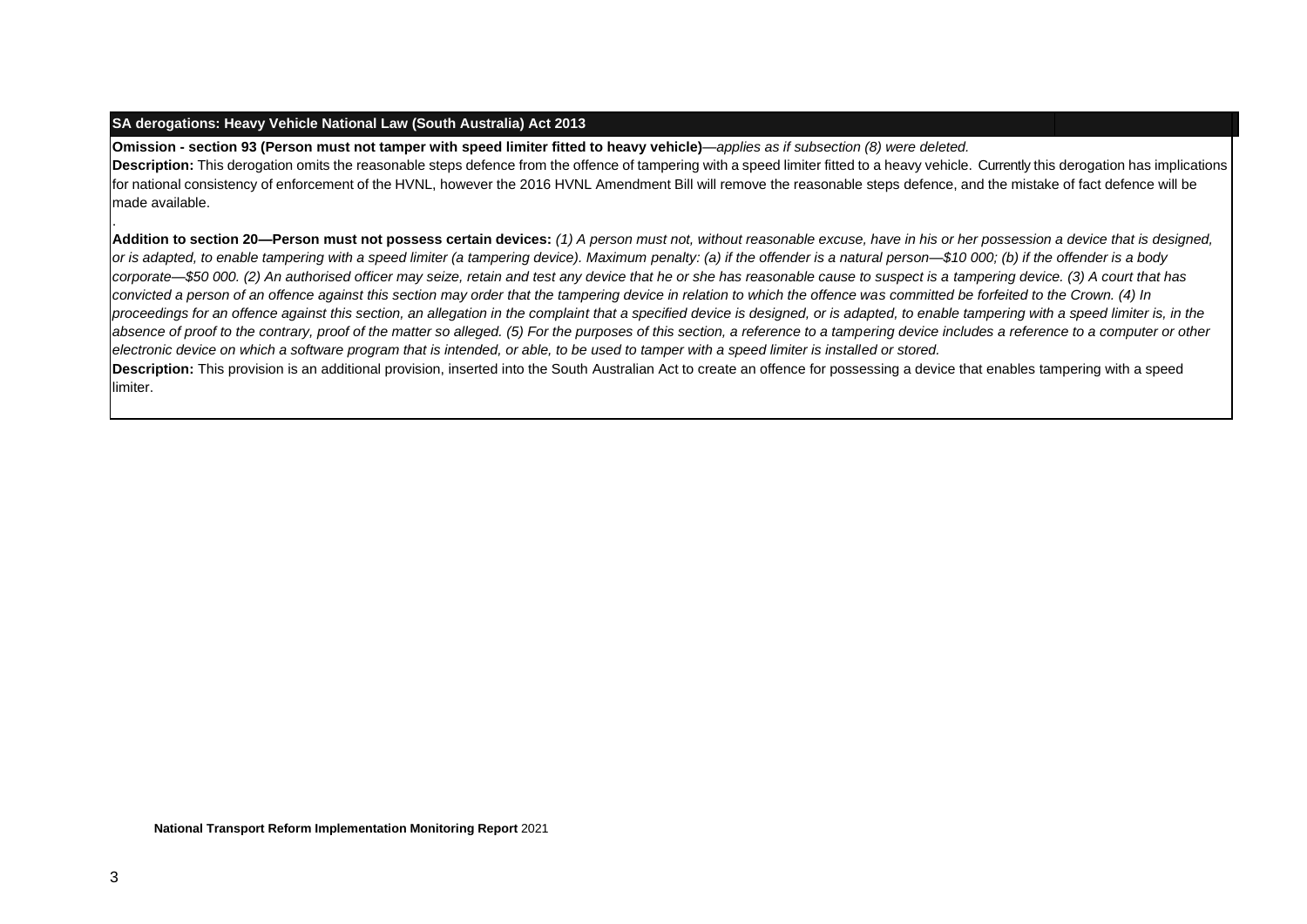**SA derogations: Heavy Vehicle National Law (South Australia) Act 2013**

**Omission - section 93 (Person must not tamper with speed limiter fitted to heavy vehicle)**—*applies as if subsection (8) were deleted.*

**Description:** This derogation omits the reasonable steps defence from the offence of tampering with a speed limiter fitted to a heavy vehicle. Currently this derogation has implications for national consistency of enforcement of the HVNL, however the 2016 HVNL Amendment Bill will remove the reasonable steps defence, and the mistake of fact defence will be made available.

**Addition to section 20—Person must not possess certain devices:** *(1) A person must not, without reasonable excuse, have in his or her possession a device that is designed, or is adapted, to enable tampering with a speed limiter (a tampering device). Maximum penalty: (a) if the offender is a natural person—$10 000; (b) if the offender is a body corporate—$50 000. (2) An authorised officer may seize, retain and test any device that he or she has reasonable cause to suspect is a tampering device. (3) A court that has convicted a person of an offence against this section may order that the tampering device in relation to which the offence was committed be forfeited to the Crown. (4) In proceedings for an offence against this section, an allegation in the complaint that a specified device is designed, or is adapted, to enable tampering with a speed limiter is, in the absence of proof to the contrary, proof of the matter so alleged. (5) For the purposes of this section, a reference to a tampering device includes a reference to a computer or other electronic device on which a software program that is intended, or able, to be used to tamper with a speed limiter is installed or stored.*

**Description:** This provision is an additional provision, inserted into the South Australian Act to create an offence for possessing a device that enables tampering with a speed limiter.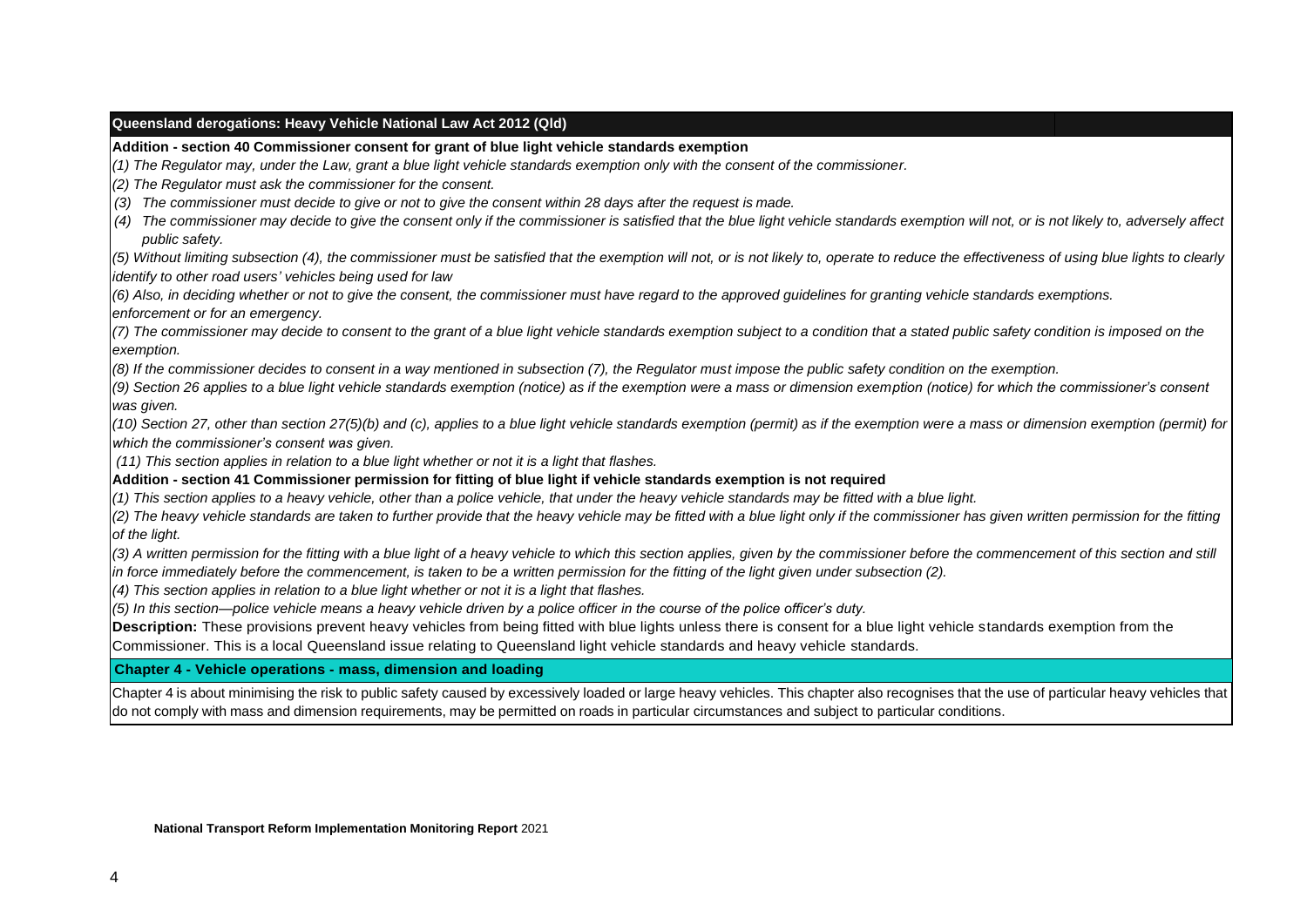**Queensland derogations: Heavy Vehicle National Law Act 2012 (Qld)**

**Addition - section 40 Commissioner consent for grant of blue light vehicle standards exemption**

*(1) The Regulator may, under the Law, grant a blue light vehicle standards exemption only with the consent of the commissioner.*

*(2) The Regulator must ask the commissioner for the consent.*

*(3) The commissioner must decide to give or not to give the consent within 28 days after the request is made.*

*(4) The commissioner may decide to give the consent only if the commissioner is satisfied that the blue light vehicle standards exemption will not, or is not likely to, adversely affect public safety.*

*(5) Without limiting subsection (4), the commissioner must be satisfied that the exemption will not, or is not likely to, operate to reduce the effectiveness of using blue lights to clearly identify to other road users' vehicles being used for law*

*(6) Also, in deciding whether or not to give the consent, the commissioner must have regard to the approved guidelines for granting vehicle standards exemptions.*

*enforcement or for an emergency.*

*(7) The commissioner may decide to consent to the grant of a blue light vehicle standards exemption subject to a condition that a stated public safety condition is imposed on the exemption.*

*(8) If the commissioner decides to consent in a way mentioned in subsection (7), the Regulator must impose the public safety condition on the exemption.*

*(9) Section 26 applies to a blue light vehicle standards exemption (notice) as if the exemption were a mass or dimension exemption (notice) for which the commissioner's consent was given.*

*(10) Section 27, other than section 27(5)(b) and (c), applies to a blue light vehicle standards exemption (permit) as if the exemption were a mass or dimension exemption (permit) for which the commissioner's consent was given.*

*(11) This section applies in relation to a blue light whether or not it is a light that flashes.*

**Addition - section 41 Commissioner permission for fitting of blue light if vehicle standards exemption is not required**

*(1) This section applies to a heavy vehicle, other than a police vehicle, that under the heavy vehicle standards may be fitted with a blue light.*

*(2) The heavy vehicle standards are taken to further provide that the heavy vehicle may be fitted with a blue light only if the commissioner has given written permission for the fitting of the light.*

*(3) A written permission for the fitting with a blue light of a heavy vehicle to which this section applies, given by the commissioner before the commencement of this section and still in force immediately before the commencement, is taken to be a written permission for the fitting of the light given under subsection (2).*

*(4) This section applies in relation to a blue light whether or not it is a light that flashes.*

*(5) In this section—police vehicle means a heavy vehicle driven by a police officer in the course of the police officer's duty.*

**Description:** These provisions prevent heavy vehicles from being fitted with blue lights unless there is consent for a blue light vehicle standards exemption from the Commissioner. This is a local Queensland issue relating to Queensland light vehicle standards and heavy vehicle standards.

**Chapter 4 - Vehicle operations - mass, dimension and loading**

Chapter 4 is about minimising the risk to public safety caused by excessively loaded or large heavy vehicles. This chapter also recognises that the use of particular heavy vehicles that do not comply with mass and dimension requirements, may be permitted on roads in particular circumstances and subject to particular conditions.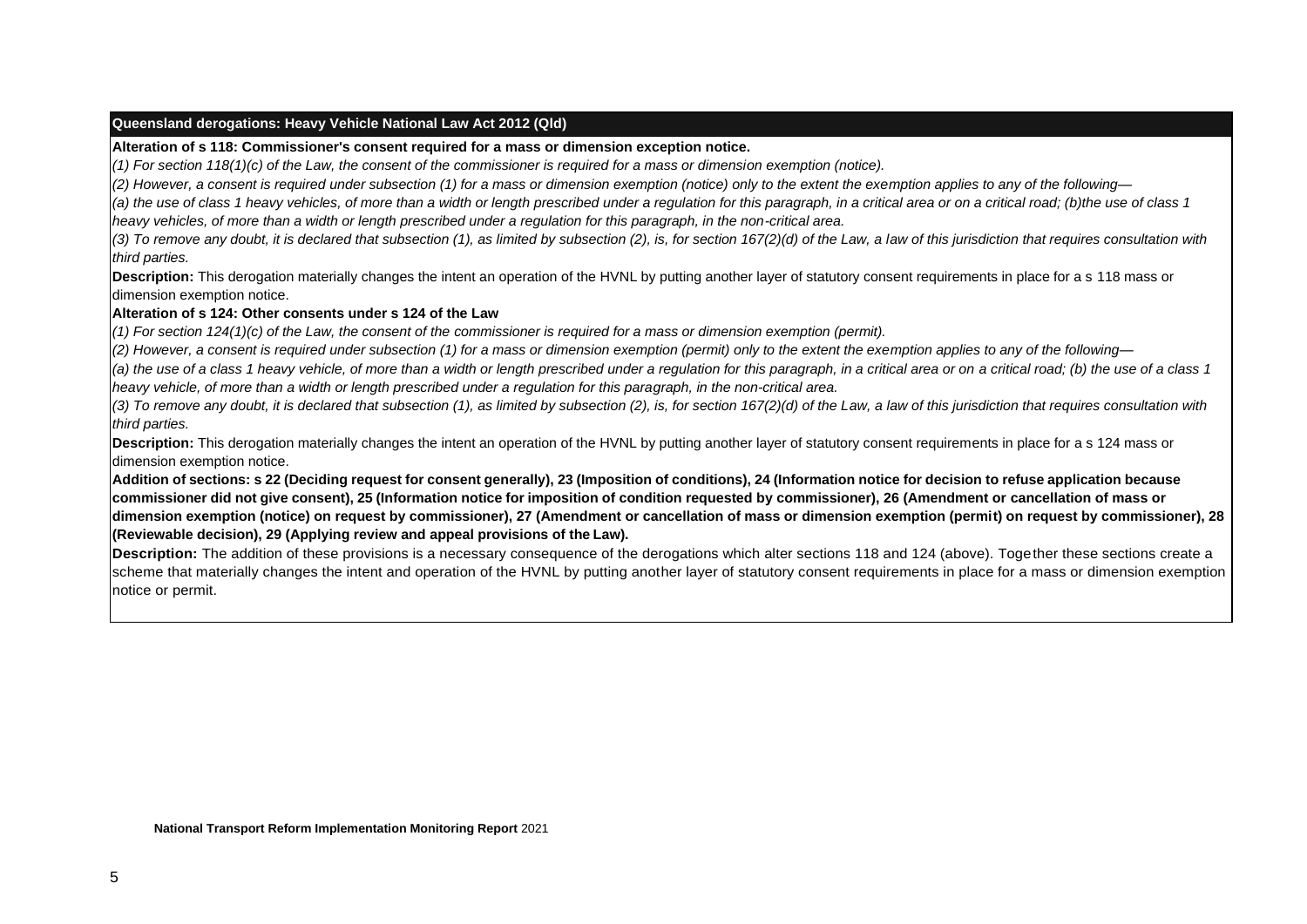| Queensland derogations: Heavy Vehicle National Law Act 2012 (Qld) |
|---|
| **Alteration of s 118: Commissioner's consent required for a mass or dimension exception notice.** |
| *(1) For section 118(1)(c) of the Law, the consent of the commissioner is required for a mass or dimension exemption (notice).* |
| *(2) However, a consent is required under subsection (1) for a mass or dimension exemption (notice) only to the extent the exemption applies to any of the following—* |
| *(a) the use of class 1 heavy vehicles, of more than a width or length prescribed under a regulation for this paragraph, in a critical area or on a critical road; (b)the use of class 1 heavy vehicles, of more than a width or length prescribed under a regulation for this paragraph, in the non-critical area.* |
| *(3) To remove any doubt, it is declared that subsection (1), as limited by subsection (2), is, for section 167(2)(d) of the Law, a law of this jurisdiction that requires consultation with third parties.* |
| **Description:** This derogation materially changes the intent an operation of the HVNL by putting another layer of statutory consent requirements in place for a s 118 mass or dimension exemption notice. |
| **Alteration of s 124: Other consents under s 124 of the Law** |
| *(1) For section 124(1)(c) of the Law, the consent of the commissioner is required for a mass or dimension exemption (permit).* |
| *(2) However, a consent is required under subsection (1) for a mass or dimension exemption (permit) only to the extent the exemption applies to any of the following—* |
| *(a) the use of a class 1 heavy vehicle, of more than a width or length prescribed under a regulation for this paragraph, in a critical area or on a critical road; (b) the use of a class 1 heavy vehicle, of more than a width or length prescribed under a regulation for this paragraph, in the non-critical area.* |
| *(3) To remove any doubt, it is declared that subsection (1), as limited by subsection (2), is, for section 167(2)(d) of the Law, a law of this jurisdiction that requires consultation with third parties.* |
| **Description:** This derogation materially changes the intent an operation of the HVNL by putting another layer of statutory consent requirements in place for a s 124 mass or dimension exemption notice. |
| **Addition of sections: s 22 (Deciding request for consent generally), 23 (Imposition of conditions), 24 (Information notice for decision to refuse application because commissioner did not give consent), 25 (Information notice for imposition of condition requested by commissioner), 26 (Amendment or cancellation of mass or dimension exemption (notice) on request by commissioner), 27 (Amendment or cancellation of mass or dimension exemption (permit) on request by commissioner), 28 (Reviewable decision), 29 (Applying review and appeal provisions of the Law).** |
| **Description:** The addition of these provisions is a necessary consequence of the derogations which alter sections 118 and 124 (above). Together these sections create a scheme that materially changes the intent and operation of the HVNL by putting another layer of statutory consent requirements in place for a mass or dimension exemption notice or permit. |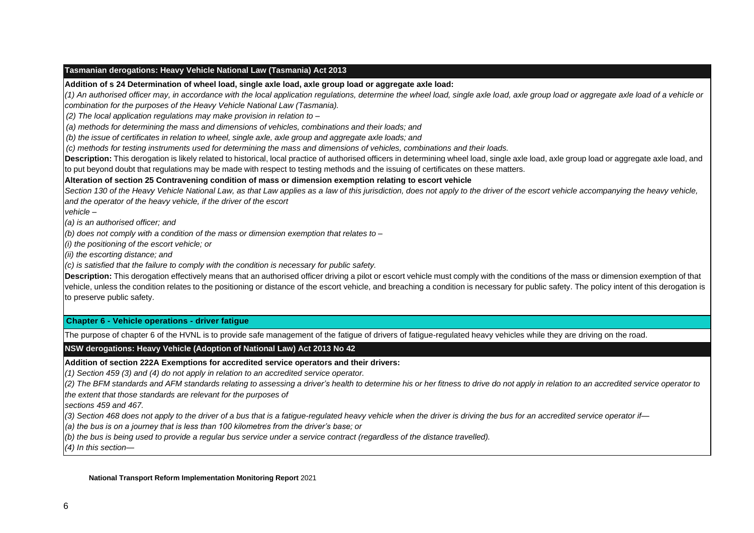**Tasmanian derogations: Heavy Vehicle National Law (Tasmania) Act 2013**

**Addition of s 24 Determination of wheel load, single axle load, axle group load or aggregate axle load:**

*(1) An authorised officer may, in accordance with the local application regulations, determine the wheel load, single axle load, axle group load or aggregate axle load of a vehicle or combination for the purposes of the Heavy Vehicle National Law (Tasmania).*

*(2) The local application regulations may make provision in relation to –*

*(a) methods for determining the mass and dimensions of vehicles, combinations and their loads; and*

*(b) the issue of certificates in relation to wheel, single axle, axle group and aggregate axle loads; and*

*(c) methods for testing instruments used for determining the mass and dimensions of vehicles, combinations and their loads.*

**Description:** This derogation is likely related to historical, local practice of authorised officers in determining wheel load, single axle load, axle group load or aggregate axle load, and to put beyond doubt that regulations may be made with respect to testing methods and the issuing of certificates on these matters.

**Alteration of section 25 Contravening condition of mass or dimension exemption relating to escort vehicle**

*Section 130 of the Heavy Vehicle National Law, as that Law applies as a law of this jurisdiction, does not apply to the driver of the escort vehicle accompanying the heavy vehicle, and the operator of the heavy vehicle, if the driver of the escort vehicle –*

*(a) is an authorised officer; and*

*(b) does not comply with a condition of the mass or dimension exemption that relates to –*

*(i) the positioning of the escort vehicle; or*

*(ii) the escorting distance; and*

*(c) is satisfied that the failure to comply with the condition is necessary for public safety.*

**Description:** This derogation effectively means that an authorised officer driving a pilot or escort vehicle must comply with the conditions of the mass or dimension exemption of that vehicle, unless the condition relates to the positioning or distance of the escort vehicle, and breaching a condition is necessary for public safety. The policy intent of this derogation is to preserve public safety.

**Chapter 6 - Vehicle operations - driver fatigue**

The purpose of chapter 6 of the HVNL is to provide safe management of the fatigue of drivers of fatigue-regulated heavy vehicles while they are driving on the road.

**NSW derogations: Heavy Vehicle (Adoption of National Law) Act 2013 No 42**

**Addition of section 222A Exemptions for accredited service operators and their drivers:**

*(1) Section 459 (3) and (4) do not apply in relation to an accredited service operator.*

*(2) The BFM standards and AFM standards relating to assessing a driver's health to determine his or her fitness to drive do not apply in relation to an accredited service operator to the extent that those standards are relevant for the purposes of sections 459 and 467.*

*(3) Section 468 does not apply to the driver of a bus that is a fatigue-regulated heavy vehicle when the driver is driving the bus for an accredited service operator if—*

*(a) the bus is on a journey that is less than 100 kilometres from the driver's base; or*

*(b) the bus is being used to provide a regular bus service under a service contract (regardless of the distance travelled).*

*(4) In this section—*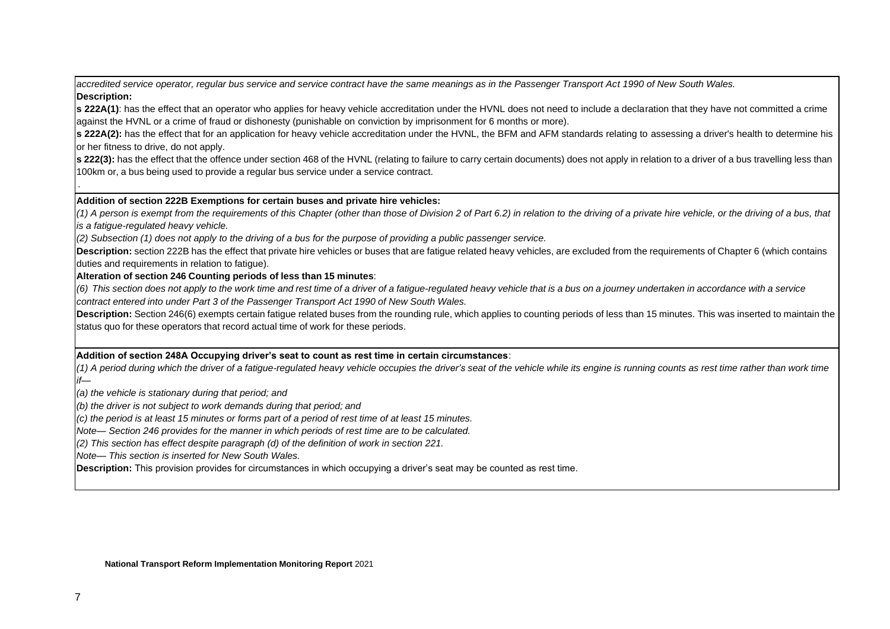*accredited service operator, regular bus service and service contract have the same meanings as in the Passenger Transport Act 1990 of New South Wales.*

**Description:**

**s 222A(1)**: has the effect that an operator who applies for heavy vehicle accreditation under the HVNL does not need to include a declaration that they have not committed a crime against the HVNL or a crime of fraud or dishonesty (punishable on conviction by imprisonment for 6 months or more).

**s 222A(2):** has the effect that for an application for heavy vehicle accreditation under the HVNL, the BFM and AFM standards relating to assessing a driver's health to determine his or her fitness to drive, do not apply.

**s 222(3):** has the effect that the offence under section 468 of the HVNL (relating to failure to carry certain documents) does not apply in relation to a driver of a bus travelling less than 100km or, a bus being used to provide a regular bus service under a service contract.

.

**Addition of section 222B Exemptions for certain buses and private hire vehicles:**

*(1) A person is exempt from the requirements of this Chapter (other than those of Division 2 of Part 6.2) in relation to the driving of a private hire vehicle, or the driving of a bus, that is a fatigue-regulated heavy vehicle.*

*(2) Subsection (1) does not apply to the driving of a bus for the purpose of providing a public passenger service.*

**Description:** section 222B has the effect that private hire vehicles or buses that are fatigue related heavy vehicles, are excluded from the requirements of Chapter 6 (which contains duties and requirements in relation to fatigue).

**Alteration of section 246 Counting periods of less than 15 minutes**:

*(6) This section does not apply to the work time and rest time of a driver of a fatigue-regulated heavy vehicle that is a bus on a journey undertaken in accordance with a service contract entered into under Part 3 of the Passenger Transport Act 1990 of New South Wales.*

**Description:** Section 246(6) exempts certain fatigue related buses from the rounding rule, which applies to counting periods of less than 15 minutes. This was inserted to maintain the status quo for these operators that record actual time of work for these periods.

**Addition of section 248A Occupying driver's seat to count as rest time in certain circumstances**:

*(1) A period during which the driver of a fatigue-regulated heavy vehicle occupies the driver's seat of the vehicle while its engine is running counts as rest time rather than work time if—*

*(a) the vehicle is stationary during that period; and*

*(b) the driver is not subject to work demands during that period; and*

*(c) the period is at least 15 minutes or forms part of a period of rest time of at least 15 minutes.*

*Note— Section 246 provides for the manner in which periods of rest time are to be calculated.*

*(2) This section has effect despite paragraph (d) of the definition of work in section 221.*

*Note— This section is inserted for New South Wales.*

**Description:** This provision provides for circumstances in which occupying a driver's seat may be counted as rest time.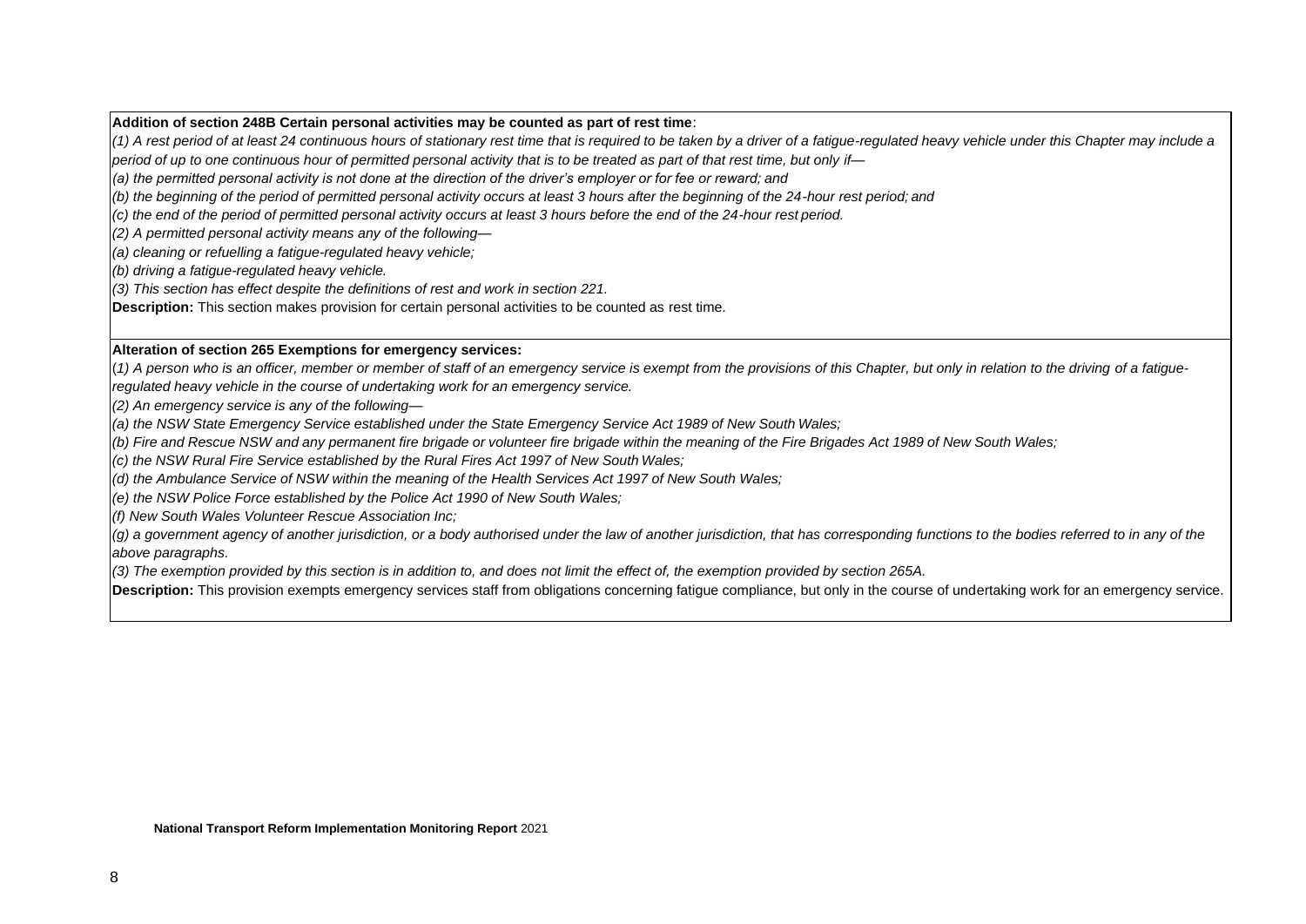**Addition of section 248B Certain personal activities may be counted as part of rest time**:

*(1) A rest period of at least 24 continuous hours of stationary rest time that is required to be taken by a driver of a fatigue-regulated heavy vehicle under this Chapter may include a period of up to one continuous hour of permitted personal activity that is to be treated as part of that rest time, but only if—*

*(a) the permitted personal activity is not done at the direction of the driver's employer or for fee or reward; and*

*(b) the beginning of the period of permitted personal activity occurs at least 3 hours after the beginning of the 24-hour rest period; and*

*(c) the end of the period of permitted personal activity occurs at least 3 hours before the end of the 24-hour rest period.*

*(2) A permitted personal activity means any of the following—*

*(a) cleaning or refuelling a fatigue-regulated heavy vehicle;*

*(b) driving a fatigue-regulated heavy vehicle.*

*(3) This section has effect despite the definitions of rest and work in section 221.*

**Description:** This section makes provision for certain personal activities to be counted as rest time.

**Alteration of section 265 Exemptions for emergency services:**

*(1) A person who is an officer, member or member of staff of an emergency service is exempt from the provisions of this Chapter, but only in relation to the driving of a fatigue-regulated heavy vehicle in the course of undertaking work for an emergency service.*

*(2) An emergency service is any of the following—*

*(a) the NSW State Emergency Service established under the State Emergency Service Act 1989 of New South Wales;*

*(b) Fire and Rescue NSW and any permanent fire brigade or volunteer fire brigade within the meaning of the Fire Brigades Act 1989 of New South Wales;*

*(c) the NSW Rural Fire Service established by the Rural Fires Act 1997 of New South Wales;*

*(d) the Ambulance Service of NSW within the meaning of the Health Services Act 1997 of New South Wales;*

*(e) the NSW Police Force established by the Police Act 1990 of New South Wales;*

*(f) New South Wales Volunteer Rescue Association Inc;*

*(g) a government agency of another jurisdiction, or a body authorised under the law of another jurisdiction, that has corresponding functions to the bodies referred to in any of the above paragraphs.*

*(3) The exemption provided by this section is in addition to, and does not limit the effect of, the exemption provided by section 265A.*

**Description:** This provision exempts emergency services staff from obligations concerning fatigue compliance, but only in the course of undertaking work for an emergency service.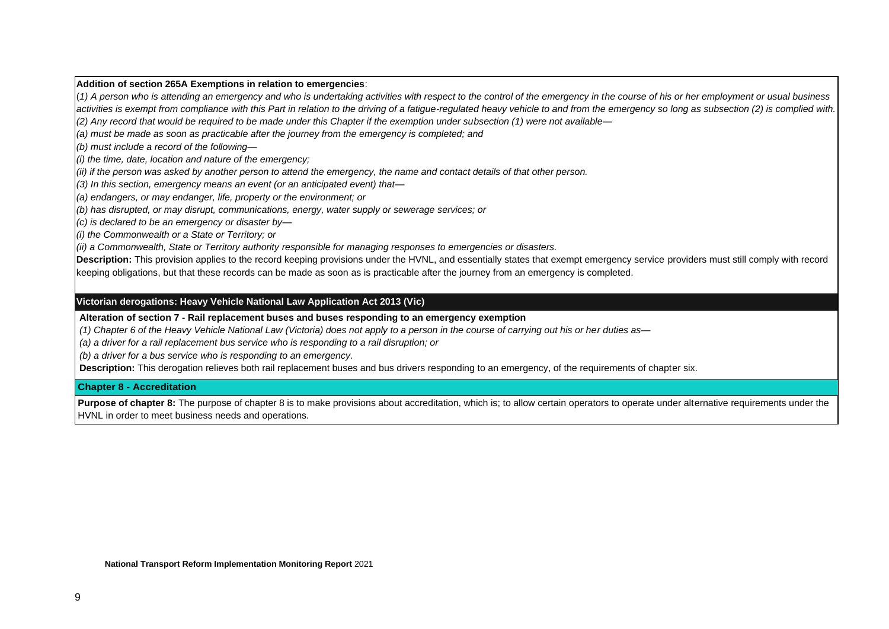**Addition of section 265A Exemptions in relation to emergencies**:

*(1) A person who is attending an emergency and who is undertaking activities with respect to the control of the emergency in the course of his or her employment or usual business activities is exempt from compliance with this Part in relation to the driving of a fatigue-regulated heavy vehicle to and from the emergency so long as subsection (2) is complied with.*

*(2) Any record that would be required to be made under this Chapter if the exemption under subsection (1) were not available—*

*(a) must be made as soon as practicable after the journey from the emergency is completed; and*

*(b) must include a record of the following—*

*(i) the time, date, location and nature of the emergency;*

*(ii) if the person was asked by another person to attend the emergency, the name and contact details of that other person.*

*(3) In this section, emergency means an event (or an anticipated event) that—*

*(a) endangers, or may endanger, life, property or the environment; or*

*(b) has disrupted, or may disrupt, communications, energy, water supply or sewerage services; or*

*(c) is declared to be an emergency or disaster by—*

*(i) the Commonwealth or a State or Territory; or*

*(ii) a Commonwealth, State or Territory authority responsible for managing responses to emergencies or disasters.*

**Description:** This provision applies to the record keeping provisions under the HVNL, and essentially states that exempt emergency service providers must still comply with record keeping obligations, but that these records can be made as soon as is practicable after the journey from an emergency is completed.

## Victorian derogations: Heavy Vehicle National Law Application Act 2013 (Vic)

**Alteration of section 7 - Rail replacement buses and buses responding to an emergency exemption**

*(1) Chapter 6 of the Heavy Vehicle National Law (Victoria) does not apply to a person in the course of carrying out his or her duties as—*

*(a) a driver for a rail replacement bus service who is responding to a rail disruption; or*

*(b) a driver for a bus service who is responding to an emergency.*

**Description:** This derogation relieves both rail replacement buses and bus drivers responding to an emergency, of the requirements of chapter six.

## Chapter 8 - Accreditation

**Purpose of chapter 8:** The purpose of chapter 8 is to make provisions about accreditation, which is; to allow certain operators to operate under alternative requirements under the HVNL in order to meet business needs and operations.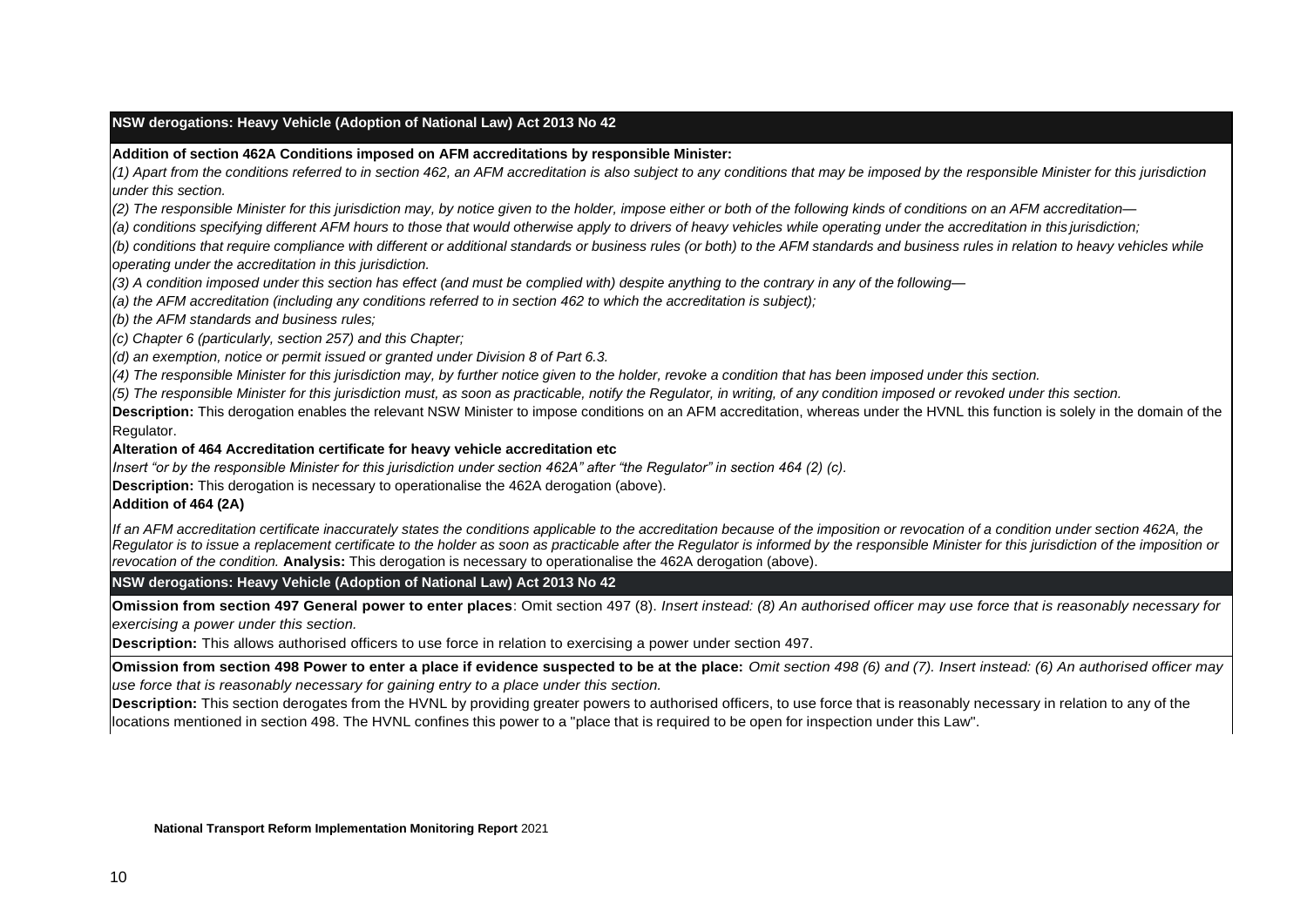| NSW derogations: Heavy Vehicle (Adoption of National Law) Act 2013 No 42 |
|---|
| **Addition of section 462A Conditions imposed on AFM accreditations by responsible Minister:**<br>*(1) Apart from the conditions referred to in section 462, an AFM accreditation is also subject to any conditions that may be imposed by the responsible Minister for this jurisdiction under this section.*<br>*(2) The responsible Minister for this jurisdiction may, by notice given to the holder, impose either or both of the following kinds of conditions on an AFM accreditation—*<br>*(a) conditions specifying different AFM hours to those that would otherwise apply to drivers of heavy vehicles while operating under the accreditation in this jurisdiction;*<br>*(b) conditions that require compliance with different or additional standards or business rules (or both) to the AFM standards and business rules in relation to heavy vehicles while operating under the accreditation in this jurisdiction.*<br>*(3) A condition imposed under this section has effect (and must be complied with) despite anything to the contrary in any of the following—*<br>*(a) the AFM accreditation (including any conditions referred to in section 462 to which the accreditation is subject);*<br>*(b) the AFM standards and business rules;*<br>*(c) Chapter 6 (particularly, section 257) and this Chapter;*<br>*(d) an exemption, notice or permit issued or granted under Division 8 of Part 6.3.*<br>*(4) The responsible Minister for this jurisdiction may, by further notice given to the holder, revoke a condition that has been imposed under this section.*<br>*(5) The responsible Minister for this jurisdiction must, as soon as practicable, notify the Regulator, in writing, of any condition imposed or revoked under this section.*<br>**Description:** This derogation enables the relevant NSW Minister to impose conditions on an AFM accreditation, whereas under the HVNL this function is solely in the domain of the Regulator.<br>**Alteration of 464 Accreditation certificate for heavy vehicle accreditation etc**<br>*Insert "or by the responsible Minister for this jurisdiction under section 462A" after "the Regulator" in section 464 (2) (c).*<br>**Description:** This derogation is necessary to operationalise the 462A derogation (above).<br>**Addition of 464 (2A)**<br>*If an AFM accreditation certificate inaccurately states the conditions applicable to the accreditation because of the imposition or revocation of a condition under section 462A, the Regulator is to issue a replacement certificate to the holder as soon as practicable after the Regulator is informed by the responsible Minister for this jurisdiction of the imposition or revocation of the condition.* **Analysis:** This derogation is necessary to operationalise the 462A derogation (above). |

| NSW derogations: Heavy Vehicle (Adoption of National Law) Act 2013 No 42 |
|---|
| **Omission from section 497 General power to enter places**: Omit section 497 (8). *Insert instead: (8) An authorised officer may use force that is reasonably necessary for exercising a power under this section.*<br>**Description:** This allows authorised officers to use force in relation to exercising a power under section 497. |
| **Omission from section 498 Power to enter a place if evidence suspected to be at the place:** *Omit section 498 (6) and (7). Insert instead: (6) An authorised officer may use force that is reasonably necessary for gaining entry to a place under this section.*<br>**Description:** This section derogates from the HVNL by providing greater powers to authorised officers, to use force that is reasonably necessary in relation to any of the locations mentioned in section 498. The HVNL confines this power to a "place that is required to be open for inspection under this Law". |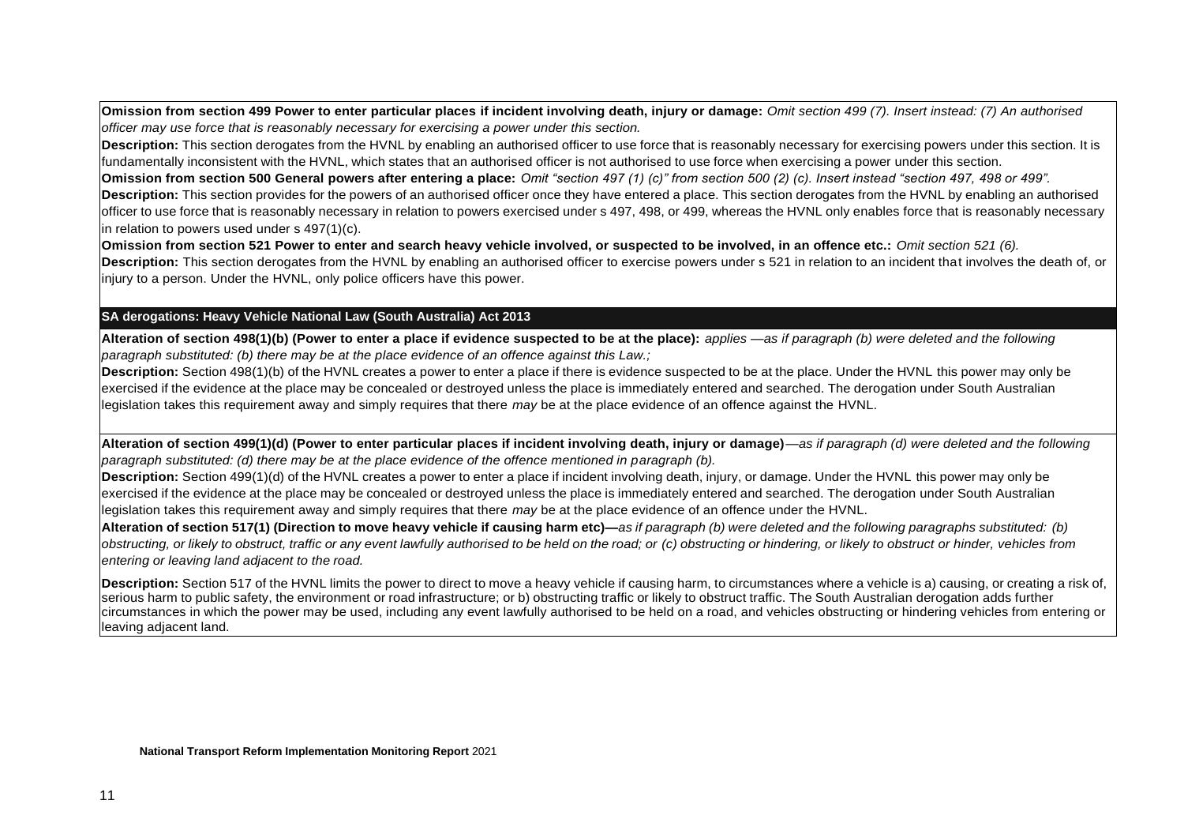**Omission from section 499 Power to enter particular places if incident involving death, injury or damage:** *Omit section 499 (7). Insert instead: (7) An authorised officer may use force that is reasonably necessary for exercising a power under this section.*

**Description:** This section derogates from the HVNL by enabling an authorised officer to use force that is reasonably necessary for exercising powers under this section. It is fundamentally inconsistent with the HVNL, which states that an authorised officer is not authorised to use force when exercising a power under this section.

**Omission from section 500 General powers after entering a place:** *Omit "section 497 (1) (c)" from section 500 (2) (c). Insert instead "section 497, 498 or 499".*

**Description:** This section provides for the powers of an authorised officer once they have entered a place. This section derogates from the HVNL by enabling an authorised officer to use force that is reasonably necessary in relation to powers exercised under s 497, 498, or 499, whereas the HVNL only enables force that is reasonably necessary in relation to powers used under s 497(1)(c).

**Omission from section 521 Power to enter and search heavy vehicle involved, or suspected to be involved, in an offence etc.:** *Omit section 521 (6).*

**Description:** This section derogates from the HVNL by enabling an authorised officer to exercise powers under s 521 in relation to an incident that involves the death of, or injury to a person. Under the HVNL, only police officers have this power.

## SA derogations: Heavy Vehicle National Law (South Australia) Act 2013

**Alteration of section 498(1)(b) (Power to enter a place if evidence suspected to be at the place):** *applies —as if paragraph (b) were deleted and the following paragraph substituted: (b) there may be at the place evidence of an offence against this Law.;*

**Description:** Section 498(1)(b) of the HVNL creates a power to enter a place if there is evidence suspected to be at the place. Under the HVNL this power may only be exercised if the evidence at the place may be concealed or destroyed unless the place is immediately entered and searched. The derogation under South Australian legislation takes this requirement away and simply requires that there *may* be at the place evidence of an offence against the HVNL.

**Alteration of section 499(1)(d) (Power to enter particular places if incident involving death, injury or damage)***—as if paragraph (d) were deleted and the following paragraph substituted: (d) there may be at the place evidence of the offence mentioned in paragraph (b).*

**Description:** Section 499(1)(d) of the HVNL creates a power to enter a place if incident involving death, injury, or damage. Under the HVNL this power may only be exercised if the evidence at the place may be concealed or destroyed unless the place is immediately entered and searched. The derogation under South Australian legislation takes this requirement away and simply requires that there *may* be at the place evidence of an offence under the HVNL.

**Alteration of section 517(1) (Direction to move heavy vehicle if causing harm etc)—***as if paragraph (b) were deleted and the following paragraphs substituted: (b) obstructing, or likely to obstruct, traffic or any event lawfully authorised to be held on the road; or (c) obstructing or hindering, or likely to obstruct or hinder, vehicles from entering or leaving land adjacent to the road.*

**Description:** Section 517 of the HVNL limits the power to direct to move a heavy vehicle if causing harm, to circumstances where a vehicle is a) causing, or creating a risk of, serious harm to public safety, the environment or road infrastructure; or b) obstructing traffic or likely to obstruct traffic. The South Australian derogation adds further circumstances in which the power may be used, including any event lawfully authorised to be held on a road, and vehicles obstructing or hindering vehicles from entering or leaving adjacent land.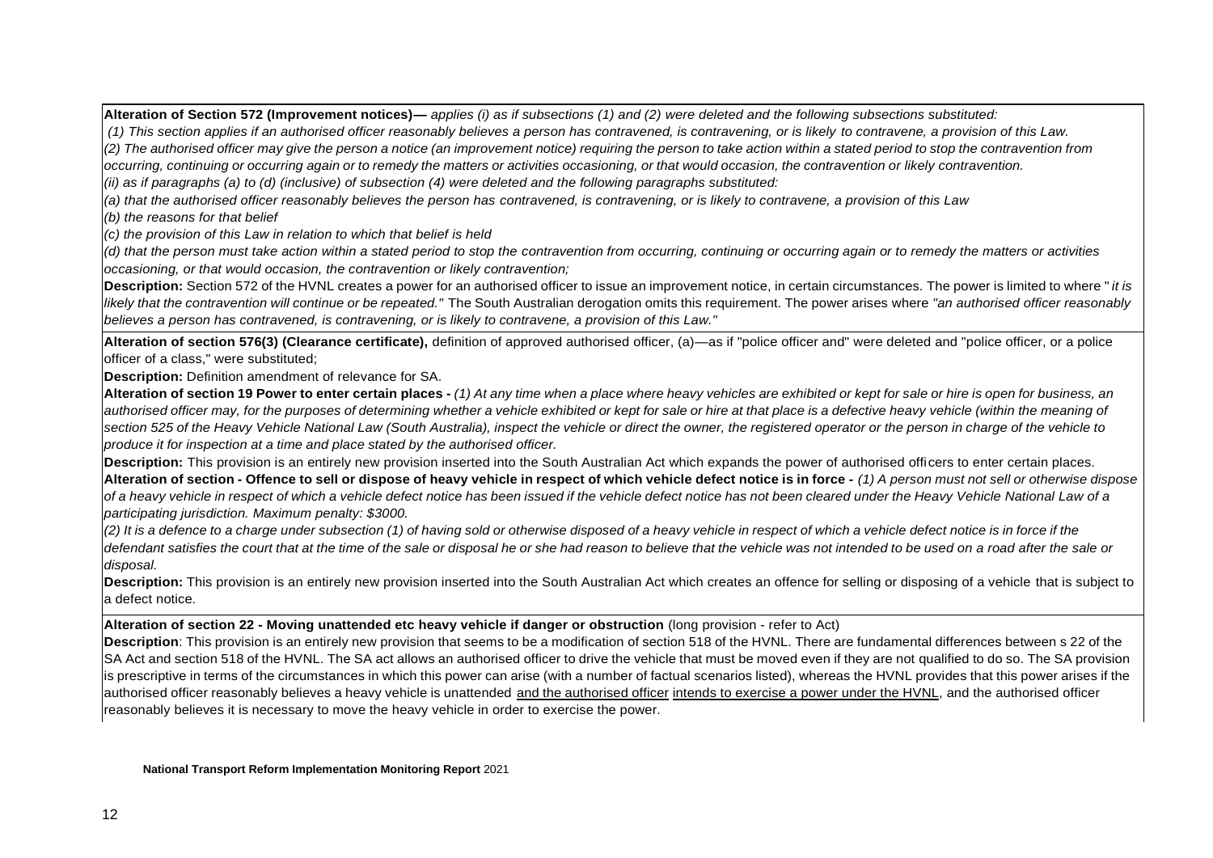| |
|---|
| **Alteration of Section 572 (Improvement notices)—** *applies (i) as if subsections (1) and (2) were deleted and the following subsections substituted:*<br>*(1) This section applies if an authorised officer reasonably believes a person has contravened, is contravening, or is likely to contravene, a provision of this Law.*<br>*(2) The authorised officer may give the person a notice (an improvement notice) requiring the person to take action within a stated period to stop the contravention from occurring, continuing or occurring again or to remedy the matters or activities occasioning, or that would occasion, the contravention or likely contravention.*<br>*(ii) as if paragraphs (a) to (d) (inclusive) of subsection (4) were deleted and the following paragraphs substituted:*<br>*(a) that the authorised officer reasonably believes the person has contravened, is contravening, or is likely to contravene, a provision of this Law*<br>*(b) the reasons for that belief*<br>*(c) the provision of this Law in relation to which that belief is held*<br>*(d) that the person must take action within a stated period to stop the contravention from occurring, continuing or occurring again or to remedy the matters or activities occasioning, or that would occasion, the contravention or likely contravention;*<br>**Description:** Section 572 of the HVNL creates a power for an authorised officer to issue an improvement notice, in certain circumstances. The power is limited to where "*it is likely that the contravention will continue or be repeated."* The South Australian derogation omits this requirement. The power arises where *"an authorised officer reasonably believes a person has contravened, is contravening, or is likely to contravene, a provision of this Law."* |
| **Alteration of section 576(3) (Clearance certificate),** definition of approved authorised officer, (a)—as if "police officer and" were deleted and "police officer, or a police officer of a class," were substituted;<br>**Description:** Definition amendment of relevance for SA.<br>**Alteration of section 19 Power to enter certain places -** *(1) At any time when a place where heavy vehicles are exhibited or kept for sale or hire is open for business, an authorised officer may, for the purposes of determining whether a vehicle exhibited or kept for sale or hire at that place is a defective heavy vehicle (within the meaning of section 525 of the Heavy Vehicle National Law (South Australia), inspect the vehicle or direct the owner, the registered operator or the person in charge of the vehicle to produce it for inspection at a time and place stated by the authorised officer.*<br>**Description:** This provision is an entirely new provision inserted into the South Australian Act which expands the power of authorised officers to enter certain places.<br>**Alteration of section - Offence to sell or dispose of heavy vehicle in respect of which vehicle defect notice is in force -** *(1) A person must not sell or otherwise dispose of a heavy vehicle in respect of which a vehicle defect notice has been issued if the vehicle defect notice has not been cleared under the Heavy Vehicle National Law of a participating jurisdiction. Maximum penalty: $3000.*<br>*(2) It is a defence to a charge under subsection (1) of having sold or otherwise disposed of a heavy vehicle in respect of which a vehicle defect notice is in force if the defendant satisfies the court that at the time of the sale or disposal he or she had reason to believe that the vehicle was not intended to be used on a road after the sale or disposal.*<br>**Description:** This provision is an entirely new provision inserted into the South Australian Act which creates an offence for selling or disposing of a vehicle that is subject to a defect notice. |
| **Alteration of section 22 - Moving unattended etc heavy vehicle if danger or obstruction** (long provision - refer to Act)<br>**Description**: This provision is an entirely new provision that seems to be a modification of section 518 of the HVNL. There are fundamental differences between s 22 of the SA Act and section 518 of the HVNL. The SA act allows an authorised officer to drive the vehicle that must be moved even if they are not qualified to do so. The SA provision is prescriptive in terms of the circumstances in which this power can arise (with a number of factual scenarios listed), whereas the HVNL provides that this power arises if the authorised officer reasonably believes a heavy vehicle is unattended and the authorised officer intends to exercise a power under the HVNL, and the authorised officer reasonably believes it is necessary to move the heavy vehicle in order to exercise the power. |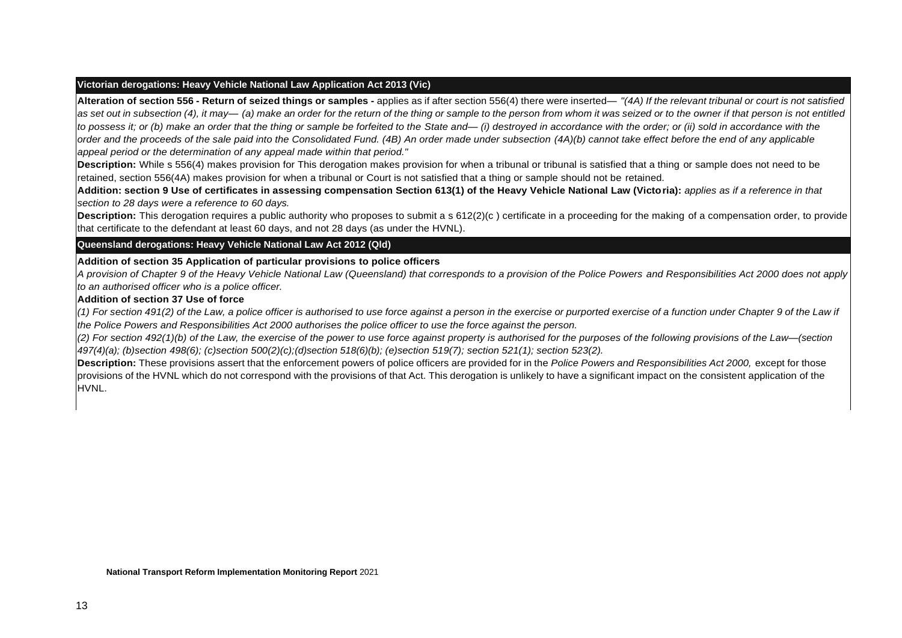| Victorian derogations: Heavy Vehicle National Law Application Act 2013 (Vic) |
|---|
| **Alteration of section 556 - Return of seized things or samples -** applies as if after section 556(4) there were inserted— *"(4A) If the relevant tribunal or court is not satisfied as set out in subsection (4), it may— (a) make an order for the return of the thing or sample to the person from whom it was seized or to the owner if that person is not entitled to possess it; or (b) make an order that the thing or sample be forfeited to the State and— (i) destroyed in accordance with the order; or (ii) sold in accordance with the order and the proceeds of the sale paid into the Consolidated Fund. (4B) An order made under subsection (4A)(b) cannot take effect before the end of any applicable appeal period or the determination of any appeal made within that period."*<br>**Description:** While s 556(4) makes provision for This derogation makes provision for when a tribunal or tribunal is satisfied that a thing or sample does not need to be retained, section 556(4A) makes provision for when a tribunal or Court is not satisfied that a thing or sample should not be retained.<br>**Addition: section 9 Use of certificates in assessing compensation Section 613(1) of the Heavy Vehicle National Law (Victoria):** *applies as if a reference in that section to 28 days were a reference to 60 days.*<br>**Description:** This derogation requires a public authority who proposes to submit a s 612(2)(c ) certificate in a proceeding for the making of a compensation order, to provide that certificate to the defendant at least 60 days, and not 28 days (as under the HVNL). |
| **Queensland derogations: Heavy Vehicle National Law Act 2012 (Qld)** |
| **Addition of section 35 Application of particular provisions to police officers**<br>*A provision of Chapter 9 of the Heavy Vehicle National Law (Queensland) that corresponds to a provision of the Police Powers and Responsibilities Act 2000 does not apply to an authorised officer who is a police officer.*<br>**Addition of section 37 Use of force**<br>*(1) For section 491(2) of the Law, a police officer is authorised to use force against a person in the exercise or purported exercise of a function under Chapter 9 of the Law if the Police Powers and Responsibilities Act 2000 authorises the police officer to use the force against the person.*<br>*(2) For section 492(1)(b) of the Law, the exercise of the power to use force against property is authorised for the purposes of the following provisions of the Law—(section 497(4)(a); (b)section 498(6); (c)section 500(2)(c);(d)section 518(6)(b); (e)section 519(7); section 521(1); section 523(2).*<br>**Description:** These provisions assert that the enforcement powers of police officers are provided for in the *Police Powers and Responsibilities Act 2000,* except for those provisions of the HVNL which do not correspond with the provisions of that Act. This derogation is unlikely to have a significant impact on the consistent application of the HVNL. |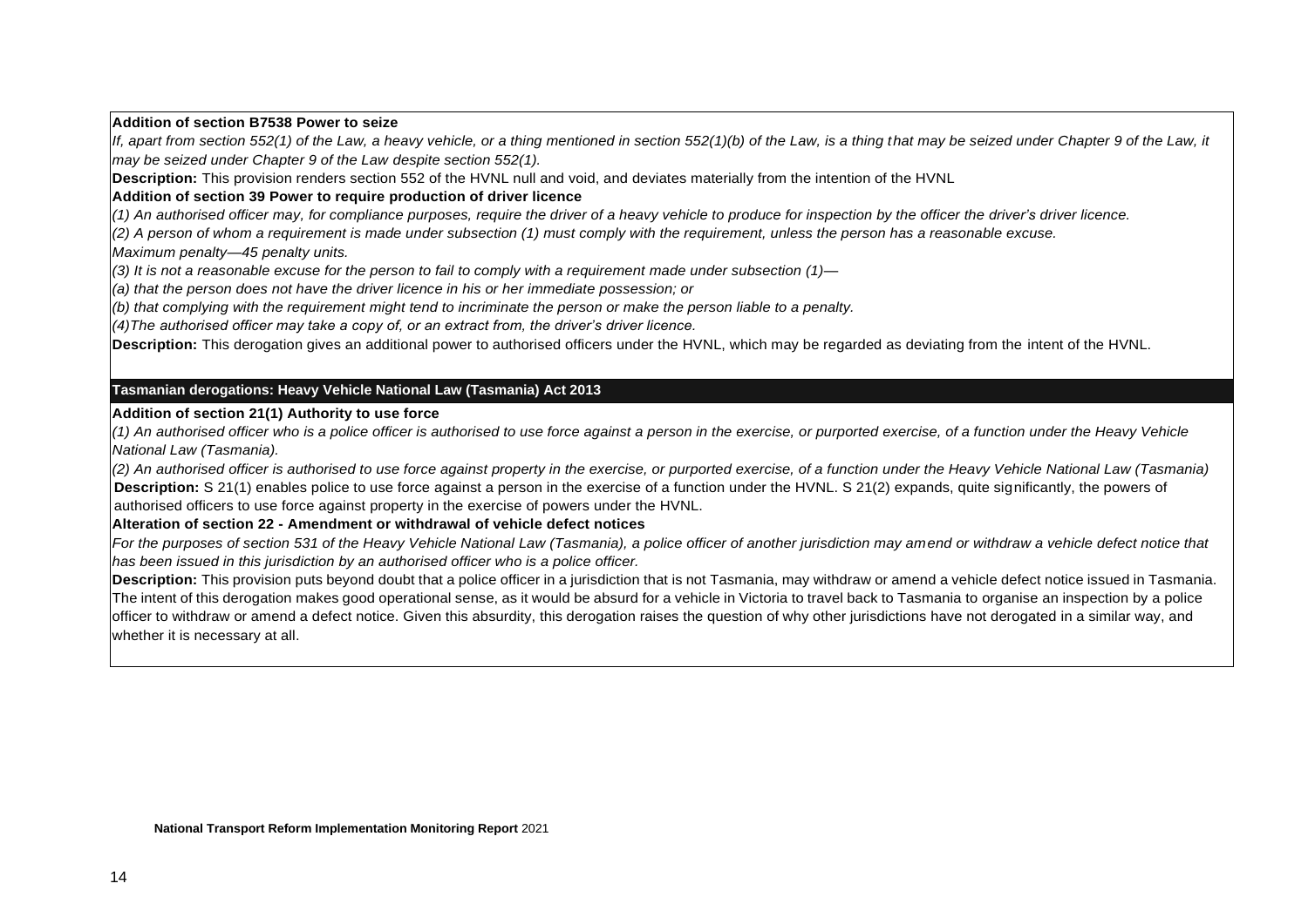**Addition of section B7538 Power to seize**

*If, apart from section 552(1) of the Law, a heavy vehicle, or a thing mentioned in section 552(1)(b) of the Law, is a thing that may be seized under Chapter 9 of the Law, it may be seized under Chapter 9 of the Law despite section 552(1).*

**Description:** This provision renders section 552 of the HVNL null and void, and deviates materially from the intention of the HVNL

**Addition of section 39 Power to require production of driver licence**

*(1) An authorised officer may, for compliance purposes, require the driver of a heavy vehicle to produce for inspection by the officer the driver's driver licence.*

*(2) A person of whom a requirement is made under subsection (1) must comply with the requirement, unless the person has a reasonable excuse.*

*Maximum penalty—45 penalty units.*

*(3) It is not a reasonable excuse for the person to fail to comply with a requirement made under subsection (1)—*

*(a) that the person does not have the driver licence in his or her immediate possession; or*

*(b) that complying with the requirement might tend to incriminate the person or make the person liable to a penalty.*

*(4)The authorised officer may take a copy of, or an extract from, the driver's driver licence.*

**Description:** This derogation gives an additional power to authorised officers under the HVNL, which may be regarded as deviating from the intent of the HVNL.

## Tasmanian derogations: Heavy Vehicle National Law (Tasmania) Act 2013

**Addition of section 21(1) Authority to use force**

*(1) An authorised officer who is a police officer is authorised to use force against a person in the exercise, or purported exercise, of a function under the Heavy Vehicle National Law (Tasmania).*

*(2) An authorised officer is authorised to use force against property in the exercise, or purported exercise, of a function under the Heavy Vehicle National Law (Tasmania)*

**Description:** S 21(1) enables police to use force against a person in the exercise of a function under the HVNL. S 21(2) expands, quite significantly, the powers of authorised officers to use force against property in the exercise of powers under the HVNL.

**Alteration of section 22 - Amendment or withdrawal of vehicle defect notices**

*For the purposes of section 531 of the Heavy Vehicle National Law (Tasmania), a police officer of another jurisdiction may amend or withdraw a vehicle defect notice that has been issued in this jurisdiction by an authorised officer who is a police officer.*

**Description:** This provision puts beyond doubt that a police officer in a jurisdiction that is not Tasmania, may withdraw or amend a vehicle defect notice issued in Tasmania. The intent of this derogation makes good operational sense, as it would be absurd for a vehicle in Victoria to travel back to Tasmania to organise an inspection by a police officer to withdraw or amend a defect notice. Given this absurdity, this derogation raises the question of why other jurisdictions have not derogated in a similar way, and whether it is necessary at all.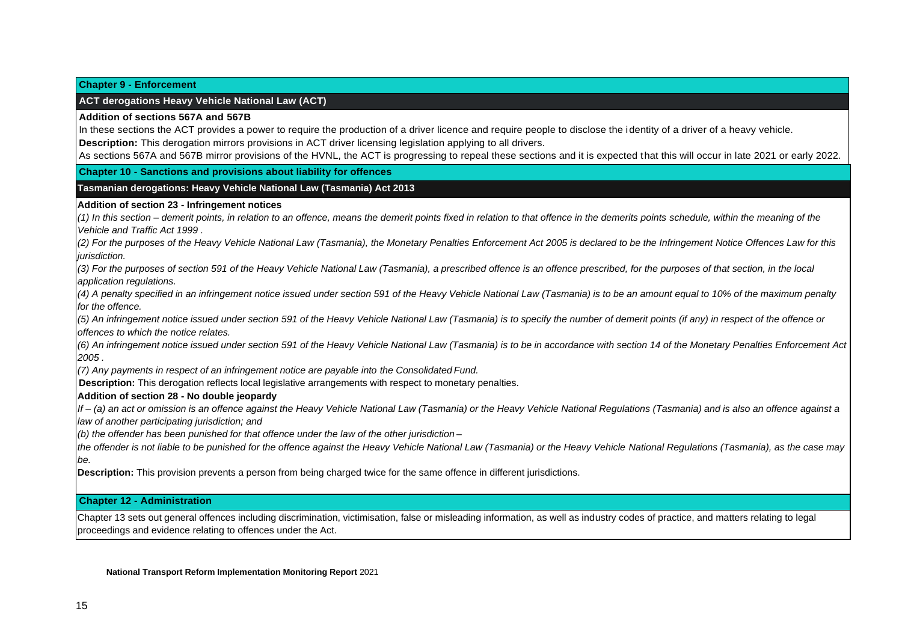## Chapter 9 - Enforcement

### ACT derogations Heavy Vehicle National Law (ACT)

**Addition of sections 567A and 567B**

In these sections the ACT provides a power to require the production of a driver licence and require people to disclose the identity of a driver of a heavy vehicle.

**Description:** This derogation mirrors provisions in ACT driver licensing legislation applying to all drivers.

As sections 567A and 567B mirror provisions of the HVNL, the ACT is progressing to repeal these sections and it is expected that this will occur in late 2021 or early 2022.

## Chapter 10 - Sanctions and provisions about liability for offences

### Tasmanian derogations: Heavy Vehicle National Law (Tasmania) Act 2013

**Addition of section 23 - Infringement notices**

*(1) In this section – demerit points, in relation to an offence, means the demerit points fixed in relation to that offence in the demerits points schedule, within the meaning of the Vehicle and Traffic Act 1999 .*

*(2) For the purposes of the Heavy Vehicle National Law (Tasmania), the Monetary Penalties Enforcement Act 2005 is declared to be the Infringement Notice Offences Law for this jurisdiction.*

*(3) For the purposes of section 591 of the Heavy Vehicle National Law (Tasmania), a prescribed offence is an offence prescribed, for the purposes of that section, in the local application regulations.*

*(4) A penalty specified in an infringement notice issued under section 591 of the Heavy Vehicle National Law (Tasmania) is to be an amount equal to 10% of the maximum penalty for the offence.*

*(5) An infringement notice issued under section 591 of the Heavy Vehicle National Law (Tasmania) is to specify the number of demerit points (if any) in respect of the offence or offences to which the notice relates.*

*(6) An infringement notice issued under section 591 of the Heavy Vehicle National Law (Tasmania) is to be in accordance with section 14 of the Monetary Penalties Enforcement Act 2005 .*

*(7) Any payments in respect of an infringement notice are payable into the Consolidated Fund.*

**Description:** This derogation reflects local legislative arrangements with respect to monetary penalties.

**Addition of section 28 - No double jeopardy**

*If – (a) an act or omission is an offence against the Heavy Vehicle National Law (Tasmania) or the Heavy Vehicle National Regulations (Tasmania) and is also an offence against a law of another participating jurisdiction; and*

*(b) the offender has been punished for that offence under the law of the other jurisdiction –*

*the offender is not liable to be punished for the offence against the Heavy Vehicle National Law (Tasmania) or the Heavy Vehicle National Regulations (Tasmania), as the case may be.*

**Description:** This provision prevents a person from being charged twice for the same offence in different jurisdictions.

## Chapter 12 - Administration

Chapter 13 sets out general offences including discrimination, victimisation, false or misleading information, as well as industry codes of practice, and matters relating to legal proceedings and evidence relating to offences under the Act.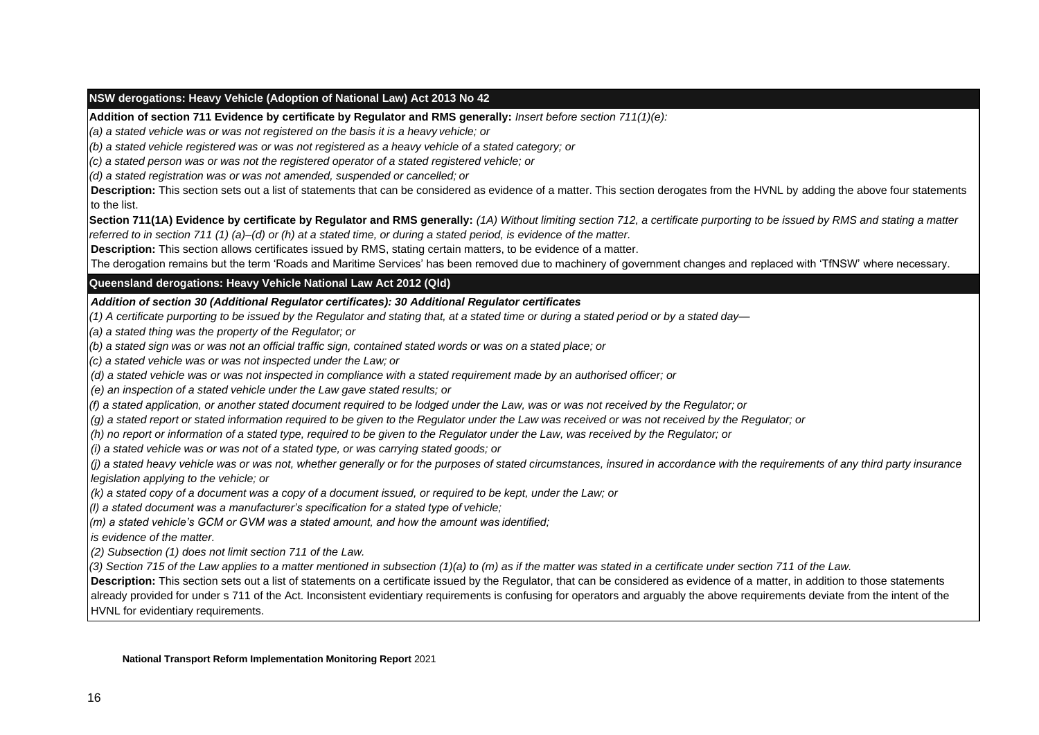| NSW derogations: Heavy Vehicle (Adoption of National Law) Act 2013 No 42 |
|---|
| **Addition of section 711 Evidence by certificate by Regulator and RMS generally:** *Insert before section 711(1)(e):*<br>*(a) a stated vehicle was or was not registered on the basis it is a heavy vehicle; or*<br>*(b) a stated vehicle registered was or was not registered as a heavy vehicle of a stated category; or*<br>*(c) a stated person was or was not the registered operator of a stated registered vehicle; or*<br>*(d) a stated registration was or was not amended, suspended or cancelled; or*<br>**Description:** This section sets out a list of statements that can be considered as evidence of a matter. This section derogates from the HVNL by adding the above four statements to the list.<br>**Section 711(1A) Evidence by certificate by Regulator and RMS generally:** *(1A) Without limiting section 712, a certificate purporting to be issued by RMS and stating a matter referred to in section 711 (1) (a)–(d) or (h) at a stated time, or during a stated period, is evidence of the matter.*<br>**Description:** This section allows certificates issued by RMS, stating certain matters, to be evidence of a matter.<br>The derogation remains but the term 'Roads and Maritime Services' has been removed due to machinery of government changes and replaced with 'TfNSW' where necessary. |

| Queensland derogations: Heavy Vehicle National Law Act 2012 (Qld) |
|---|
| ***Addition of section 30 (Additional Regulator certificates): 30 Additional Regulator certificates***<br>*(1) A certificate purporting to be issued by the Regulator and stating that, at a stated time or during a stated period or by a stated day—*<br>*(a) a stated thing was the property of the Regulator; or*<br>*(b) a stated sign was or was not an official traffic sign, contained stated words or was on a stated place; or*<br>*(c) a stated vehicle was or was not inspected under the Law; or*<br>*(d) a stated vehicle was or was not inspected in compliance with a stated requirement made by an authorised officer; or*<br>*(e) an inspection of a stated vehicle under the Law gave stated results; or*<br>*(f) a stated application, or another stated document required to be lodged under the Law, was or was not received by the Regulator; or*<br>*(g) a stated report or stated information required to be given to the Regulator under the Law was received or was not received by the Regulator; or*<br>*(h) no report or information of a stated type, required to be given to the Regulator under the Law, was received by the Regulator; or*<br>*(i) a stated vehicle was or was not of a stated type, or was carrying stated goods; or*<br>*(j) a stated heavy vehicle was or was not, whether generally or for the purposes of stated circumstances, insured in accordance with the requirements of any third party insurance legislation applying to the vehicle; or*<br>*(k) a stated copy of a document was a copy of a document issued, or required to be kept, under the Law; or*<br>*(l) a stated document was a manufacturer's specification for a stated type of vehicle;*<br>*(m) a stated vehicle's GCM or GVM was a stated amount, and how the amount was identified;*<br>*is evidence of the matter.*<br>*(2) Subsection (1) does not limit section 711 of the Law.*<br>*(3) Section 715 of the Law applies to a matter mentioned in subsection (1)(a) to (m) as if the matter was stated in a certificate under section 711 of the Law.*<br>**Description:** This section sets out a list of statements on a certificate issued by the Regulator, that can be considered as evidence of a matter, in addition to those statements already provided for under s 711 of the Act. Inconsistent evidentiary requirements is confusing for operators and arguably the above requirements deviate from the intent of the HVNL for evidentiary requirements. |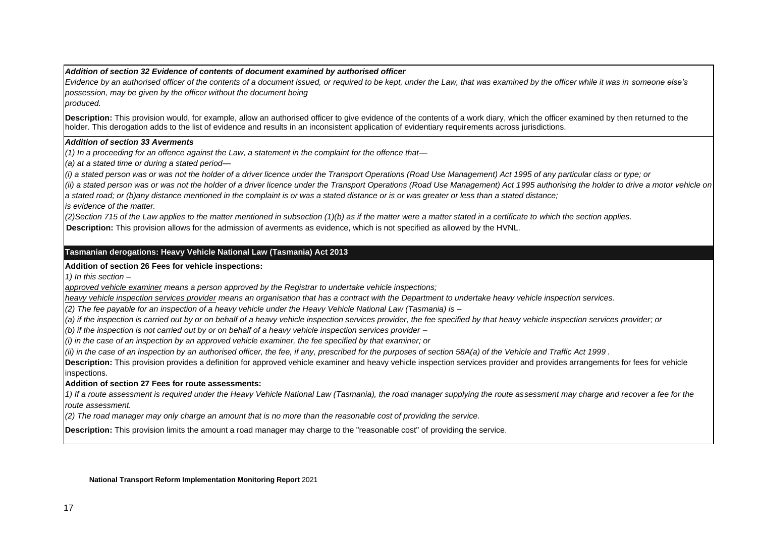***Addition of section 32 Evidence of contents of document examined by authorised officer***

*Evidence by an authorised officer of the contents of a document issued, or required to be kept, under the Law, that was examined by the officer while it was in someone else's possession, may be given by the officer without the document being produced.*

**Description:** This provision would, for example, allow an authorised officer to give evidence of the contents of a work diary, which the officer examined by then returned to the holder. This derogation adds to the list of evidence and results in an inconsistent application of evidentiary requirements across jurisdictions.

***Addition of section 33 Averments***

*(1) In a proceeding for an offence against the Law, a statement in the complaint for the offence that—*

*(a) at a stated time or during a stated period—*

*(i) a stated person was or was not the holder of a driver licence under the Transport Operations (Road Use Management) Act 1995 of any particular class or type; or*

*(ii) a stated person was or was not the holder of a driver licence under the Transport Operations (Road Use Management) Act 1995 authorising the holder to drive a motor vehicle on a stated road; or (b)any distance mentioned in the complaint is or was a stated distance or is or was greater or less than a stated distance;*

*is evidence of the matter.*

*(2)Section 715 of the Law applies to the matter mentioned in subsection (1)(b) as if the matter were a matter stated in a certificate to which the section applies.*

**Description:** This provision allows for the admission of averments as evidence, which is not specified as allowed by the HVNL.

## Tasmanian derogations: Heavy Vehicle National Law (Tasmania) Act 2013

**Addition of section 26 Fees for vehicle inspections:**

*1) In this section –*

*approved vehicle examiner means a person approved by the Registrar to undertake vehicle inspections;*

*heavy vehicle inspection services provider means an organisation that has a contract with the Department to undertake heavy vehicle inspection services.*

*(2) The fee payable for an inspection of a heavy vehicle under the Heavy Vehicle National Law (Tasmania) is –*

*(a) if the inspection is carried out by or on behalf of a heavy vehicle inspection services provider, the fee specified by that heavy vehicle inspection services provider; or*

*(b) if the inspection is not carried out by or on behalf of a heavy vehicle inspection services provider –*

*(i) in the case of an inspection by an approved vehicle examiner, the fee specified by that examiner; or*

*(ii) in the case of an inspection by an authorised officer, the fee, if any, prescribed for the purposes of section 58A(a) of the Vehicle and Traffic Act 1999 .*

**Description:** This provision provides a definition for approved vehicle examiner and heavy vehicle inspection services provider and provides arrangements for fees for vehicle inspections.

**Addition of section 27 Fees for route assessments:**

*1) If a route assessment is required under the Heavy Vehicle National Law (Tasmania), the road manager supplying the route assessment may charge and recover a fee for the route assessment.*

*(2) The road manager may only charge an amount that is no more than the reasonable cost of providing the service.*

**Description:** This provision limits the amount a road manager may charge to the "reasonable cost" of providing the service.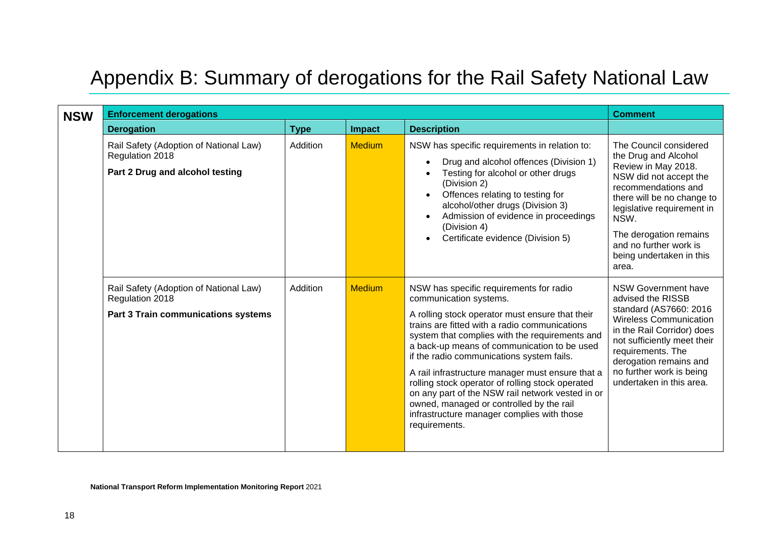# Appendix B: Summary of derogations for the Rail Safety National Law

| NSW | Enforcement derogations | | | | Comment |
|---|---|---|---|---|---|
| | **Derogation** | **Type** | **Impact** | **Description** | |
| | Rail Safety (Adoption of National Law) Regulation 2018<br>**Part 2 Drug and alcohol testing** | Addition | Medium | NSW has specific requirements in relation to:<br>• Drug and alcohol offences (Division 1)<br>• Testing for alcohol or other drugs (Division 2)<br>• Offences relating to testing for alcohol/other drugs (Division 3)<br>• Admission of evidence in proceedings (Division 4)<br>• Certificate evidence (Division 5) | The Council considered the Drug and Alcohol Review in May 2018. NSW did not accept the recommendations and there will be no change to legislative requirement in NSW.<br>The derogation remains and no further work is being undertaken in this area. |
| | Rail Safety (Adoption of National Law) Regulation 2018<br>**Part 3 Train communications systems** | Addition | Medium | NSW has specific requirements for radio communication systems.<br>A rolling stock operator must ensure that their trains are fitted with a radio communications system that complies with the requirements and a back-up means of communication to be used if the radio communications system fails.<br>A rail infrastructure manager must ensure that a rolling stock operator of rolling stock operated on any part of the NSW rail network vested in or owned, managed or controlled by the rail infrastructure manager complies with those requirements. | NSW Government have advised the RISSB standard (AS7660: 2016 Wireless Communication in the Rail Corridor) does not sufficiently meet their requirements. The derogation remains and no further work is being undertaken in this area. |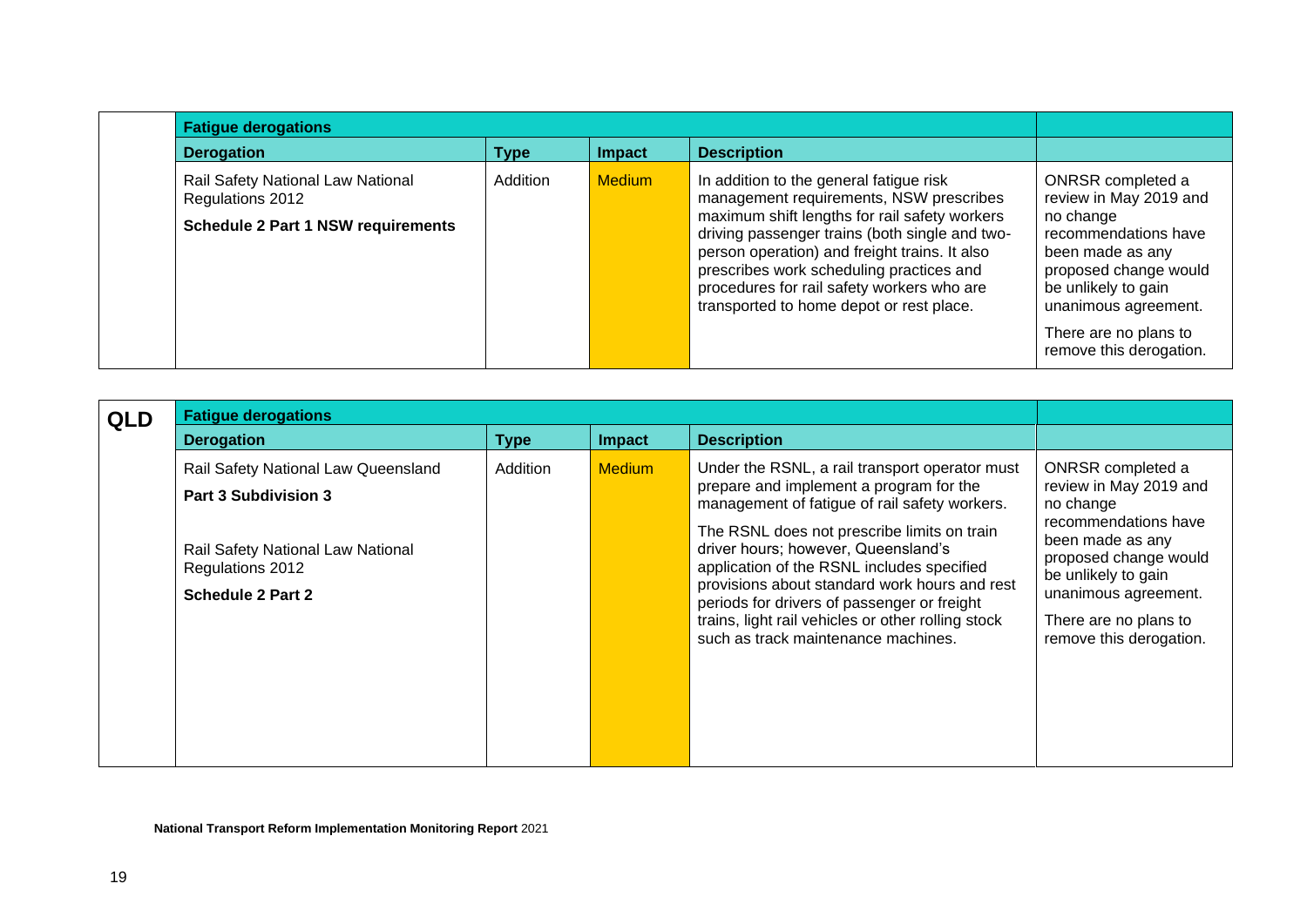| | Fatigue derogations | | | | |
|---|---|---|---|---|---|
| | **Derogation** | **Type** | **Impact** | **Description** | |
| | Rail Safety National Law National Regulations 2012<br>**Schedule 2 Part 1 NSW requirements** | Addition | Medium | In addition to the general fatigue risk management requirements, NSW prescribes maximum shift lengths for rail safety workers driving passenger trains (both single and two-person operation) and freight trains. It also prescribes work scheduling practices and procedures for rail safety workers who are transported to home depot or rest place. | ONRSR completed a review in May 2019 and no change recommendations have been made as any proposed change would be unlikely to gain unanimous agreement.<br>There are no plans to remove this derogation. |

| **QLD** | **Fatigue derogations** | | | | |
|---|---|---|---|---|---|
| | **Derogation** | **Type** | **Impact** | **Description** | |
| | Rail Safety National Law Queensland<br>**Part 3 Subdivision 3**<br><br>Rail Safety National Law National Regulations 2012<br>**Schedule 2 Part 2** | Addition | Medium | Under the RSNL, a rail transport operator must prepare and implement a program for the management of fatigue of rail safety workers.<br>The RSNL does not prescribe limits on train driver hours; however, Queensland's application of the RSNL includes specified provisions about standard work hours and rest periods for drivers of passenger or freight trains, light rail vehicles or other rolling stock such as track maintenance machines. | ONRSR completed a review in May 2019 and no change recommendations have been made as any proposed change would be unlikely to gain unanimous agreement.<br>There are no plans to remove this derogation. |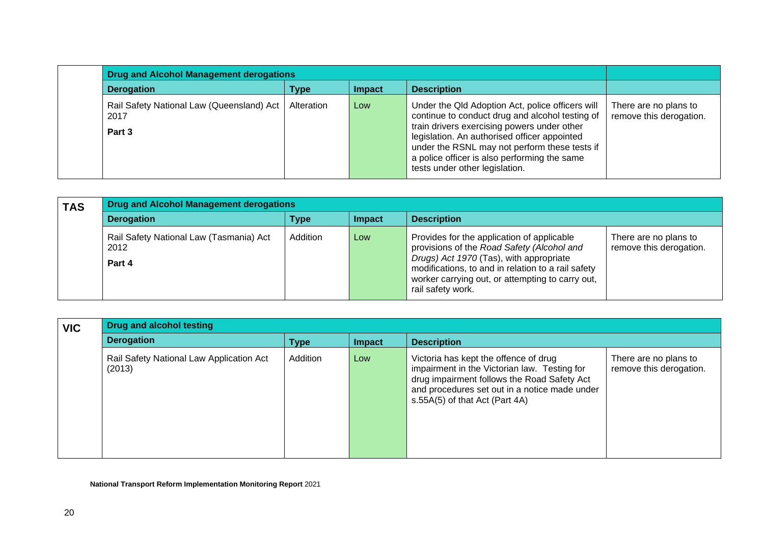| | Drug and Alcohol Management derogations | | | | |
|---|---|---|---|---|---|
| | **Derogation** | **Type** | **Impact** | **Description** | |
| | Rail Safety National Law (Queensland) Act 2017<br>**Part 3** | Alteration | Low | Under the Qld Adoption Act, police officers will continue to conduct drug and alcohol testing of train drivers exercising powers under other legislation. An authorised officer appointed under the RSNL may not perform these tests if a police officer is also performing the same tests under other legislation. | There are no plans to remove this derogation. |

| **TAS** | **Drug and Alcohol Management derogations** | | | | |
|---|---|---|---|---|---|
| | **Derogation** | **Type** | **Impact** | **Description** | |
| | Rail Safety National Law (Tasmania) Act 2012<br>**Part 4** | Addition | Low | Provides for the application of applicable provisions of the *Road Safety (Alcohol and Drugs) Act 1970* (Tas), with appropriate modifications, to and in relation to a rail safety worker carrying out, or attempting to carry out, rail safety work. | There are no plans to remove this derogation. |

| **VIC** | **Drug and alcohol testing** | | | | |
|---|---|---|---|---|---|
| | **Derogation** | **Type** | **Impact** | **Description** | |
| | Rail Safety National Law Application Act (2013) | Addition | Low | Victoria has kept the offence of drug impairment in the Victorian law. Testing for drug impairment follows the Road Safety Act and procedures set out in a notice made under s.55A(5) of that Act (Part 4A) | There are no plans to remove this derogation. |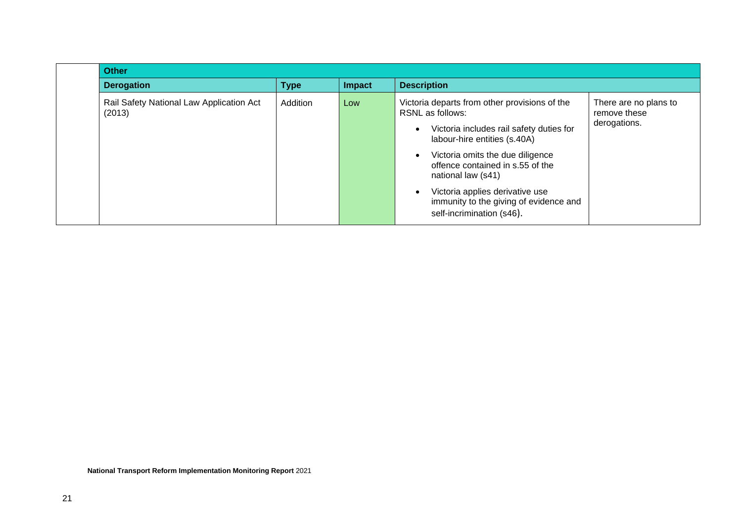| Other | | | | |
|---|---|---|---|---|
| **Derogation** | **Type** | **Impact** | **Description** | |
| Rail Safety National Law Application Act (2013) | Addition | Low | Victoria departs from other provisions of the RSNL as follows:<br>• Victoria includes rail safety duties for labour-hire entities (s.40A)<br>• Victoria omits the due diligence offence contained in s.55 of the national law (s41)<br>• Victoria applies derivative use immunity to the giving of evidence and self-incrimination (s46). | There are no plans to remove these derogations. |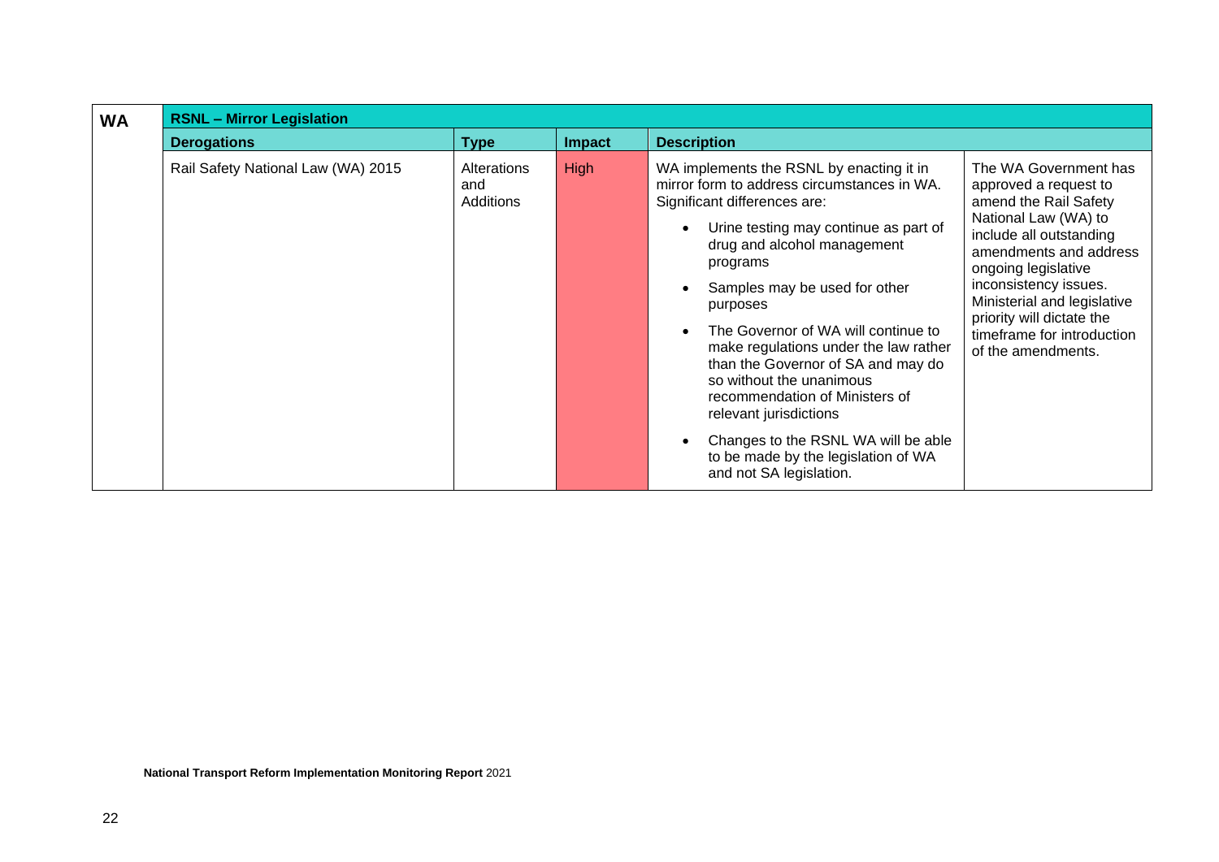| WA | RSNL – Mirror Legislation | | | | |
|---|---|---|---|---|---|
| | **Derogations** | **Type** | **Impact** | **Description** | |
| | Rail Safety National Law (WA) 2015 | Alterations and Additions | High | WA implements the RSNL by enacting it in mirror form to address circumstances in WA. Significant differences are:<br>• Urine testing may continue as part of drug and alcohol management programs<br>• Samples may be used for other purposes<br>• The Governor of WA will continue to make regulations under the law rather than the Governor of SA and may do so without the unanimous recommendation of Ministers of relevant jurisdictions<br>• Changes to the RSNL WA will be able to be made by the legislation of WA and not SA legislation. | The WA Government has approved a request to amend the Rail Safety National Law (WA) to include all outstanding amendments and address ongoing legislative inconsistency issues. Ministerial and legislative priority will dictate the timeframe for introduction of the amendments. |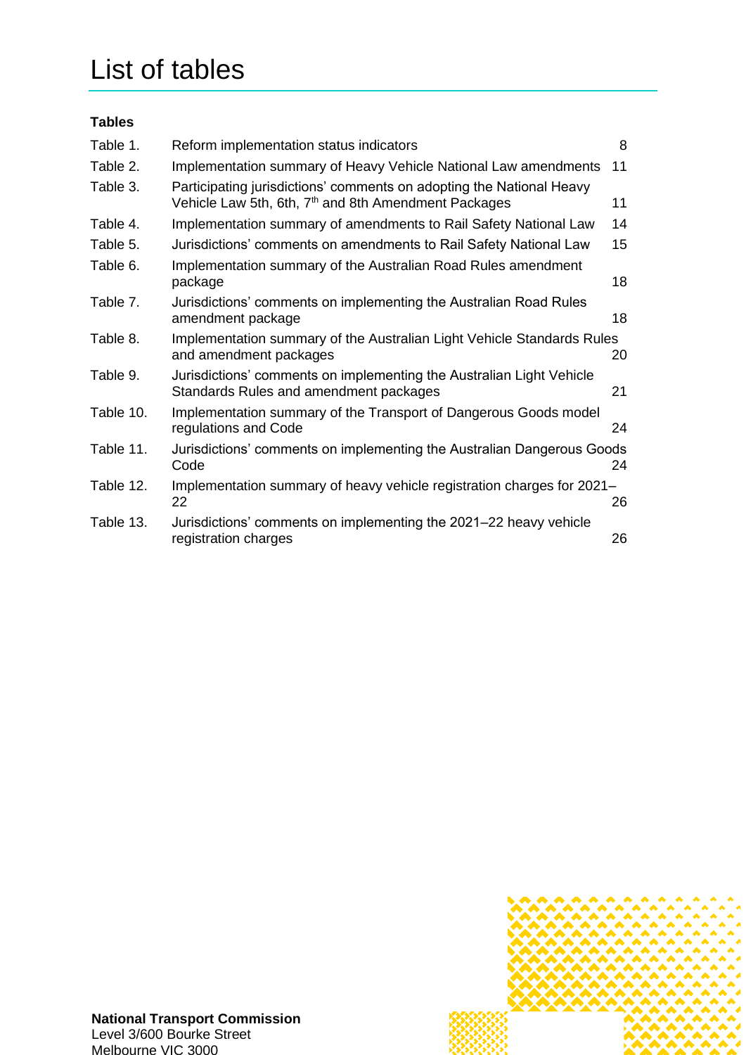# List of tables

**Tables**

| | | |
|---|---|---|
| Table 1. | Reform implementation status indicators | 8 |
| Table 2. | Implementation summary of Heavy Vehicle National Law amendments | 11 |
| Table 3. | Participating jurisdictions' comments on adopting the National Heavy Vehicle Law 5th, 6th, 7th and 8th Amendment Packages | 11 |
| Table 4. | Implementation summary of amendments to Rail Safety National Law | 14 |
| Table 5. | Jurisdictions' comments on amendments to Rail Safety National Law | 15 |
| Table 6. | Implementation summary of the Australian Road Rules amendment package | 18 |
| Table 7. | Jurisdictions' comments on implementing the Australian Road Rules amendment package | 18 |
| Table 8. | Implementation summary of the Australian Light Vehicle Standards Rules and amendment packages | 20 |
| Table 9. | Jurisdictions' comments on implementing the Australian Light Vehicle Standards Rules and amendment packages | 21 |
| Table 10. | Implementation summary of the Transport of Dangerous Goods model regulations and Code | 24 |
| Table 11. | Jurisdictions' comments on implementing the Australian Dangerous Goods Code | 24 |
| Table 12. | Implementation summary of heavy vehicle registration charges for 2021–22 | 26 |
| Table 13. | Jurisdictions' comments on implementing the 2021–22 heavy vehicle registration charges | 26 |

**National Transport Commission**
Level 3/600 Bourke Street
Melbourne VIC 3000